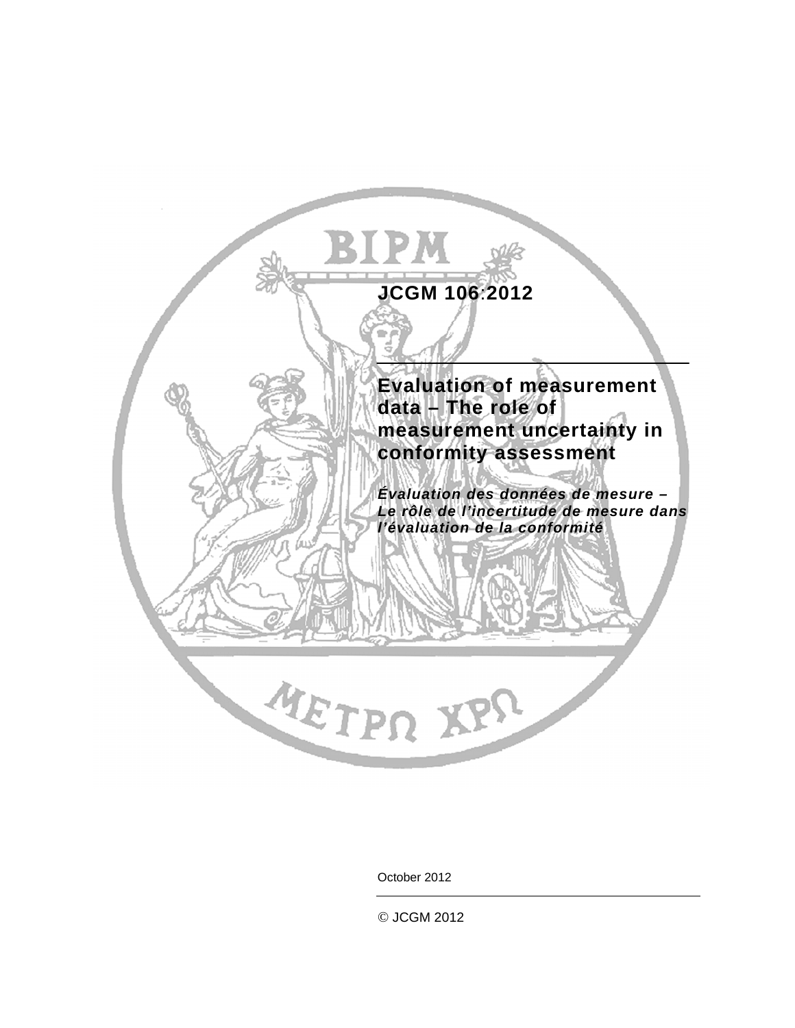**JCGM 106:2012**

# Evaluation of measurement data – The role of measurement uncertainty in conformity assessment

***Évaluation des données de mesure – Le rôle de l'incertitude de mesure dans l'évaluation de la conformité***

October 2012

© JCGM 2012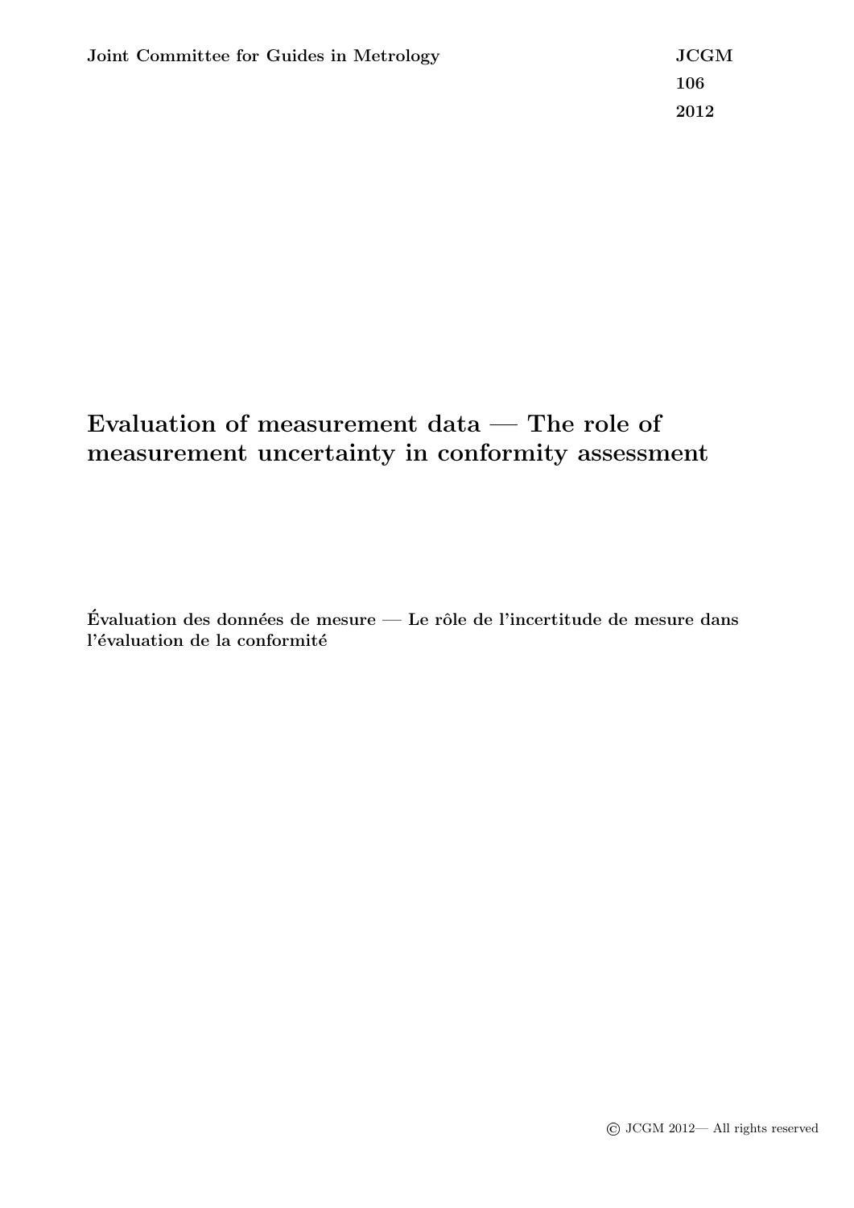Joint Committee for Guides in Metrology

JCGM 106 2012

# Evaluation of measurement data — The role of measurement uncertainty in conformity assessment

**Évaluation des données de mesure — Le rôle de l'incertitude de mesure dans l'évaluation de la conformité**

© JCGM 2012— All rights reserved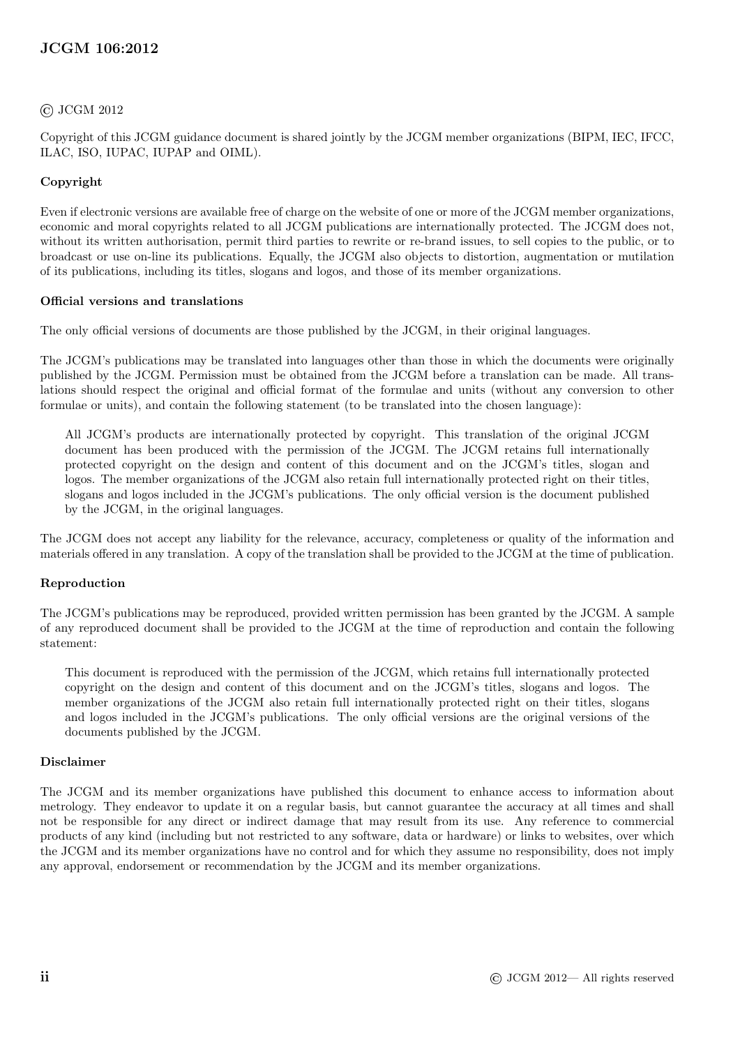© JCGM 2012

Copyright of this JCGM guidance document is shared jointly by the JCGM member organizations (BIPM, IEC, IFCC, ILAC, ISO, IUPAC, IUPAP and OIML).

### Copyright

Even if electronic versions are available free of charge on the website of one or more of the JCGM member organizations, economic and moral copyrights related to all JCGM publications are internationally protected. The JCGM does not, without its written authorisation, permit third parties to rewrite or re-brand issues, to sell copies to the public, or to broadcast or use on-line its publications. Equally, the JCGM also objects to distortion, augmentation or mutilation of its publications, including its titles, slogans and logos, and those of its member organizations.

### Official versions and translations

The only official versions of documents are those published by the JCGM, in their original languages.

The JCGM's publications may be translated into languages other than those in which the documents were originally published by the JCGM. Permission must be obtained from the JCGM before a translation can be made. All translations should respect the original and official format of the formulae and units (without any conversion to other formulae or units), and contain the following statement (to be translated into the chosen language):

> All JCGM's products are internationally protected by copyright. This translation of the original JCGM document has been produced with the permission of the JCGM. The JCGM retains full internationally protected copyright on the design and content of this document and on the JCGM's titles, slogan and logos. The member organizations of the JCGM also retain full internationally protected right on their titles, slogans and logos included in the JCGM's publications. The only official version is the document published by the JCGM, in the original languages.

The JCGM does not accept any liability for the relevance, accuracy, completeness or quality of the information and materials offered in any translation. A copy of the translation shall be provided to the JCGM at the time of publication.

### Reproduction

The JCGM's publications may be reproduced, provided written permission has been granted by the JCGM. A sample of any reproduced document shall be provided to the JCGM at the time of reproduction and contain the following statement:

> This document is reproduced with the permission of the JCGM, which retains full internationally protected copyright on the design and content of this document and on the JCGM's titles, slogans and logos. The member organizations of the JCGM also retain full internationally protected right on their titles, slogans and logos included in the JCGM's publications. The only official versions are the original versions of the documents published by the JCGM.

### Disclaimer

The JCGM and its member organizations have published this document to enhance access to information about metrology. They endeavor to update it on a regular basis, but cannot guarantee the accuracy at all times and shall not be responsible for any direct or indirect damage that may result from its use. Any reference to commercial products of any kind (including but not restricted to any software, data or hardware) or links to websites, over which the JCGM and its member organizations have no control and for which they assume no responsibility, does not imply any approval, endorsement or recommendation by the JCGM and its member organizations.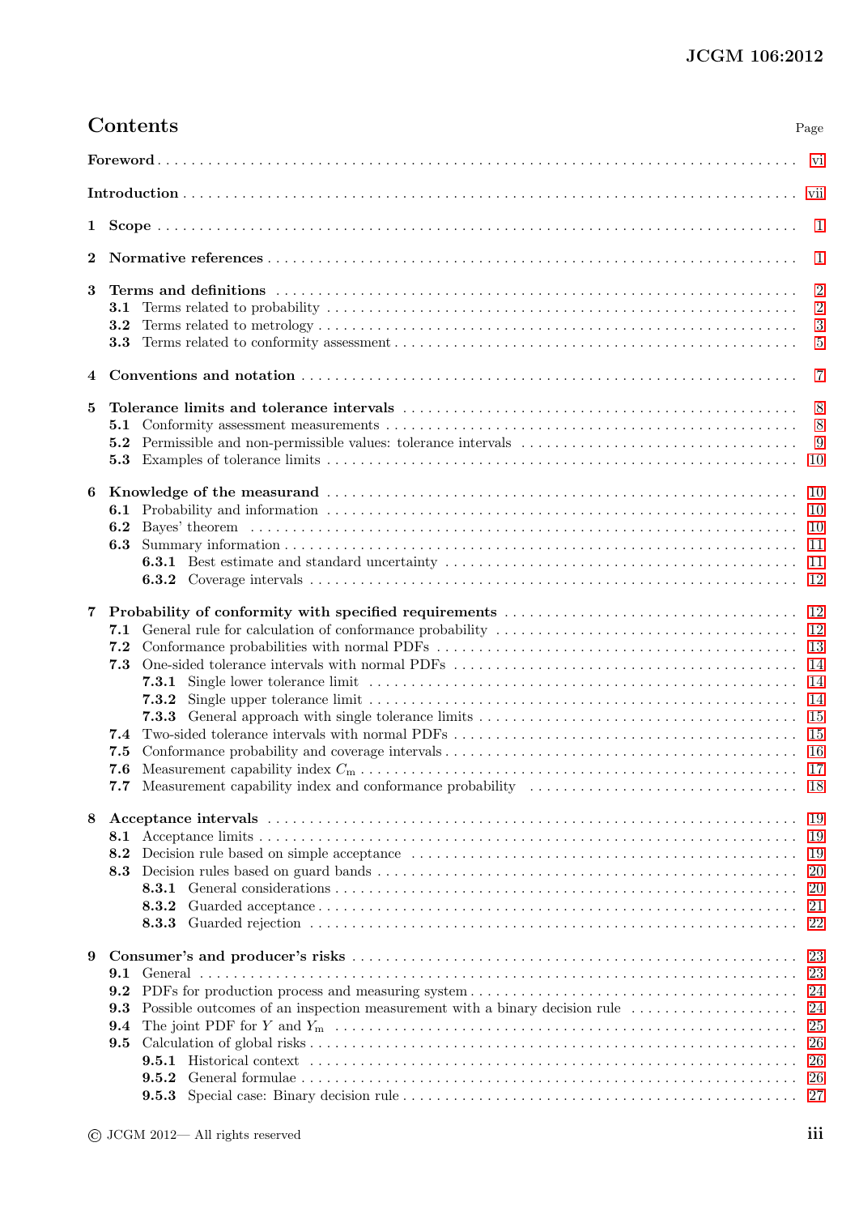# Contents

Page

**Foreword** ... vi

**Introduction** ... vii

**1 Scope** ... 1

**2 Normative references** ... 1

**3 Terms and definitions** ... 2
- **3.1** Terms related to probability ... 2
- **3.2** Terms related to metrology ... 3
- **3.3** Terms related to conformity assessment ... 5

**4 Conventions and notation** ... 7

**5 Tolerance limits and tolerance intervals** ... 8
- **5.1** Conformity assessment measurements ... 8
- **5.2** Permissible and non-permissible values: tolerance intervals ... 9
- **5.3** Examples of tolerance limits ... 10

**6 Knowledge of the measurand** ... 10
- **6.1** Probability and information ... 10
- **6.2** Bayes' theorem ... 10
- **6.3** Summary information ... 11
  - **6.3.1** Best estimate and standard uncertainty ... 11
  - **6.3.2** Coverage intervals ... 12

**7 Probability of conformity with specified requirements** ... 12
- **7.1** General rule for calculation of conformance probability ... 12
- **7.2** Conformance probabilities with normal PDFs ... 13
- **7.3** One-sided tolerance intervals with normal PDFs ... 14
  - **7.3.1** Single lower tolerance limit ... 14
  - **7.3.2** Single upper tolerance limit ... 14
  - **7.3.3** General approach with single tolerance limits ... 15
- **7.4** Two-sided tolerance intervals with normal PDFs ... 15
- **7.5** Conformance probability and coverage intervals ... 16
- **7.6** Measurement capability index $C_m$ ... 17
- **7.7** Measurement capability index and conformance probability ... 18

**8 Acceptance intervals** ... 19
- **8.1** Acceptance limits ... 19
- **8.2** Decision rule based on simple acceptance ... 19
- **8.3** Decision rules based on guard bands ... 20
  - **8.3.1** General considerations ... 20
  - **8.3.2** Guarded acceptance ... 21
  - **8.3.3** Guarded rejection ... 22

**9 Consumer's and producer's risks** ... 23
- **9.1** General ... 23
- **9.2** PDFs for production process and measuring system ... 24
- **9.3** Possible outcomes of an inspection measurement with a binary decision rule ... 24
- **9.4** The joint PDF for $Y$ and $Y_m$ ... 25
- **9.5** Calculation of global risks ... 26
  - **9.5.1** Historical context ... 26
  - **9.5.2** General formulae ... 26
  - **9.5.3** Special case: Binary decision rule ... 27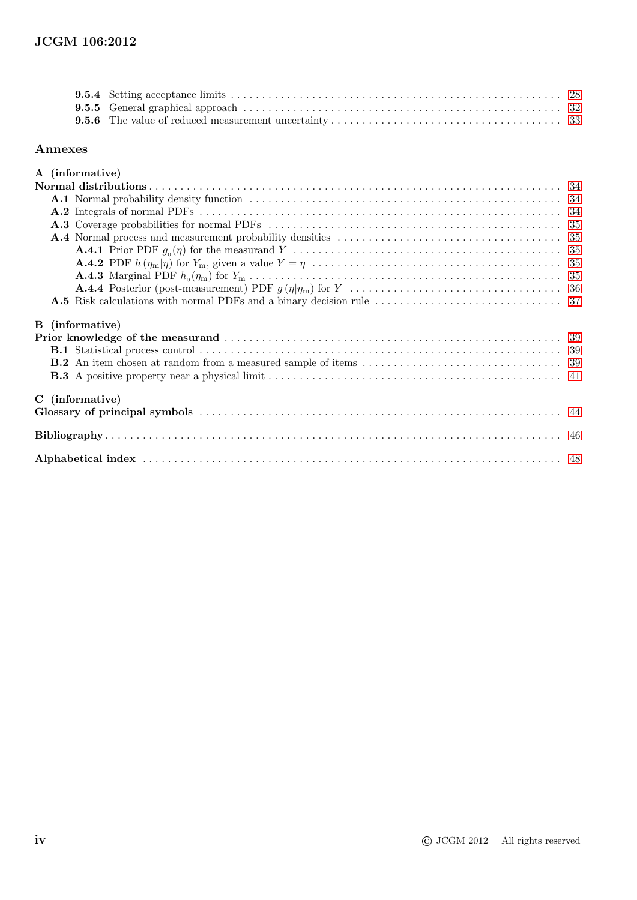**9.5.4** Setting acceptance limits . . . . . . 28
**9.5.5** General graphical approach . . . . . . 32
**9.5.6** The value of reduced measurement uncertainty . . . . . . 33

## Annexes

**A (informative)**
**Normal distributions** . . . . . . 34
**A.1** Normal probability density function . . . . . . 34
**A.2** Integrals of normal PDFs . . . . . . 34
**A.3** Coverage probabilities for normal PDFs . . . . . . 35
**A.4** Normal process and measurement probability densities . . . . . . 35
**A.4.1** Prior PDF $g_0(\eta)$ for the measurand $Y$ . . . . . . 35
**A.4.2** PDF $h(\eta_m|\eta)$ for $Y_m$, given a value $Y = \eta$ . . . . . . 35
**A.4.3** Marginal PDF $h_0(\eta_m)$ for $Y_m$ . . . . . . 35
**A.4.4** Posterior (post-measurement) PDF $g(\eta|\eta_m)$ for $Y$ . . . . . . 36
**A.5** Risk calculations with normal PDFs and a binary decision rule . . . . . . 37

**B (informative)**
**Prior knowledge of the measurand** . . . . . . 39
**B.1** Statistical process control . . . . . . 39
**B.2** An item chosen at random from a measured sample of items . . . . . . 39
**B.3** A positive property near a physical limit . . . . . . 41

**C (informative)**
**Glossary of principal symbols** . . . . . . 44

**Bibliography** . . . . . . 46

**Alphabetical index** . . . . . . 48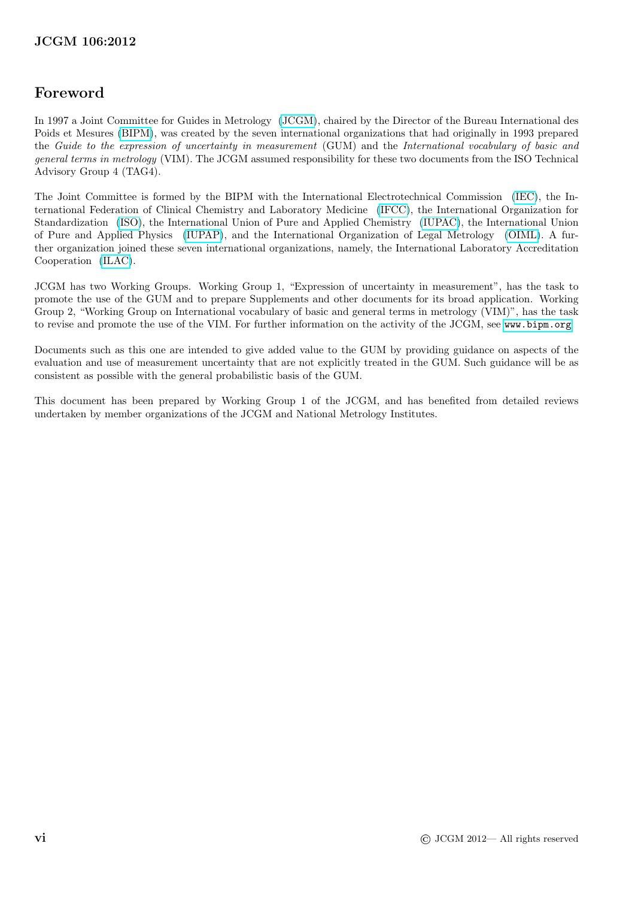# Foreword

In 1997 a Joint Committee for Guides in Metrology (JCGM), chaired by the Director of the Bureau International des Poids et Mesures (BIPM), was created by the seven international organizations that had originally in 1993 prepared the *Guide to the expression of uncertainty in measurement* (GUM) and the *International vocabulary of basic and general terms in metrology* (VIM). The JCGM assumed responsibility for these two documents from the ISO Technical Advisory Group 4 (TAG4).

The Joint Committee is formed by the BIPM with the International Electrotechnical Commission (IEC), the International Federation of Clinical Chemistry and Laboratory Medicine (IFCC), the International Organization for Standardization (ISO), the International Union of Pure and Applied Chemistry (IUPAC), the International Union of Pure and Applied Physics (IUPAP), and the International Organization of Legal Metrology (OIML). A further organization joined these seven international organizations, namely, the International Laboratory Accreditation Cooperation (ILAC).

JCGM has two Working Groups. Working Group 1, "Expression of uncertainty in measurement", has the task to promote the use of the GUM and to prepare Supplements and other documents for its broad application. Working Group 2, "Working Group on International vocabulary of basic and general terms in metrology (VIM)", has the task to revise and promote the use of the VIM. For further information on the activity of the JCGM, see `www.bipm.org`.

Documents such as this one are intended to give added value to the GUM by providing guidance on aspects of the evaluation and use of measurement uncertainty that are not explicitly treated in the GUM. Such guidance will be as consistent as possible with the general probabilistic basis of the GUM.

This document has been prepared by Working Group 1 of the JCGM, and has benefited from detailed reviews undertaken by member organizations of the JCGM and National Metrology Institutes.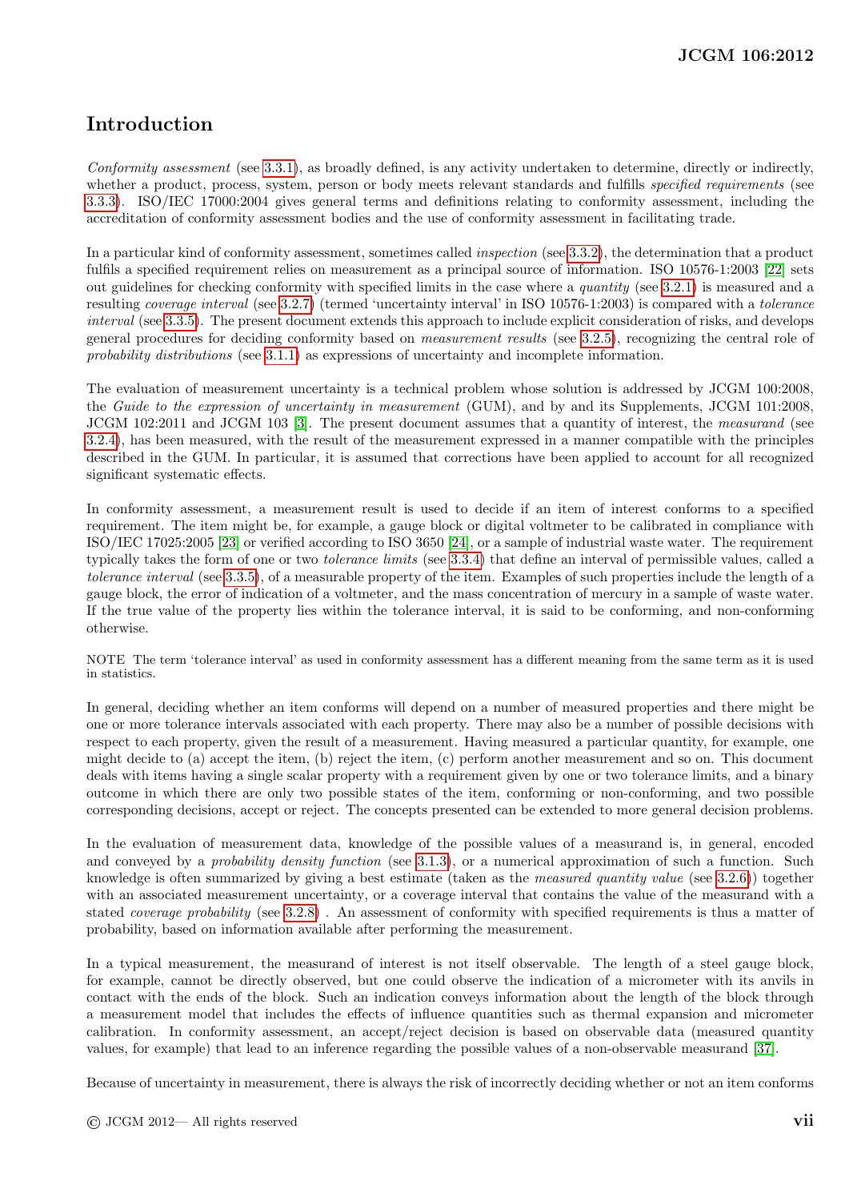# Introduction

*Conformity assessment* (see 3.3.1), as broadly defined, is any activity undertaken to determine, directly or indirectly, whether a product, process, system, person or body meets relevant standards and fulfills *specified requirements* (see 3.3.3). ISO/IEC 17000:2004 gives general terms and definitions relating to conformity assessment, including the accreditation of conformity assessment bodies and the use of conformity assessment in facilitating trade.

In a particular kind of conformity assessment, sometimes called *inspection* (see 3.3.2), the determination that a product fulfils a specified requirement relies on measurement as a principal source of information. ISO 10576-1:2003 [22] sets out guidelines for checking conformity with specified limits in the case where a *quantity* (see 3.2.1) is measured and a resulting *coverage interval* (see 3.2.7) (termed 'uncertainty interval' in ISO 10576-1:2003) is compared with a *tolerance interval* (see 3.3.5). The present document extends this approach to include explicit consideration of risks, and develops general procedures for deciding conformity based on *measurement results* (see 3.2.5), recognizing the central role of *probability distributions* (see 3.1.1) as expressions of uncertainty and incomplete information.

The evaluation of measurement uncertainty is a technical problem whose solution is addressed by JCGM 100:2008, the *Guide to the expression of uncertainty in measurement* (GUM), and by and its Supplements, JCGM 101:2008, JCGM 102:2011 and JCGM 103 [3]. The present document assumes that a quantity of interest, the *measurand* (see 3.2.4), has been measured, with the result of the measurement expressed in a manner compatible with the principles described in the GUM. In particular, it is assumed that corrections have been applied to account for all recognized significant systematic effects.

In conformity assessment, a measurement result is used to decide if an item of interest conforms to a specified requirement. The item might be, for example, a gauge block or digital voltmeter to be calibrated in compliance with ISO/IEC 17025:2005 [23] or verified according to ISO 3650 [24], or a sample of industrial waste water. The requirement typically takes the form of one or two *tolerance limits* (see 3.3.4) that define an interval of permissible values, called a *tolerance interval* (see 3.3.5), of a measurable property of the item. Examples of such properties include the length of a gauge block, the error of indication of a voltmeter, and the mass concentration of mercury in a sample of waste water. If the true value of the property lies within the tolerance interval, it is said to be conforming, and non-conforming otherwise.

NOTE The term 'tolerance interval' as used in conformity assessment has a different meaning from the same term as it is used in statistics.

In general, deciding whether an item conforms will depend on a number of measured properties and there might be one or more tolerance intervals associated with each property. There may also be a number of possible decisions with respect to each property, given the result of a measurement. Having measured a particular quantity, for example, one might decide to (a) accept the item, (b) reject the item, (c) perform another measurement and so on. This document deals with items having a single scalar property with a requirement given by one or two tolerance limits, and a binary outcome in which there are only two possible states of the item, conforming or non-conforming, and two possible corresponding decisions, accept or reject. The concepts presented can be extended to more general decision problems.

In the evaluation of measurement data, knowledge of the possible values of a measurand is, in general, encoded and conveyed by a *probability density function* (see 3.1.3), or a numerical approximation of such a function. Such knowledge is often summarized by giving a best estimate (taken as the *measured quantity value* (see 3.2.6)) together with an associated measurement uncertainty, or a coverage interval that contains the value of the measurand with a stated *coverage probability* (see 3.2.8) . An assessment of conformity with specified requirements is thus a matter of probability, based on information available after performing the measurement.

In a typical measurement, the measurand of interest is not itself observable. The length of a steel gauge block, for example, cannot be directly observed, but one could observe the indication of a micrometer with its anvils in contact with the ends of the block. Such an indication conveys information about the length of the block through a measurement model that includes the effects of influence quantities such as thermal expansion and micrometer calibration. In conformity assessment, an accept/reject decision is based on observable data (measured quantity values, for example) that lead to an inference regarding the possible values of a non-observable measurand [37].

Because of uncertainty in measurement, there is always the risk of incorrectly deciding whether or not an item conforms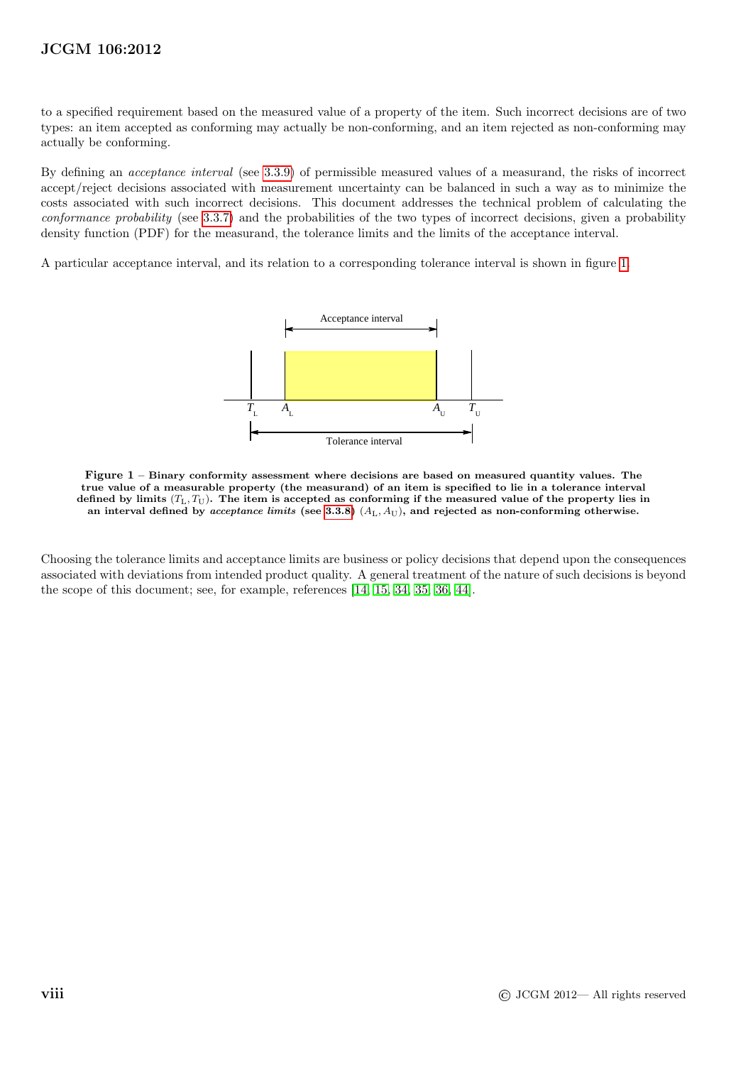to a specified requirement based on the measured value of a property of the item. Such incorrect decisions are of two types: an item accepted as conforming may actually be non-conforming, and an item rejected as non-conforming may actually be conforming.

By defining an *acceptance interval* (see 3.3.9) of permissible measured values of a measurand, the risks of incorrect accept/reject decisions associated with measurement uncertainty can be balanced in such a way as to minimize the costs associated with such incorrect decisions. This document addresses the technical problem of calculating the *conformance probability* (see 3.3.7) and the probabilities of the two types of incorrect decisions, given a probability density function (PDF) for the measurand, the tolerance limits and the limits of the acceptance interval.

A particular acceptance interval, and its relation to a corresponding tolerance interval is shown in figure 1.

**Figure 1 – Binary conformity assessment where decisions are based on measured quantity values. The true value of a measurable property (the measurand) of an item is specified to lie in a tolerance interval defined by limits $(T_\mathrm{L}, T_\mathrm{U})$. The item is accepted as conforming if the measured value of the property lies in an interval defined by *acceptance limits* (see 3.3.8) $(A_\mathrm{L}, A_\mathrm{U})$, and rejected as non-conforming otherwise.**

Choosing the tolerance limits and acceptance limits are business or policy decisions that depend upon the consequences associated with deviations from intended product quality. A general treatment of the nature of such decisions is beyond the scope of this document; see, for example, references [14, 15, 34, 35, 36, 44].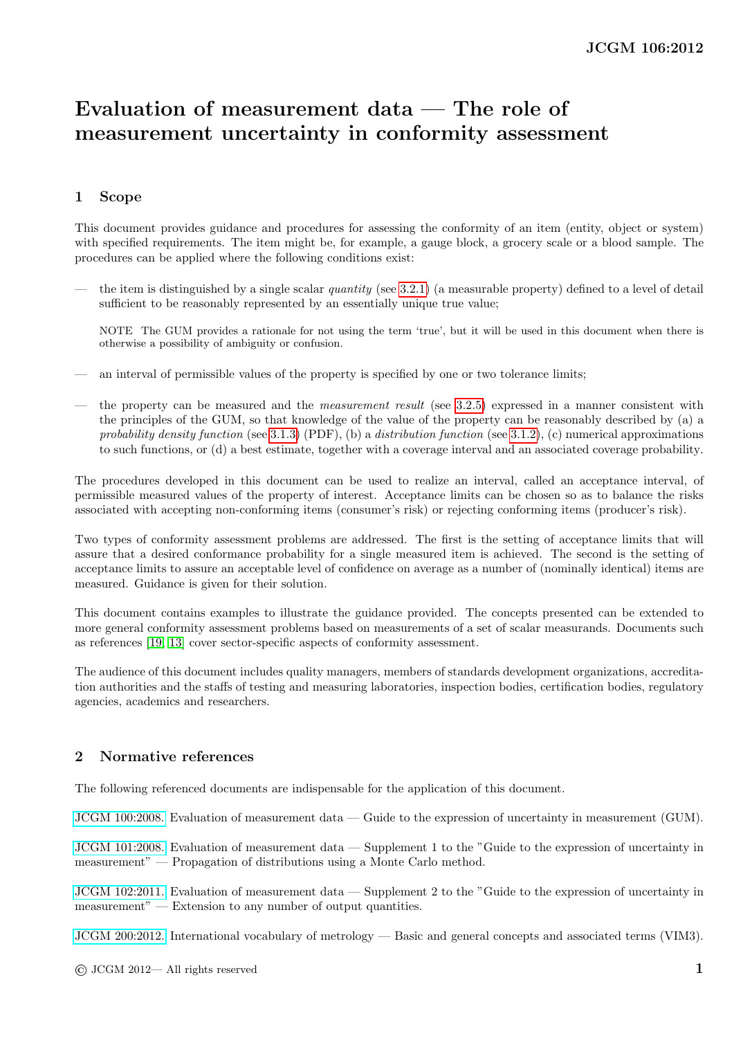# Evaluation of measurement data — The role of measurement uncertainty in conformity assessment

## 1 Scope

This document provides guidance and procedures for assessing the conformity of an item (entity, object or system) with specified requirements. The item might be, for example, a gauge block, a grocery scale or a blood sample. The procedures can be applied where the following conditions exist:

— the item is distinguished by a single scalar *quantity* (see 3.2.1) (a measurable property) defined to a level of detail sufficient to be reasonably represented by an essentially unique true value;

NOTE The GUM provides a rationale for not using the term 'true', but it will be used in this document when there is otherwise a possibility of ambiguity or confusion.

— an interval of permissible values of the property is specified by one or two tolerance limits;

— the property can be measured and the *measurement result* (see 3.2.5) expressed in a manner consistent with the principles of the GUM, so that knowledge of the value of the property can be reasonably described by (a) a *probability density function* (see 3.1.3) (PDF), (b) a *distribution function* (see 3.1.2), (c) numerical approximations to such functions, or (d) a best estimate, together with a coverage interval and an associated coverage probability.

The procedures developed in this document can be used to realize an interval, called an acceptance interval, of permissible measured values of the property of interest. Acceptance limits can be chosen so as to balance the risks associated with accepting non-conforming items (consumer's risk) or rejecting conforming items (producer's risk).

Two types of conformity assessment problems are addressed. The first is the setting of acceptance limits that will assure that a desired conformance probability for a single measured item is achieved. The second is the setting of acceptance limits to assure an acceptable level of confidence on average as a number of (nominally identical) items are measured. Guidance is given for their solution.

This document contains examples to illustrate the guidance provided. The concepts presented can be extended to more general conformity assessment problems based on measurements of a set of scalar measurands. Documents such as references [19, 13] cover sector-specific aspects of conformity assessment.

The audience of this document includes quality managers, members of standards development organizations, accreditation authorities and the staffs of testing and measuring laboratories, inspection bodies, certification bodies, regulatory agencies, academics and researchers.

## 2 Normative references

The following referenced documents are indispensable for the application of this document.

JCGM 100:2008. Evaluation of measurement data — Guide to the expression of uncertainty in measurement (GUM).

JCGM 101:2008. Evaluation of measurement data — Supplement 1 to the "Guide to the expression of uncertainty in measurement" — Propagation of distributions using a Monte Carlo method.

JCGM 102:2011. Evaluation of measurement data — Supplement 2 to the "Guide to the expression of uncertainty in measurement" — Extension to any number of output quantities.

JCGM 200:2012. International vocabulary of metrology — Basic and general concepts and associated terms (VIM3).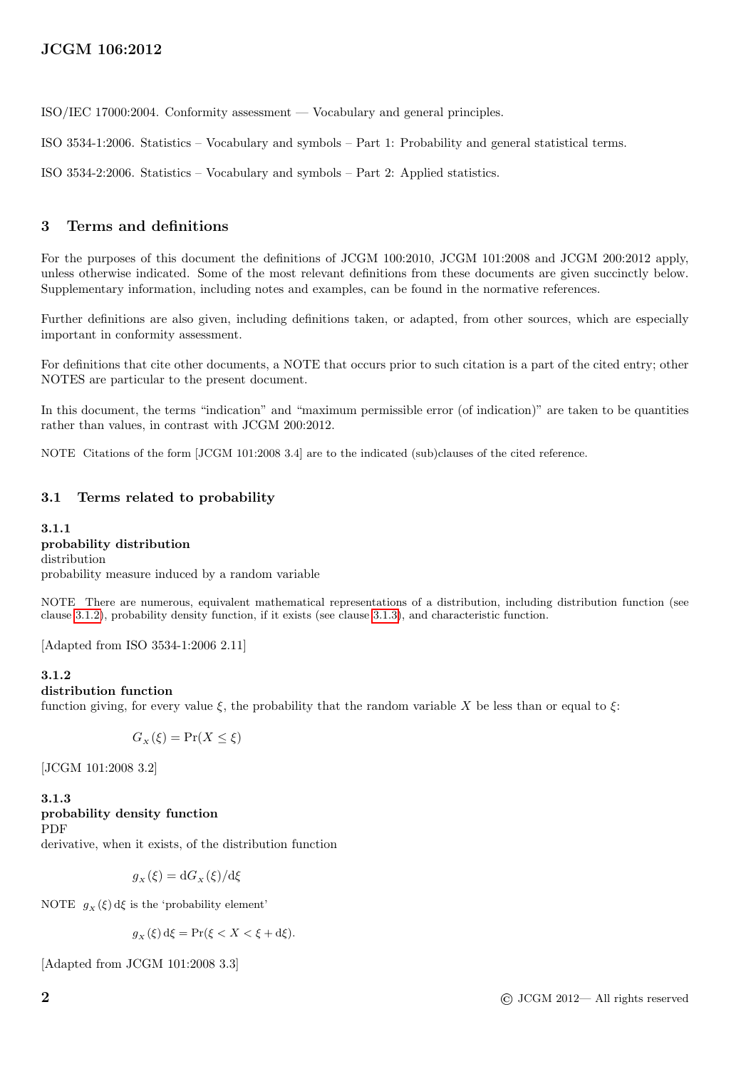ISO/IEC 17000:2004. Conformity assessment — Vocabulary and general principles.

ISO 3534-1:2006. Statistics – Vocabulary and symbols – Part 1: Probability and general statistical terms.

ISO 3534-2:2006. Statistics – Vocabulary and symbols – Part 2: Applied statistics.

## 3 Terms and definitions

For the purposes of this document the definitions of JCGM 100:2010, JCGM 101:2008 and JCGM 200:2012 apply, unless otherwise indicated. Some of the most relevant definitions from these documents are given succinctly below. Supplementary information, including notes and examples, can be found in the normative references.

Further definitions are also given, including definitions taken, or adapted, from other sources, which are especially important in conformity assessment.

For definitions that cite other documents, a NOTE that occurs prior to such citation is a part of the cited entry; other NOTES are particular to the present document.

In this document, the terms "indication" and "maximum permissible error (of indication)" are taken to be quantities rather than values, in contrast with JCGM 200:2012.

NOTE Citations of the form [JCGM 101:2008 3.4] are to the indicated (sub)clauses of the cited reference.

### 3.1 Terms related to probability

**3.1.1**
**probability distribution**
distribution
probability measure induced by a random variable

NOTE There are numerous, equivalent mathematical representations of a distribution, including distribution function (see clause 3.1.2), probability density function, if it exists (see clause 3.1.3), and characteristic function.

[Adapted from ISO 3534-1:2006 2.11]

**3.1.2**
**distribution function**
function giving, for every value $\xi$, the probability that the random variable $X$ be less than or equal to $\xi$:

$$G_X(\xi) = \Pr(X \leq \xi)$$

[JCGM 101:2008 3.2]

**3.1.3**
**probability density function**
PDF
derivative, when it exists, of the distribution function

$$g_X(\xi) = \mathrm{d}G_X(\xi)/\mathrm{d}\xi$$

NOTE $g_X(\xi)\,\mathrm{d}\xi$ is the 'probability element'

$$g_X(\xi)\,\mathrm{d}\xi = \Pr(\xi < X < \xi + \mathrm{d}\xi).$$

[Adapted from JCGM 101:2008 3.3]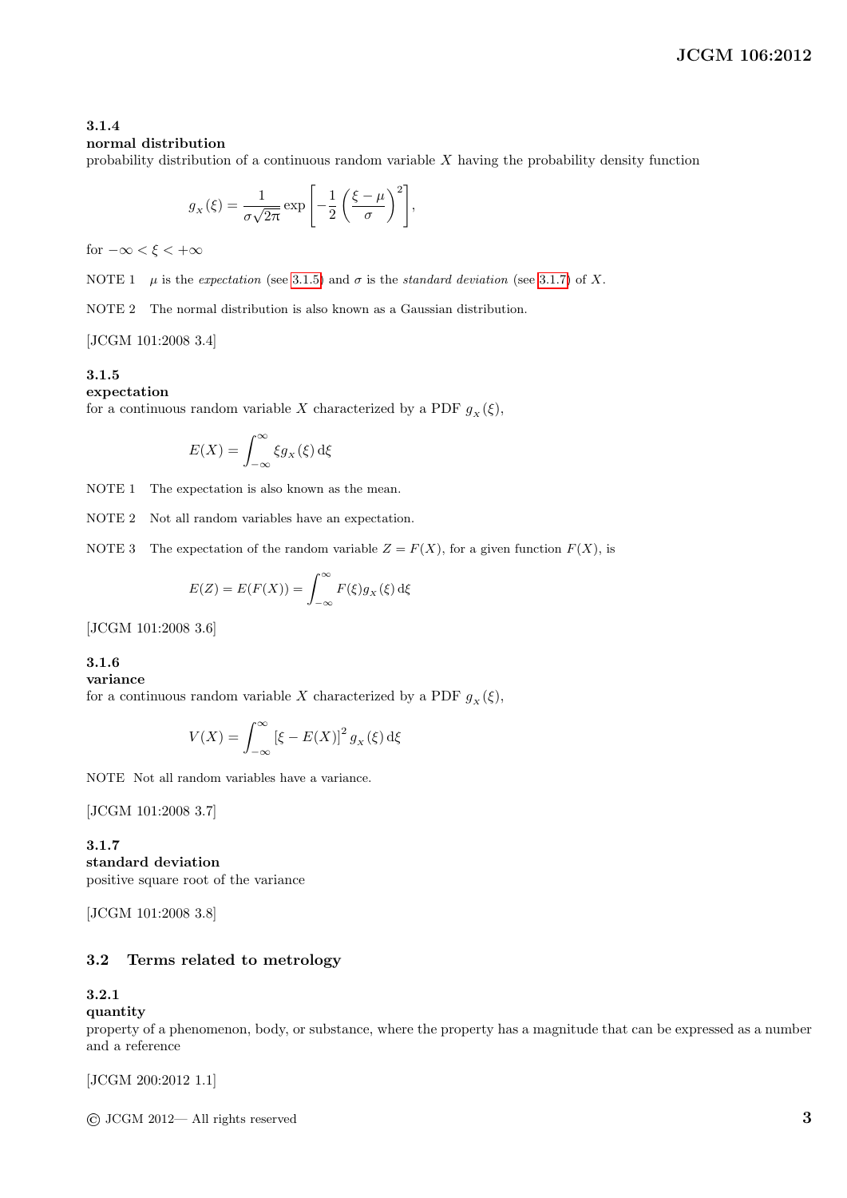### 3.1.4
**normal distribution**
probability distribution of a continuous random variable $X$ having the probability density function

$$g_X(\xi) = \frac{1}{\sigma\sqrt{2\pi}} \exp\left[-\frac{1}{2}\left(\frac{\xi - \mu}{\sigma}\right)^2\right],$$

for $-\infty < \xi < +\infty$

NOTE 1 $\mu$ is the *expectation* (see 3.1.5) and $\sigma$ is the *standard deviation* (see 3.1.7) of $X$.

NOTE 2 The normal distribution is also known as a Gaussian distribution.

[JCGM 101:2008 3.4]

### 3.1.5
**expectation**
for a continuous random variable $X$ characterized by a PDF $g_X(\xi)$,

$$E(X) = \int_{-\infty}^{\infty} \xi g_X(\xi)\,\mathrm{d}\xi$$

NOTE 1 The expectation is also known as the mean.

NOTE 2 Not all random variables have an expectation.

NOTE 3 The expectation of the random variable $Z = F(X)$, for a given function $F(X)$, is

$$E(Z) = E(F(X)) = \int_{-\infty}^{\infty} F(\xi) g_X(\xi)\,\mathrm{d}\xi$$

[JCGM 101:2008 3.6]

### 3.1.6
**variance**
for a continuous random variable $X$ characterized by a PDF $g_X(\xi)$,

$$V(X) = \int_{-\infty}^{\infty} [\xi - E(X)]^2 g_X(\xi)\,\mathrm{d}\xi$$

NOTE Not all random variables have a variance.

[JCGM 101:2008 3.7]

### 3.1.7
**standard deviation**
positive square root of the variance

[JCGM 101:2008 3.8]

## 3.2 Terms related to metrology

### 3.2.1
**quantity**
property of a phenomenon, body, or substance, where the property has a magnitude that can be expressed as a number and a reference

[JCGM 200:2012 1.1]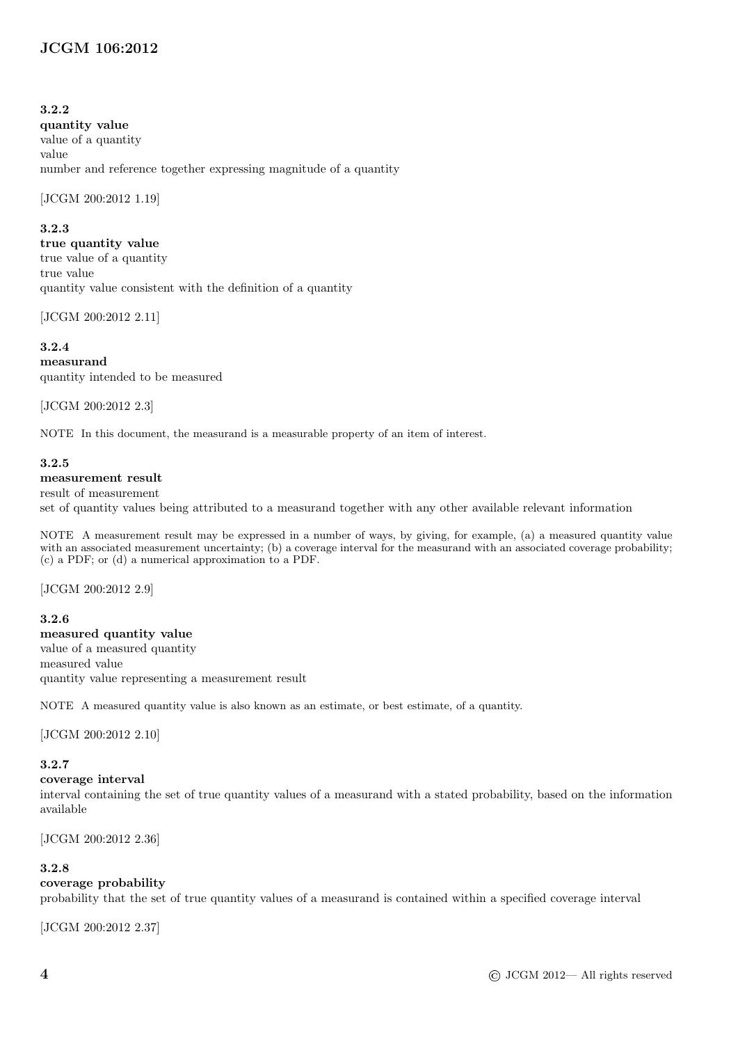#### 3.2.2

**quantity value**

value of a quantity

value

number and reference together expressing magnitude of a quantity

[JCGM 200:2012 1.19]

#### 3.2.3

**true quantity value**

true value of a quantity

true value

quantity value consistent with the definition of a quantity

[JCGM 200:2012 2.11]

#### 3.2.4

**measurand**

quantity intended to be measured

[JCGM 200:2012 2.3]

NOTE In this document, the measurand is a measurable property of an item of interest.

#### 3.2.5

**measurement result**

result of measurement

set of quantity values being attributed to a measurand together with any other available relevant information

NOTE A measurement result may be expressed in a number of ways, by giving, for example, (a) a measured quantity value with an associated measurement uncertainty; (b) a coverage interval for the measurand with an associated coverage probability; (c) a PDF; or (d) a numerical approximation to a PDF.

[JCGM 200:2012 2.9]

#### 3.2.6

**measured quantity value**

value of a measured quantity

measured value

quantity value representing a measurement result

NOTE A measured quantity value is also known as an estimate, or best estimate, of a quantity.

[JCGM 200:2012 2.10]

#### 3.2.7

**coverage interval**

interval containing the set of true quantity values of a measurand with a stated probability, based on the information available

[JCGM 200:2012 2.36]

#### 3.2.8

**coverage probability**

probability that the set of true quantity values of a measurand is contained within a specified coverage interval

[JCGM 200:2012 2.37]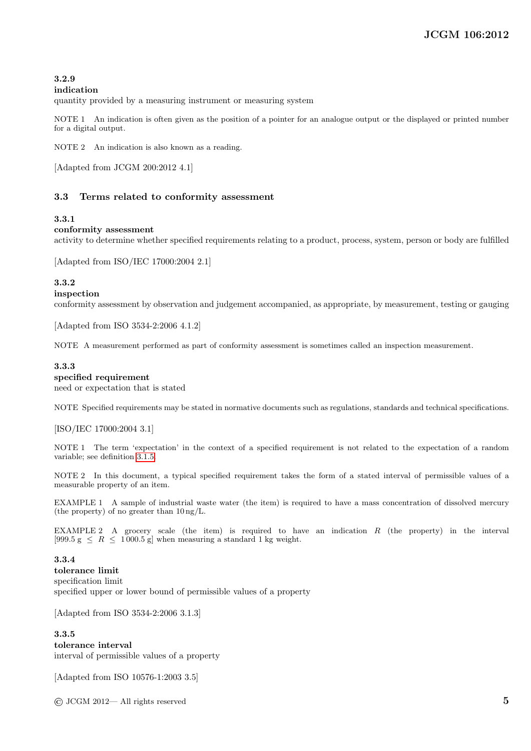**3.2.9**
**indication**
quantity provided by a measuring instrument or measuring system

NOTE 1 An indication is often given as the position of a pointer for an analogue output or the displayed or printed number for a digital output.

NOTE 2 An indication is also known as a reading.

[Adapted from JCGM 200:2012 4.1]

## 3.3 Terms related to conformity assessment

**3.3.1**
**conformity assessment**
activity to determine whether specified requirements relating to a product, process, system, person or body are fulfilled

[Adapted from ISO/IEC 17000:2004 2.1]

**3.3.2**
**inspection**
conformity assessment by observation and judgement accompanied, as appropriate, by measurement, testing or gauging

[Adapted from ISO 3534-2:2006 4.1.2]

NOTE A measurement performed as part of conformity assessment is sometimes called an inspection measurement.

**3.3.3**
**specified requirement**
need or expectation that is stated

NOTE Specified requirements may be stated in normative documents such as regulations, standards and technical specifications.

[ISO/IEC 17000:2004 3.1]

NOTE 1 The term 'expectation' in the context of a specified requirement is not related to the expectation of a random variable; see definition 3.1.5.

NOTE 2 In this document, a typical specified requirement takes the form of a stated interval of permissible values of a measurable property of an item.

EXAMPLE 1 A sample of industrial waste water (the item) is required to have a mass concentration of dissolved mercury (the property) of no greater than 10 ng/L.

EXAMPLE 2 A grocery scale (the item) is required to have an indication $R$ (the property) in the interval $[999.5\ \text{g} \le R \le 1\,000.5\ \text{g}]$ when measuring a standard 1 kg weight.

**3.3.4**
**tolerance limit**
specification limit
specified upper or lower bound of permissible values of a property

[Adapted from ISO 3534-2:2006 3.1.3]

**3.3.5**
**tolerance interval**
interval of permissible values of a property

[Adapted from ISO 10576-1:2003 3.5]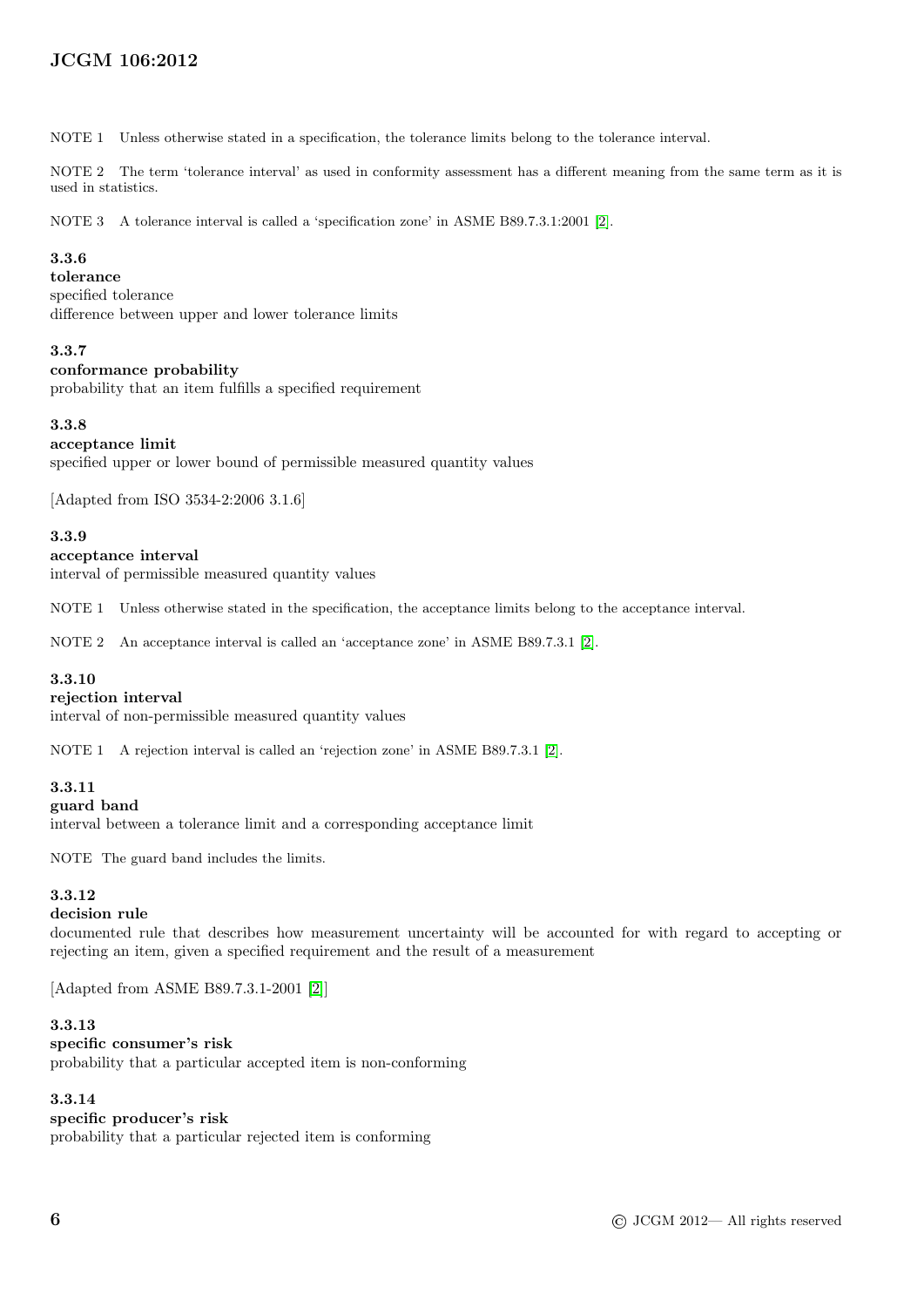NOTE 1 Unless otherwise stated in a specification, the tolerance limits belong to the tolerance interval.

NOTE 2 The term 'tolerance interval' as used in conformity assessment has a different meaning from the same term as it is used in statistics.

NOTE 3 A tolerance interval is called a 'specification zone' in ASME B89.7.3.1:2001 [2].

**3.3.6**

**tolerance**

specified tolerance

difference between upper and lower tolerance limits

**3.3.7**

**conformance probability**

probability that an item fulfills a specified requirement

**3.3.8**

**acceptance limit**

specified upper or lower bound of permissible measured quantity values

[Adapted from ISO 3534-2:2006 3.1.6]

**3.3.9**

**acceptance interval**

interval of permissible measured quantity values

NOTE 1 Unless otherwise stated in the specification, the acceptance limits belong to the acceptance interval.

NOTE 2 An acceptance interval is called an 'acceptance zone' in ASME B89.7.3.1 [2].

**3.3.10**

**rejection interval**

interval of non-permissible measured quantity values

NOTE 1 A rejection interval is called a 'rejection zone' in ASME B89.7.3.1 [2].

**3.3.11**

**guard band**

interval between a tolerance limit and a corresponding acceptance limit

NOTE The guard band includes the limits.

**3.3.12**

**decision rule**

documented rule that describes how measurement uncertainty will be accounted for with regard to accepting or rejecting an item, given a specified requirement and the result of a measurement

[Adapted from ASME B89.7.3.1-2001 [2]]

**3.3.13**

**specific consumer's risk**

probability that a particular accepted item is non-conforming

**3.3.14**

**specific producer's risk**

probability that a particular rejected item is conforming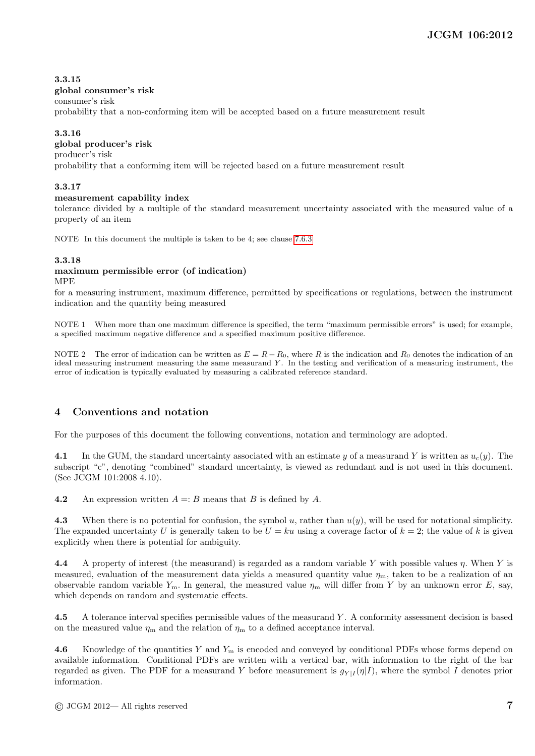**3.3.15**
**global consumer's risk**
consumer's risk
probability that a non-conforming item will be accepted based on a future measurement result

**3.3.16**
**global producer's risk**
producer's risk
probability that a conforming item will be rejected based on a future measurement result

**3.3.17**
**measurement capability index**
tolerance divided by a multiple of the standard measurement uncertainty associated with the measured value of a property of an item

NOTE In this document the multiple is taken to be 4; see clause 7.6.3

**3.3.18**
**maximum permissible error (of indication)**
MPE
for a measuring instrument, maximum difference, permitted by specifications or regulations, between the instrument indication and the quantity being measured

NOTE 1 When more than one maximum difference is specified, the term "maximum permissible errors" is used; for example, a specified maximum negative difference and a specified maximum positive difference.

NOTE 2 The error of indication can be written as $E = R - R_0$, where $R$ is the indication and $R_0$ denotes the indication of an ideal measuring instrument measuring the same measurand $Y$. In the testing and verification of a measuring instrument, the error of indication is typically evaluated by measuring a calibrated reference standard.

## 4 Conventions and notation

For the purposes of this document the following conventions, notation and terminology are adopted.

**4.1** In the GUM, the standard uncertainty associated with an estimate $y$ of a measurand $Y$ is written as $u_{\mathrm{c}}(y)$. The subscript "c", denoting "combined" standard uncertainty, is viewed as redundant and is not used in this document. (See JCGM 101:2008 4.10).

**4.2** An expression written $A =: B$ means that $B$ is defined by $A$.

**4.3** When there is no potential for confusion, the symbol $u$, rather than $u(y)$, will be used for notational simplicity. The expanded uncertainty $U$ is generally taken to be $U = ku$ using a coverage factor of $k = 2$; the value of $k$ is given explicitly when there is potential for ambiguity.

**4.4** A property of interest (the measurand) is regarded as a random variable $Y$ with possible values $\eta$. When $Y$ is measured, evaluation of the measurement data yields a measured quantity value $\eta_{\mathrm{m}}$, taken to be a realization of an observable random variable $Y_{\mathrm{m}}$. In general, the measured value $\eta_{\mathrm{m}}$ will differ from $Y$ by an unknown error $E$, say, which depends on random and systematic effects.

**4.5** A tolerance interval specifies permissible values of the measurand $Y$. A conformity assessment decision is based on the measured value $\eta_{\mathrm{m}}$ and the relation of $\eta_{\mathrm{m}}$ to a defined acceptance interval.

**4.6** Knowledge of the quantities $Y$ and $Y_{\mathrm{m}}$ is encoded and conveyed by conditional PDFs whose forms depend on available information. Conditional PDFs are written with a vertical bar, with information to the right of the bar regarded as given. The PDF for a measurand $Y$ before measurement is $g_{Y|I}(\eta|I)$, where the symbol $I$ denotes prior information.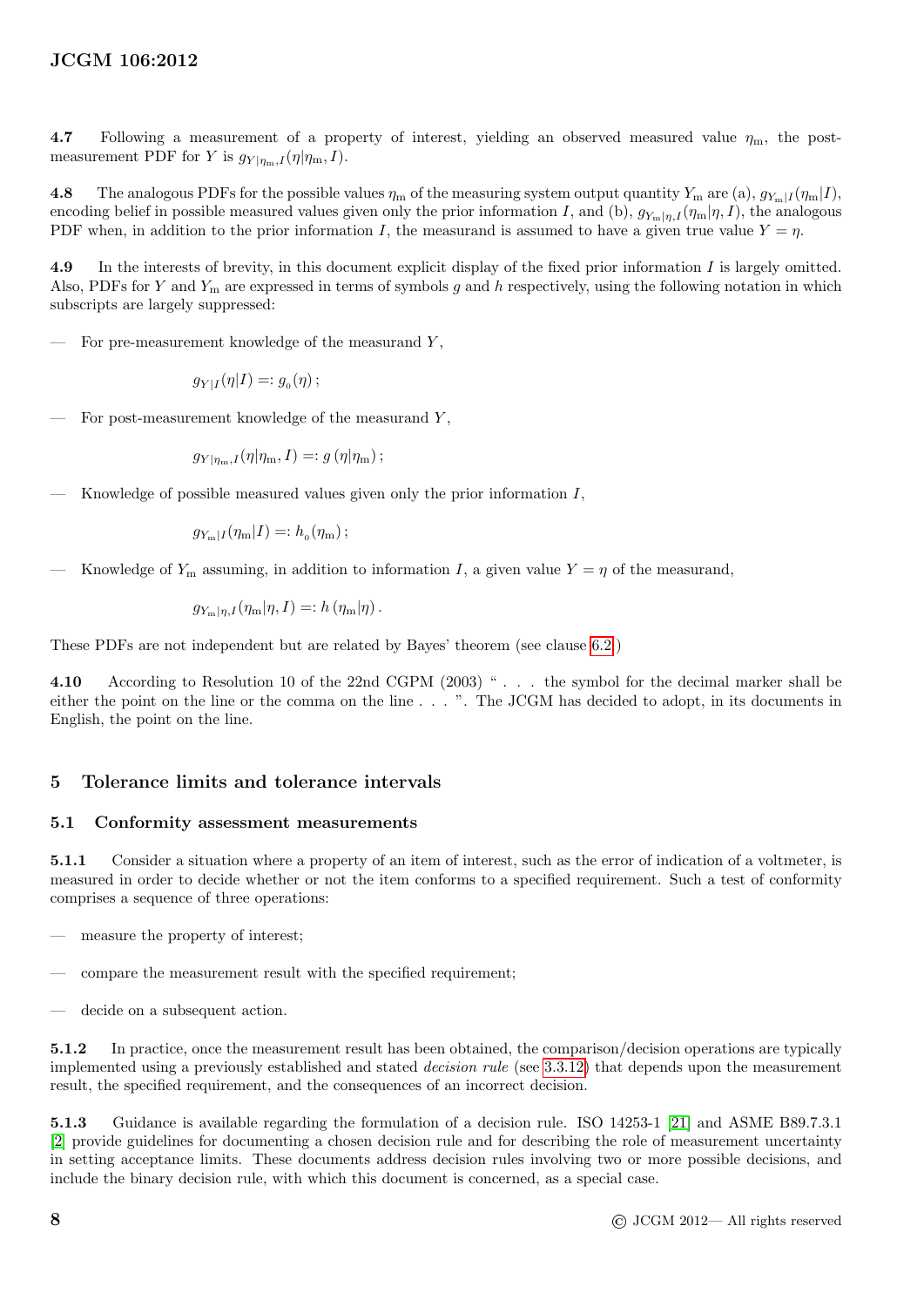**4.7** Following a measurement of a property of interest, yielding an observed measured value $\eta_{\rm m}$, the post-measurement PDF for $Y$ is $g_{Y|\eta_{\rm m},I}(\eta|\eta_{\rm m}, I)$.

**4.8** The analogous PDFs for the possible values $\eta_{\rm m}$ of the measuring system output quantity $Y_{\rm m}$ are (a), $g_{Y_{\rm m}|I}(\eta_{\rm m}|I)$, encoding belief in possible measured values given only the prior information $I$, and (b), $g_{Y_{\rm m}|\eta,I}(\eta_{\rm m}|\eta, I)$, the analogous PDF when, in addition to the prior information $I$, the measurand is assumed to have a given true value $Y = \eta$.

**4.9** In the interests of brevity, in this document explicit display of the fixed prior information $I$ is largely omitted. Also, PDFs for $Y$ and $Y_{\rm m}$ are expressed in terms of symbols $g$ and $h$ respectively, using the following notation in which subscripts are largely suppressed:

— For pre-measurement knowledge of the measurand $Y$,

$$g_{Y|I}(\eta|I) =: g_0(\eta)\,;$$

— For post-measurement knowledge of the measurand $Y$,

$$g_{Y|\eta_{\rm m},I}(\eta|\eta_{\rm m}, I) =: g\,(\eta|\eta_{\rm m})\,;$$

— Knowledge of possible measured values given only the prior information $I$,

$$g_{Y_{\rm m}|I}(\eta_{\rm m}|I) =: h_0(\eta_{\rm m})\,;$$

— Knowledge of $Y_{\rm m}$ assuming, in addition to information $I$, a given value $Y = \eta$ of the measurand,

$$g_{Y_{\rm m}|\eta,I}(\eta_{\rm m}|\eta, I) =: h\,(\eta_{\rm m}|\eta)\,.$$

These PDFs are not independent but are related by Bayes' theorem (see clause 6.2 )

**4.10** According to Resolution 10 of the 22nd CGPM (2003) " . . . the symbol for the decimal marker shall be either the point on the line or the comma on the line . . . ". The JCGM has decided to adopt, in its documents in English, the point on the line.

## 5 Tolerance limits and tolerance intervals

### 5.1 Conformity assessment measurements

**5.1.1** Consider a situation where a property of an item of interest, such as the error of indication of a voltmeter, is measured in order to decide whether or not the item conforms to a specified requirement. Such a test of conformity comprises a sequence of three operations:

— measure the property of interest;

— compare the measurement result with the specified requirement;

— decide on a subsequent action.

**5.1.2** In practice, once the measurement result has been obtained, the comparison/decision operations are typically implemented using a previously established and stated *decision rule* (see 3.3.12) that depends upon the measurement result, the specified requirement, and the consequences of an incorrect decision.

**5.1.3** Guidance is available regarding the formulation of a decision rule. ISO 14253-1 [21] and ASME B89.7.3.1 [2] provide guidelines for documenting a chosen decision rule and for describing the role of measurement uncertainty in setting acceptance limits. These documents address decision rules involving two or more possible decisions, and include the binary decision rule, with which this document is concerned, as a special case.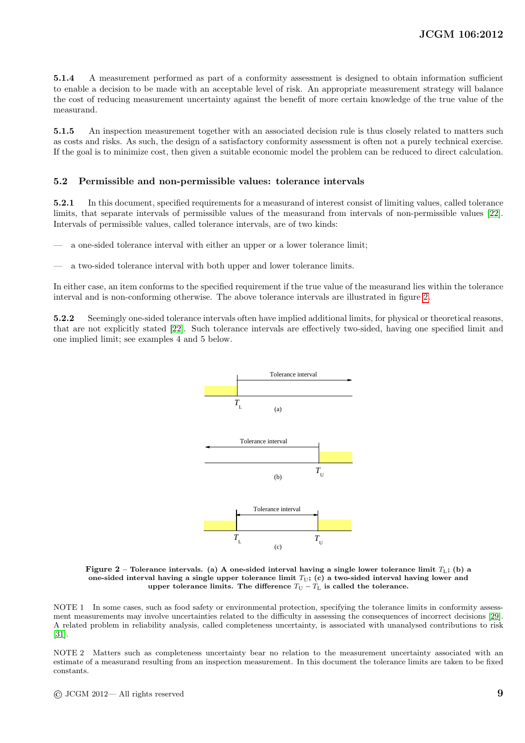**5.1.4** A measurement performed as part of a conformity assessment is designed to obtain information sufficient to enable a decision to be made with an acceptable level of risk. An appropriate measurement strategy will balance the cost of reducing measurement uncertainty against the benefit of more certain knowledge of the true value of the measurand.

**5.1.5** An inspection measurement together with an associated decision rule is thus closely related to matters such as costs and risks. As such, the design of a satisfactory conformity assessment is often not a purely technical exercise. If the goal is to minimize cost, then given a suitable economic model the problem can be reduced to direct calculation.

### 5.2 Permissible and non-permissible values: tolerance intervals

**5.2.1** In this document, specified requirements for a measurand of interest consist of limiting values, called tolerance limits, that separate intervals of permissible values of the measurand from intervals of non-permissible values [22]. Intervals of permissible values, called tolerance intervals, are of two kinds:

— a one-sided tolerance interval with either an upper or a lower tolerance limit;

— a two-sided tolerance interval with both upper and lower tolerance limits.

In either case, an item conforms to the specified requirement if the true value of the measurand lies within the tolerance interval and is non-conforming otherwise. The above tolerance intervals are illustrated in figure 2.

**5.2.2** Seemingly one-sided tolerance intervals often have implied additional limits, for physical or theoretical reasons, that are not explicitly stated [22]. Such tolerance intervals are effectively two-sided, having one specified limit and one implied limit; see examples 4 and 5 below.

**Figure 2 – Tolerance intervals. (a) A one-sided interval having a single lower tolerance limit $T_L$; (b) a one-sided interval having a single upper tolerance limit $T_U$; (c) a two-sided interval having lower and upper tolerance limits. The difference $T_U - T_L$ is called the tolerance.**

NOTE 1 In some cases, such as food safety or environmental protection, specifying the tolerance limits in conformity assessment measurements may involve uncertainties related to the difficulty in assessing the consequences of incorrect decisions [29]. A related problem in reliability analysis, called completeness uncertainty, is associated with unanalysed contributions to risk [31].

NOTE 2 Matters such as completeness uncertainty bear no relation to the measurement uncertainty associated with an estimate of a measurand resulting from an inspection measurement. In this document the tolerance limits are taken to be fixed constants.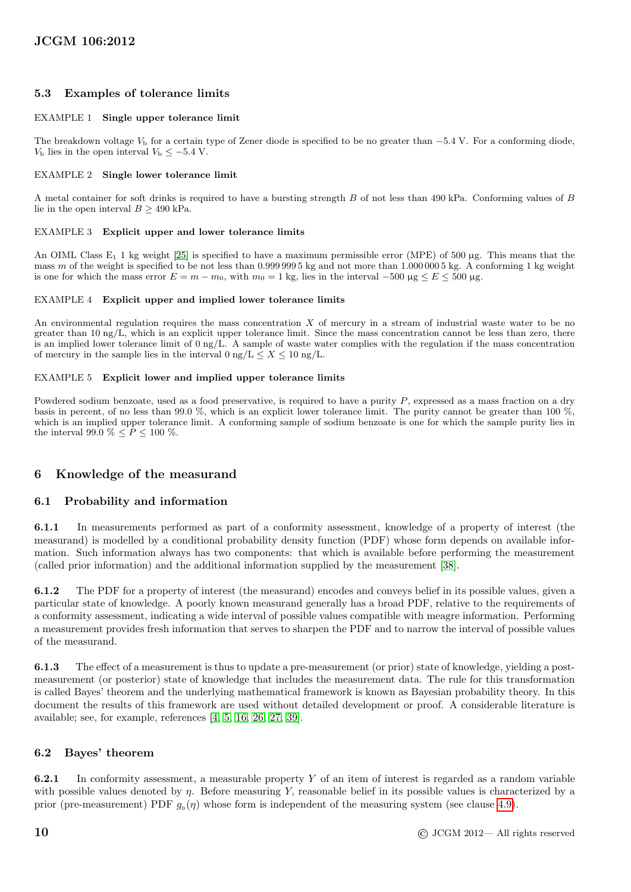### 5.3 Examples of tolerance limits

EXAMPLE 1 **Single upper tolerance limit**

The breakdown voltage $V_\mathrm{b}$ for a certain type of Zener diode is specified to be no greater than $-5.4$ V. For a conforming diode, $V_\mathrm{b}$ lies in the open interval $V_\mathrm{b} \leq -5.4$ V.

EXAMPLE 2 **Single lower tolerance limit**

A metal container for soft drinks is required to have a bursting strength $B$ of not less than 490 kPa. Conforming values of $B$ lie in the open interval $B \geq 490$ kPa.

EXAMPLE 3 **Explicit upper and lower tolerance limits**

An OIML Class $\mathrm{E}_1$ 1 kg weight [25] is specified to have a maximum permissible error (MPE) of 500 µg. This means that the mass $m$ of the weight is specified to be not less than 0.999 999 5 kg and not more than 1.000 000 5 kg. A conforming 1 kg weight is one for which the mass error $E = m - m_0$, with $m_0 = 1$ kg, lies in the interval $-500\ \mu\mathrm{g} \leq E \leq 500\ \mu\mathrm{g}$.

EXAMPLE 4 **Explicit upper and implied lower tolerance limits**

An environmental regulation requires the mass concentration $X$ of mercury in a stream of industrial waste water to be no greater than 10 ng/L, which is an explicit upper tolerance limit. Since the mass concentration cannot be less than zero, there is an implied lower tolerance limit of 0 ng/L. A sample of waste water complies with the regulation if the mass concentration of mercury in the sample lies in the interval $0\ \mathrm{ng/L} \leq X \leq 10\ \mathrm{ng/L}$.

EXAMPLE 5 **Explicit lower and implied upper tolerance limits**

Powdered sodium benzoate, used as a food preservative, is required to have a purity $P$, expressed as a mass fraction on a dry basis in percent, of no less than 99.0 %, which is an explicit lower tolerance limit. The purity cannot be greater than 100 %, which is an implied upper tolerance limit. A conforming sample of sodium benzoate is one for which the sample purity lies in the interval $99.0\ \% \leq P \leq 100\ \%$.

## 6 Knowledge of the measurand

### 6.1 Probability and information

**6.1.1** In measurements performed as part of a conformity assessment, knowledge of a property of interest (the measurand) is modelled by a conditional probability density function (PDF) whose form depends on available information. Such information always has two components: that which is available before performing the measurement (called prior information) and the additional information supplied by the measurement [38].

**6.1.2** The PDF for a property of interest (the measurand) encodes and conveys belief in its possible values, given a particular state of knowledge. A poorly known measurand generally has a broad PDF, relative to the requirements of a conformity assessment, indicating a wide interval of possible values compatible with meagre information. Performing a measurement provides fresh information that serves to sharpen the PDF and to narrow the interval of possible values of the measurand.

**6.1.3** The effect of a measurement is thus to update a pre-measurement (or prior) state of knowledge, yielding a post-measurement (or posterior) state of knowledge that includes the measurement data. The rule for this transformation is called Bayes' theorem and the underlying mathematical framework is known as Bayesian probability theory. In this document the results of this framework are used without detailed development or proof. A considerable literature is available; see, for example, references [4, 5, 16, 26, 27, 39].

### 6.2 Bayes' theorem

**6.2.1** In conformity assessment, a measurable property $Y$ of an item of interest is regarded as a random variable with possible values denoted by $\eta$. Before measuring $Y$, reasonable belief in its possible values is characterized by a prior (pre-measurement) PDF $g_0(\eta)$ whose form is independent of the measuring system (see clause 4.9).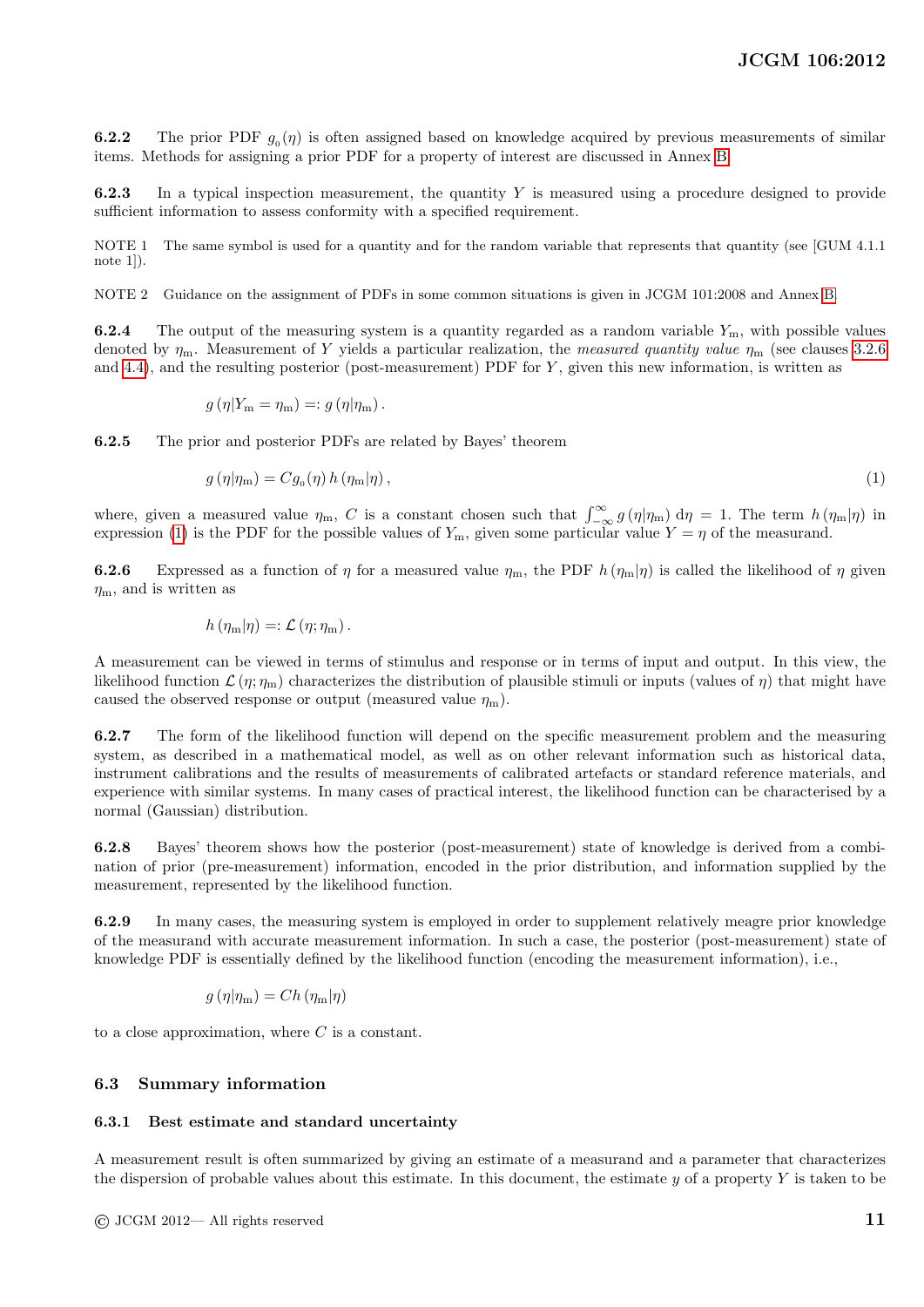**6.2.2** The prior PDF $g_0(\eta)$ is often assigned based on knowledge acquired by previous measurements of similar items. Methods for assigning a prior PDF for a property of interest are discussed in Annex B.

**6.2.3** In a typical inspection measurement, the quantity $Y$ is measured using a procedure designed to provide sufficient information to assess conformity with a specified requirement.

NOTE 1 The same symbol is used for a quantity and for the random variable that represents that quantity (see [GUM 4.1.1 note 1]).

NOTE 2 Guidance on the assignment of PDFs in some common situations is given in JCGM 101:2008 and Annex B.

**6.2.4** The output of the measuring system is a quantity regarded as a random variable $Y_\mathrm{m}$, with possible values denoted by $\eta_\mathrm{m}$. Measurement of $Y$ yields a particular realization, the *measured quantity value* $\eta_\mathrm{m}$ (see clauses 3.2.6 and 4.4), and the resulting posterior (post-measurement) PDF for $Y$, given this new information, is written as

$$g\left(\eta | Y_\mathrm{m} = \eta_\mathrm{m}\right) =: g\left(\eta | \eta_\mathrm{m}\right).$$

**6.2.5** The prior and posterior PDFs are related by Bayes' theorem

$$g\left(\eta | \eta_\mathrm{m}\right) = C g_0(\eta)\, h\left(\eta_\mathrm{m} | \eta\right), \tag{1}$$

where, given a measured value $\eta_\mathrm{m}$, $C$ is a constant chosen such that $\int_{-\infty}^{\infty} g\left(\eta | \eta_\mathrm{m}\right) \mathrm{d}\eta = 1$. The term $h\left(\eta_\mathrm{m} | \eta\right)$ in expression (1) is the PDF for the possible values of $Y_\mathrm{m}$, given some particular value $Y = \eta$ of the measurand.

**6.2.6** Expressed as a function of $\eta$ for a measured value $\eta_\mathrm{m}$, the PDF $h\left(\eta_\mathrm{m} | \eta\right)$ is called the likelihood of $\eta$ given $\eta_\mathrm{m}$, and is written as

$$h\left(\eta_\mathrm{m} | \eta\right) =: \mathcal{L}\left(\eta; \eta_\mathrm{m}\right).$$

A measurement can be viewed in terms of stimulus and response or in terms of input and output. In this view, the likelihood function $\mathcal{L}\left(\eta; \eta_\mathrm{m}\right)$ characterizes the distribution of plausible stimuli or inputs (values of $\eta$) that might have caused the observed response or output (measured value $\eta_\mathrm{m}$).

**6.2.7** The form of the likelihood function will depend on the specific measurement problem and the measuring system, as described in a mathematical model, as well as on other relevant information such as historical data, instrument calibrations and the results of measurements of calibrated artefacts or standard reference materials, and experience with similar systems. In many cases of practical interest, the likelihood function can be characterised by a normal (Gaussian) distribution.

**6.2.8** Bayes' theorem shows how the posterior (post-measurement) state of knowledge is derived from a combination of prior (pre-measurement) information, encoded in the prior distribution, and information supplied by the measurement, represented by the likelihood function.

**6.2.9** In many cases, the measuring system is employed in order to supplement relatively meagre prior knowledge of the measurand with accurate measurement information. In such a case, the posterior (post-measurement) state of knowledge PDF is essentially defined by the likelihood function (encoding the measurement information), i.e.,

$$g\left(\eta | \eta_\mathrm{m}\right) = C h\left(\eta_\mathrm{m} | \eta\right)$$

to a close approximation, where $C$ is a constant.

## 6.3 Summary information

### 6.3.1 Best estimate and standard uncertainty

A measurement result is often summarized by giving an estimate of a measurand and a parameter that characterizes the dispersion of probable values about this estimate. In this document, the estimate $y$ of a property $Y$ is taken to be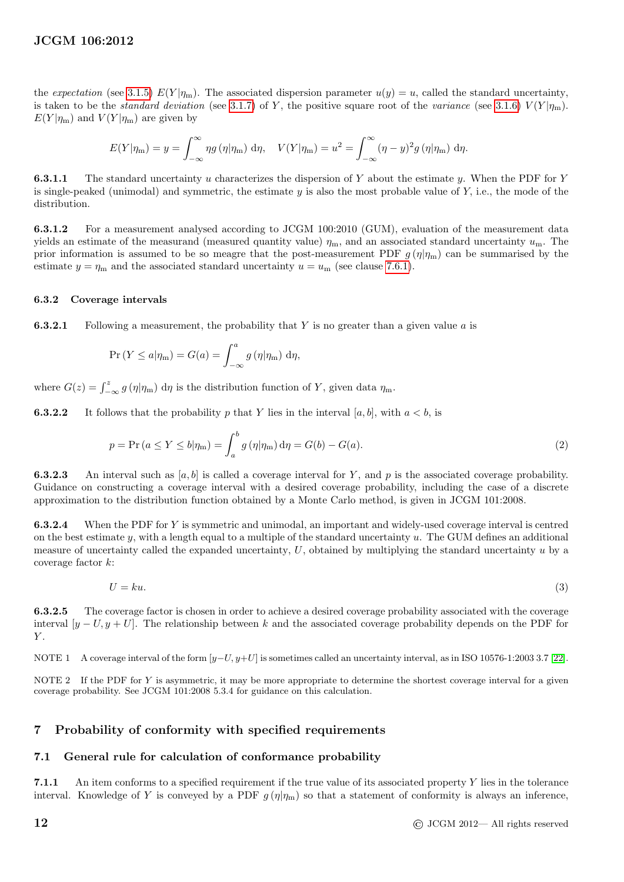the *expectation* (see 3.1.5) $E(Y|\eta_m)$. The associated dispersion parameter $u(y) = u$, called the standard uncertainty, is taken to be the *standard deviation* (see 3.1.7) of $Y$, the positive square root of the *variance* (see 3.1.6) $V(Y|\eta_m)$. $E(Y|\eta_m)$ and $V(Y|\eta_m)$ are given by

$$E(Y|\eta_m) = y = \int_{-\infty}^{\infty} \eta g(\eta|\eta_m)\, \mathrm{d}\eta, \quad V(Y|\eta_m) = u^2 = \int_{-\infty}^{\infty} (\eta - y)^2 g(\eta|\eta_m)\, \mathrm{d}\eta.$$

**6.3.1.1** The standard uncertainty $u$ characterizes the dispersion of $Y$ about the estimate $y$. When the PDF for $Y$ is single-peaked (unimodal) and symmetric, the estimate $y$ is also the most probable value of $Y$, i.e., the mode of the distribution.

**6.3.1.2** For a measurement analysed according to JCGM 100:2010 (GUM), evaluation of the measurement data yields an estimate of the measurand (measured quantity value) $\eta_m$, and an associated standard uncertainty $u_m$. The prior information is assumed to be so meagre that the post-measurement PDF $g(\eta|\eta_m)$ can be summarised by the estimate $y = \eta_m$ and the associated standard uncertainty $u = u_m$ (see clause 7.6.1).

### 6.3.2 Coverage intervals

**6.3.2.1** Following a measurement, the probability that $Y$ is no greater than a given value $a$ is

$$\Pr(Y \leq a|\eta_m) = G(a) = \int_{-\infty}^{a} g(\eta|\eta_m)\, \mathrm{d}\eta,$$

where $G(z) = \int_{-\infty}^{z} g(\eta|\eta_m)\, \mathrm{d}\eta$ is the distribution function of $Y$, given data $\eta_m$.

**6.3.2.2** It follows that the probability $p$ that $Y$ lies in the interval $[a, b]$, with $a < b$, is

$$p = \Pr(a \leq Y \leq b|\eta_m) = \int_{a}^{b} g(\eta|\eta_m)\, \mathrm{d}\eta = G(b) - G(a). \tag{2}$$

**6.3.2.3** An interval such as $[a, b]$ is called a coverage interval for $Y$, and $p$ is the associated coverage probability. Guidance on constructing a coverage interval with a desired coverage probability, including the case of a discrete approximation to the distribution function obtained by a Monte Carlo method, is given in JCGM 101:2008.

**6.3.2.4** When the PDF for $Y$ is symmetric and unimodal, an important and widely-used coverage interval is centred on the best estimate $y$, with a length equal to a multiple of the standard uncertainty $u$. The GUM defines an additional measure of uncertainty called the expanded uncertainty, $U$, obtained by multiplying the standard uncertainty $u$ by a coverage factor $k$:

$$U = ku. \tag{3}$$

**6.3.2.5** The coverage factor is chosen in order to achieve a desired coverage probability associated with the coverage interval $[y - U, y + U]$. The relationship between $k$ and the associated coverage probability depends on the PDF for $Y$.

NOTE 1 A coverage interval of the form $[y-U, y+U]$ is sometimes called an uncertainty interval, as in ISO 10576-1:2003 3.7 [22].

NOTE 2 If the PDF for $Y$ is asymmetric, it may be more appropriate to determine the shortest coverage interval for a given coverage probability. See JCGM 101:2008 5.3.4 for guidance on this calculation.

## 7 Probability of conformity with specified requirements

### 7.1 General rule for calculation of conformance probability

**7.1.1** An item conforms to a specified requirement if the true value of its associated property $Y$ lies in the tolerance interval. Knowledge of $Y$ is conveyed by a PDF $g(\eta|\eta_m)$ so that a statement of conformity is always an inference,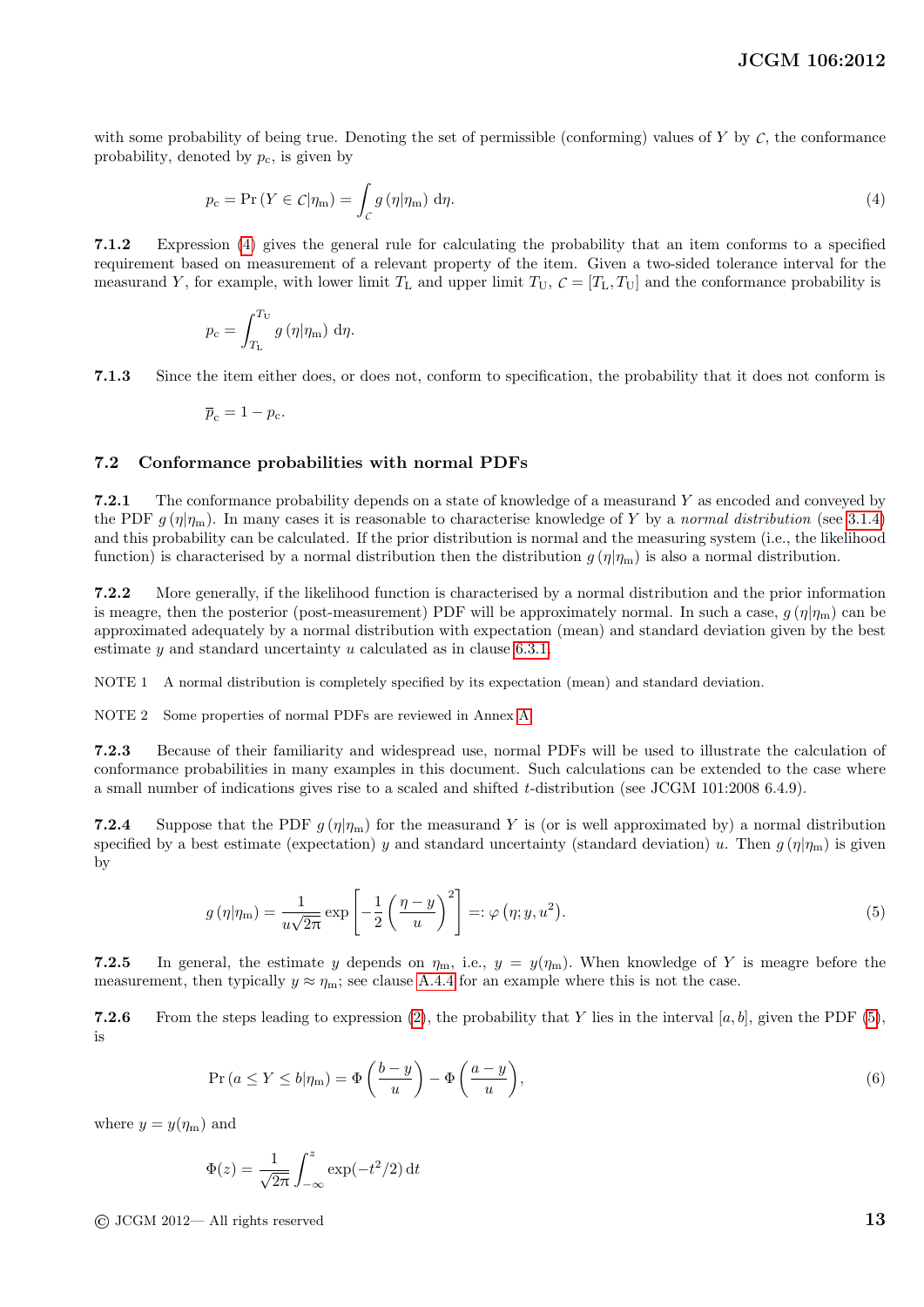with some probability of being true. Denoting the set of permissible (conforming) values of $Y$ by $\mathcal{C}$, the conformance probability, denoted by $p_c$, is given by

$$p_c = \Pr(Y \in \mathcal{C} | \eta_m) = \int_{\mathcal{C}} g(\eta | \eta_m) \, d\eta. \tag{4}$$

**7.1.2** Expression (4) gives the general rule for calculating the probability that an item conforms to a specified requirement based on measurement of a relevant property of the item. Given a two-sided tolerance interval for the measurand $Y$, for example, with lower limit $T_L$ and upper limit $T_U$, $\mathcal{C} = [T_L, T_U]$ and the conformance probability is

$$p_c = \int_{T_L}^{T_U} g(\eta | \eta_m) \, d\eta.$$

**7.1.3** Since the item either does, or does not, conform to specification, the probability that it does not conform is

$$\overline{p}_c = 1 - p_c.$$

### 7.2 Conformance probabilities with normal PDFs

**7.2.1** The conformance probability depends on a state of knowledge of a measurand $Y$ as encoded and conveyed by the PDF $g(\eta | \eta_m)$. In many cases it is reasonable to characterise knowledge of $Y$ by a *normal distribution* (see 3.1.4) and this probability can be calculated. If the prior distribution is normal and the measuring system (i.e., the likelihood function) is characterised by a normal distribution then the distribution $g(\eta | \eta_m)$ is also a normal distribution.

**7.2.2** More generally, if the likelihood function is characterised by a normal distribution and the prior information is meagre, then the posterior (post-measurement) PDF will be approximately normal. In such a case, $g(\eta | \eta_m)$ can be approximated adequately by a normal distribution with expectation (mean) and standard deviation given by the best estimate $y$ and standard uncertainty $u$ calculated as in clause 6.3.1.

NOTE 1 A normal distribution is completely specified by its expectation (mean) and standard deviation.

NOTE 2 Some properties of normal PDFs are reviewed in Annex A.

**7.2.3** Because of their familiarity and widespread use, normal PDFs will be used to illustrate the calculation of conformance probabilities in many examples in this document. Such calculations can be extended to the case where a small number of indications gives rise to a scaled and shifted $t$-distribution (see JCGM 101:2008 6.4.9).

**7.2.4** Suppose that the PDF $g(\eta | \eta_m)$ for the measurand $Y$ is (or is well approximated by) a normal distribution specified by a best estimate (expectation) $y$ and standard uncertainty (standard deviation) $u$. Then $g(\eta | \eta_m)$ is given by

$$g(\eta | \eta_m) = \frac{1}{u\sqrt{2\pi}} \exp\left[-\frac{1}{2}\left(\frac{\eta - y}{u}\right)^2\right] =: \varphi(\eta; y, u^2). \tag{5}$$

**7.2.5** In general, the estimate $y$ depends on $\eta_m$, i.e., $y = y(\eta_m)$. When knowledge of $Y$ is meagre before the measurement, then typically $y \approx \eta_m$; see clause A.4.4 for an example where this is not the case.

**7.2.6** From the steps leading to expression (2), the probability that $Y$ lies in the interval $[a, b]$, given the PDF (5), is

$$\Pr(a \le Y \le b | \eta_m) = \Phi\left(\frac{b - y}{u}\right) - \Phi\left(\frac{a - y}{u}\right), \tag{6}$$

where $y = y(\eta_m)$ and

$$\Phi(z) = \frac{1}{\sqrt{2\pi}} \int_{-\infty}^{z} \exp(-t^2/2) \, dt$$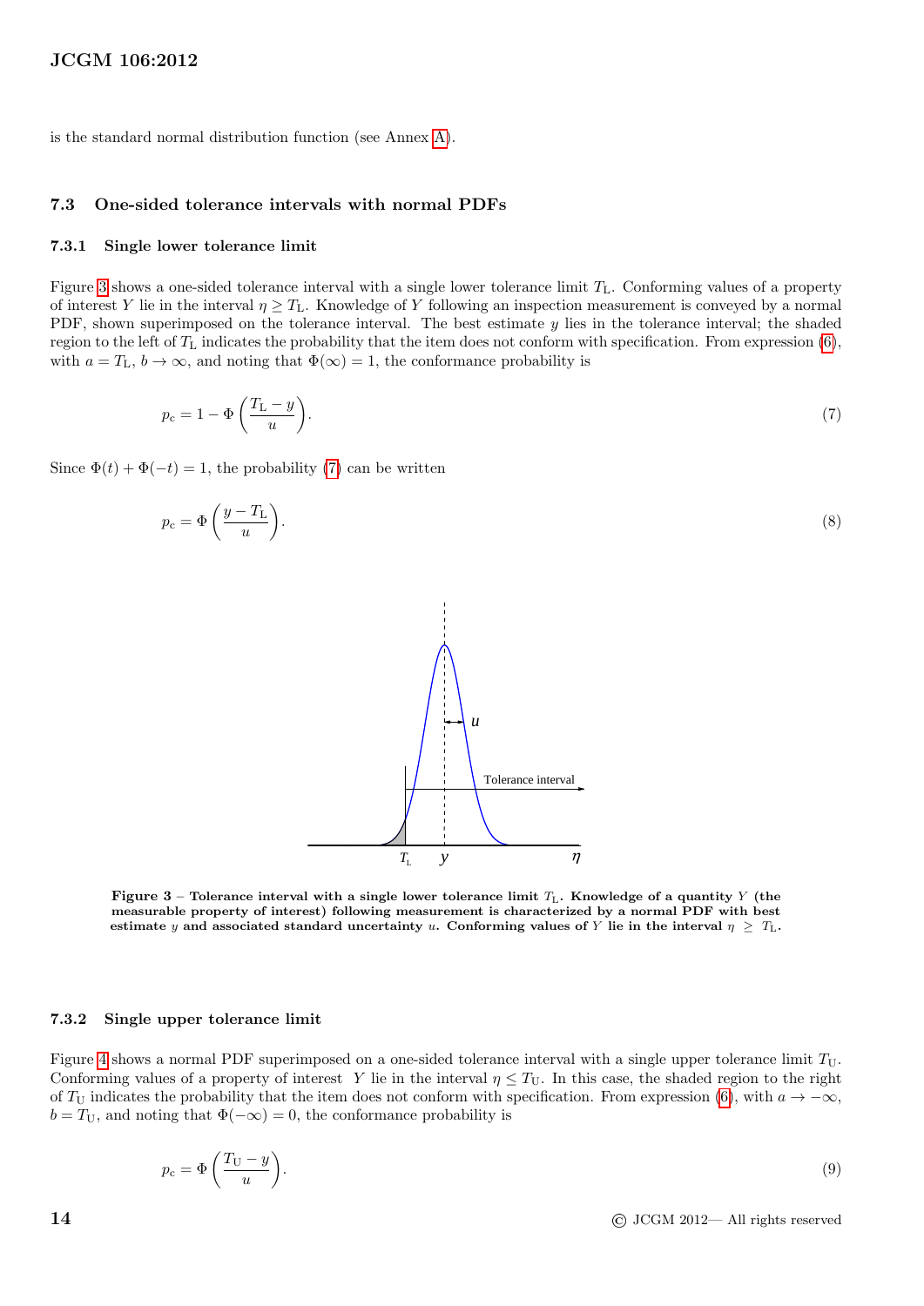is the standard normal distribution function (see Annex A).

### 7.3 One-sided tolerance intervals with normal PDFs

#### 7.3.1 Single lower tolerance limit

Figure 3 shows a one-sided tolerance interval with a single lower tolerance limit $T_{\rm L}$. Conforming values of a property of interest $Y$ lie in the interval $\eta \geq T_{\rm L}$. Knowledge of $Y$ following an inspection measurement is conveyed by a normal PDF, shown superimposed on the tolerance interval. The best estimate $y$ lies in the tolerance interval; the shaded region to the left of $T_{\rm L}$ indicates the probability that the item does not conform with specification. From expression (6), with $a = T_{\rm L}$, $b \to \infty$, and noting that $\Phi(\infty) = 1$, the conformance probability is

$$p_{\rm c} = 1 - \Phi\left(\frac{T_{\rm L} - y}{u}\right). \tag{7}$$

Since $\Phi(t) + \Phi(-t) = 1$, the probability (7) can be written

$$p_{\rm c} = \Phi\left(\frac{y - T_{\rm L}}{u}\right). \tag{8}$$

**Figure 3** – **Tolerance interval with a single lower tolerance limit $T_{\rm L}$. Knowledge of a quantity $Y$ (the measurable property of interest) following measurement is characterized by a normal PDF with best estimate $y$ and associated standard uncertainty $u$. Conforming values of $Y$ lie in the interval $\eta \geq T_{\rm L}$.**

#### 7.3.2 Single upper tolerance limit

Figure 4 shows a normal PDF superimposed on a one-sided tolerance interval with a single upper tolerance limit $T_{\rm U}$. Conforming values of a property of interest $Y$ lie in the interval $\eta \leq T_{\rm U}$. In this case, the shaded region to the right of $T_{\rm U}$ indicates the probability that the item does not conform with specification. From expression (6), with $a \to -\infty$, $b = T_{\rm U}$, and noting that $\Phi(-\infty) = 0$, the conformance probability is

$$p_{\rm c} = \Phi\left(\frac{T_{\rm U} - y}{u}\right). \tag{9}$$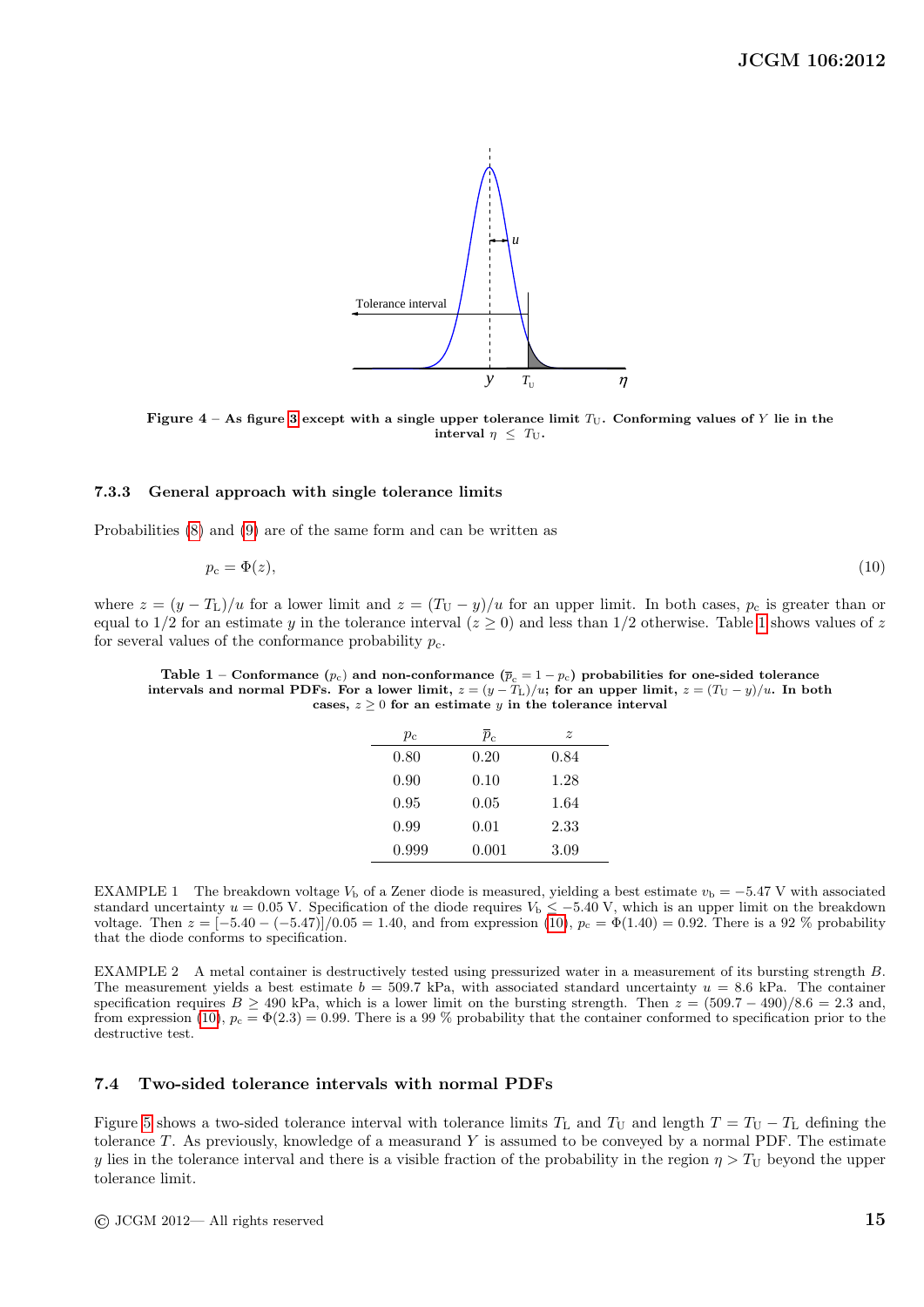**Figure 4** – **As figure 3 except with a single upper tolerance limit $T_U$. Conforming values of $Y$ lie in the interval $\eta \le T_U$.**

### 7.3.3 General approach with single tolerance limits

Probabilities (8) and (9) are of the same form and can be written as

$$p_c = \Phi(z), \tag{10}$$

where $z = (y - T_L)/u$ for a lower limit and $z = (T_U - y)/u$ for an upper limit. In both cases, $p_c$ is greater than or equal to 1/2 for an estimate $y$ in the tolerance interval ($z \ge 0$) and less than 1/2 otherwise. Table 1 shows values of $z$ for several values of the conformance probability $p_c$.

**Table 1** – **Conformance ($p_c$) and non-conformance ($\overline{p}_c = 1 - p_c$) probabilities for one-sided tolerance intervals and normal PDFs. For a lower limit, $z = (y - T_L)/u$; for an upper limit, $z = (T_U - y)/u$. In both cases, $z \ge 0$ for an estimate $y$ in the tolerance interval**

| $p_c$ | $\overline{p}_c$ | $z$ |
|---|---|---|
| 0.80 | 0.20 | 0.84 |
| 0.90 | 0.10 | 1.28 |
| 0.95 | 0.05 | 1.64 |
| 0.99 | 0.01 | 2.33 |
| 0.999 | 0.001 | 3.09 |

EXAMPLE 1 The breakdown voltage $V_b$ of a Zener diode is measured, yielding a best estimate $v_b = -5.47$ V with associated standard uncertainty $u = 0.05$ V. Specification of the diode requires $V_b \le -5.40$ V, which is an upper limit on the breakdown voltage. Then $z = [-5.40 - (-5.47)]/0.05 = 1.40$, and from expression (10), $p_c = \Phi(1.40) = 0.92$. There is a 92 % probability that the diode conforms to specification.

EXAMPLE 2 A metal container is destructively tested using pressurized water in a measurement of its bursting strength $B$. The measurement yields a best estimate $b = 509.7$ kPa, with associated standard uncertainty $u = 8.6$ kPa. The container specification requires $B \ge 490$ kPa, which is a lower limit on the bursting strength. Then $z = (509.7 - 490)/8.6 = 2.3$ and, from expression (10), $p_c = \Phi(2.3) = 0.99$. There is a 99 % probability that the container conformed to specification prior to the destructive test.

## 7.4 Two-sided tolerance intervals with normal PDFs

Figure 5 shows a two-sided tolerance interval with tolerance limits $T_L$ and $T_U$ and length $T = T_U - T_L$ defining the tolerance $T$. As previously, knowledge of a measurand $Y$ is assumed to be conveyed by a normal PDF. The estimate $y$ lies in the tolerance interval and there is a visible fraction of the probability in the region $\eta > T_U$ beyond the upper tolerance limit.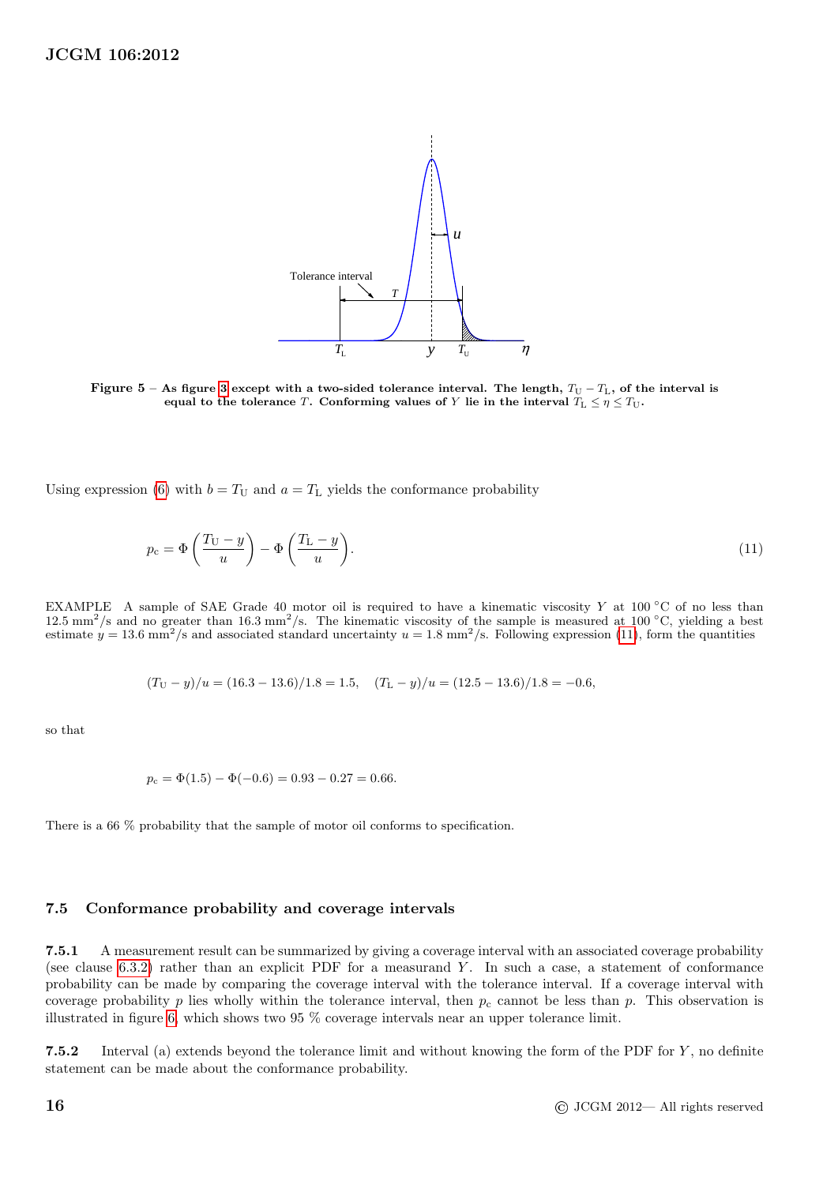**Figure 5** – **As figure 3 except with a two-sided tolerance interval. The length, $T_U - T_L$, of the interval is equal to the tolerance $T$. Conforming values of $Y$ lie in the interval $T_L \le \eta \le T_U$.**

Using expression (6) with $b = T_U$ and $a = T_L$ yields the conformance probability

$$p_c = \Phi\left(\frac{T_U - y}{u}\right) - \Phi\left(\frac{T_L - y}{u}\right). \tag{11}$$

EXAMPLE A sample of SAE Grade 40 motor oil is required to have a kinematic viscosity $Y$ at 100 °C of no less than 12.5 $mm^2/s$ and no greater than 16.3 $mm^2/s$. The kinematic viscosity of the sample is measured at 100 °C, yielding a best estimate $y = 13.6$ $mm^2/s$ and associated standard uncertainty $u = 1.8$ $mm^2/s$. Following expression (11), form the quantities

$$(T_U - y)/u = (16.3 - 13.6)/1.8 = 1.5, \quad (T_L - y)/u = (12.5 - 13.6)/1.8 = -0.6,$$

so that

$$p_c = \Phi(1.5) - \Phi(-0.6) = 0.93 - 0.27 = 0.66.$$

There is a 66 % probability that the sample of motor oil conforms to specification.

### 7.5 Conformance probability and coverage intervals

**7.5.1** A measurement result can be summarized by giving a coverage interval with an associated coverage probability (see clause 6.3.2) rather than an explicit PDF for a measurand $Y$. In such a case, a statement of conformance probability can be made by comparing the coverage interval with the tolerance interval. If a coverage interval with coverage probability $p$ lies wholly within the tolerance interval, then $p_c$ cannot be less than $p$. This observation is illustrated in figure 6, which shows two 95 % coverage intervals near an upper tolerance limit.

**7.5.2** Interval (a) extends beyond the tolerance limit and without knowing the form of the PDF for $Y$, no definite statement can be made about the conformance probability.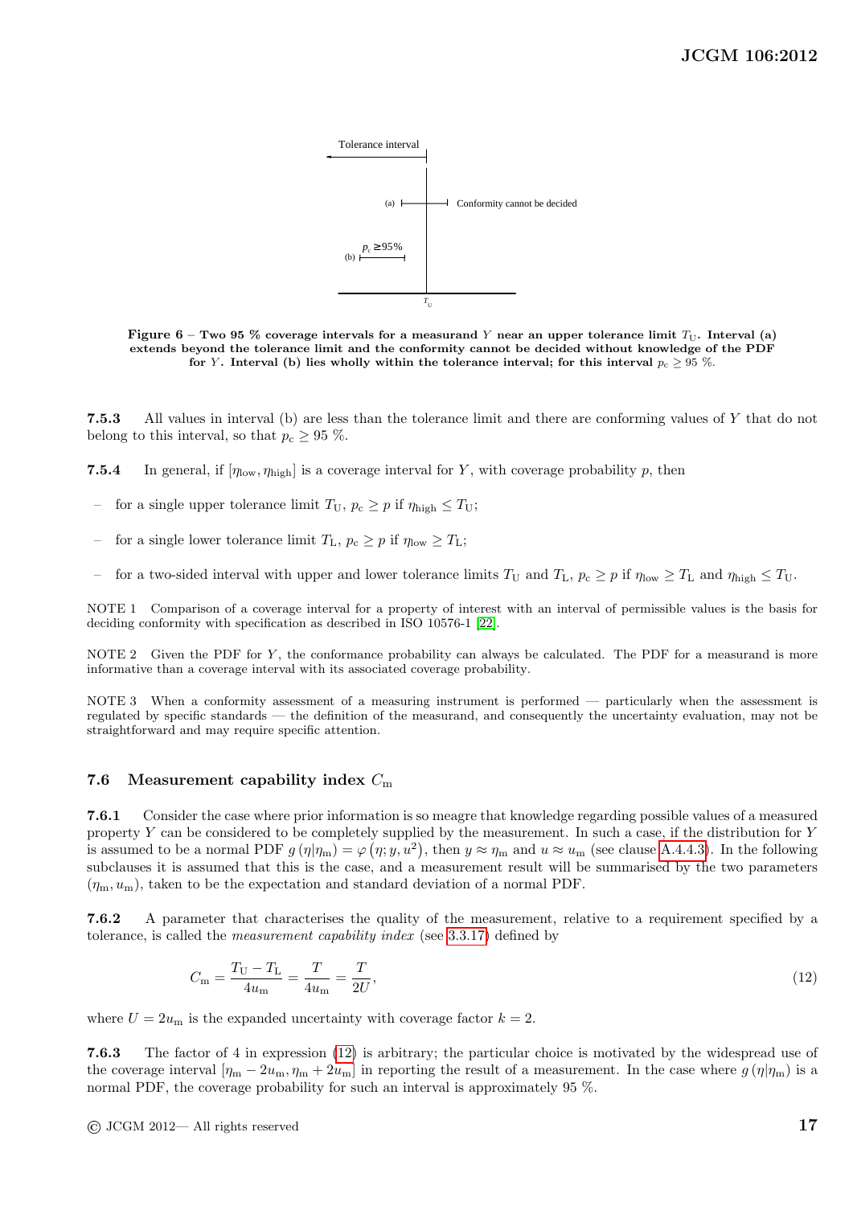Tolerance interval

(a) Conformity cannot be decided

(b) $p_c \geq 95\%$

$T_U$

**Figure 6 – Two 95 % coverage intervals for a measurand $Y$ near an upper tolerance limit $T_U$. Interval (a) extends beyond the tolerance limit and the conformity cannot be decided without knowledge of the PDF for $Y$. Interval (b) lies wholly within the tolerance interval; for this interval $p_c \geq 95$ %.**

**7.5.3** All values in interval (b) are less than the tolerance limit and there are conforming values of $Y$ that do not belong to this interval, so that $p_c \geq 95$ %.

**7.5.4** In general, if $[\eta_{low}, \eta_{high}]$ is a coverage interval for $Y$, with coverage probability $p$, then

- for a single upper tolerance limit $T_U$, $p_c \geq p$ if $\eta_{high} \leq T_U$;
- for a single lower tolerance limit $T_L$, $p_c \geq p$ if $\eta_{low} \geq T_L$;
- for a two-sided interval with upper and lower tolerance limits $T_U$ and $T_L$, $p_c \geq p$ if $\eta_{low} \geq T_L$ and $\eta_{high} \leq T_U$.

NOTE 1 Comparison of a coverage interval for a property of interest with an interval of permissible values is the basis for deciding conformity with specification as described in ISO 10576-1 [22].

NOTE 2 Given the PDF for $Y$, the conformance probability can always be calculated. The PDF for a measurand is more informative than a coverage interval with its associated coverage probability.

NOTE 3 When a conformity assessment of a measuring instrument is performed — particularly when the assessment is regulated by specific standards — the definition of the measurand, and consequently the uncertainty evaluation, may not be straightforward and may require specific attention.

## 7.6 Measurement capability index $C_m$

**7.6.1** Consider the case where prior information is so meagre that knowledge regarding possible values of a measured property $Y$ can be considered to be completely supplied by the measurement. In such a case, if the distribution for $Y$ is assumed to be a normal PDF $g(\eta|\eta_m) = \varphi(\eta; y, u^2)$, then $y \approx \eta_m$ and $u \approx u_m$ (see clause A.4.4.3). In the following subclauses it is assumed that this is the case, and a measurement result will be summarised by the two parameters $(\eta_m, u_m)$, taken to be the expectation and standard deviation of a normal PDF.

**7.6.2** A parameter that characterises the quality of the measurement, relative to a requirement specified by a tolerance, is called the *measurement capability index* (see 3.3.17) defined by

$$C_m = \frac{T_U - T_L}{4u_m} = \frac{T}{4u_m} = \frac{T}{2U}, \tag{12}$$

where $U = 2u_m$ is the expanded uncertainty with coverage factor $k = 2$.

**7.6.3** The factor of 4 in expression (12) is arbitrary; the particular choice is motivated by the widespread use of the coverage interval $[\eta_m - 2u_m, \eta_m + 2u_m]$ in reporting the result of a measurement. In the case where $g(\eta|\eta_m)$ is a normal PDF, the coverage probability for such an interval is approximately 95 %.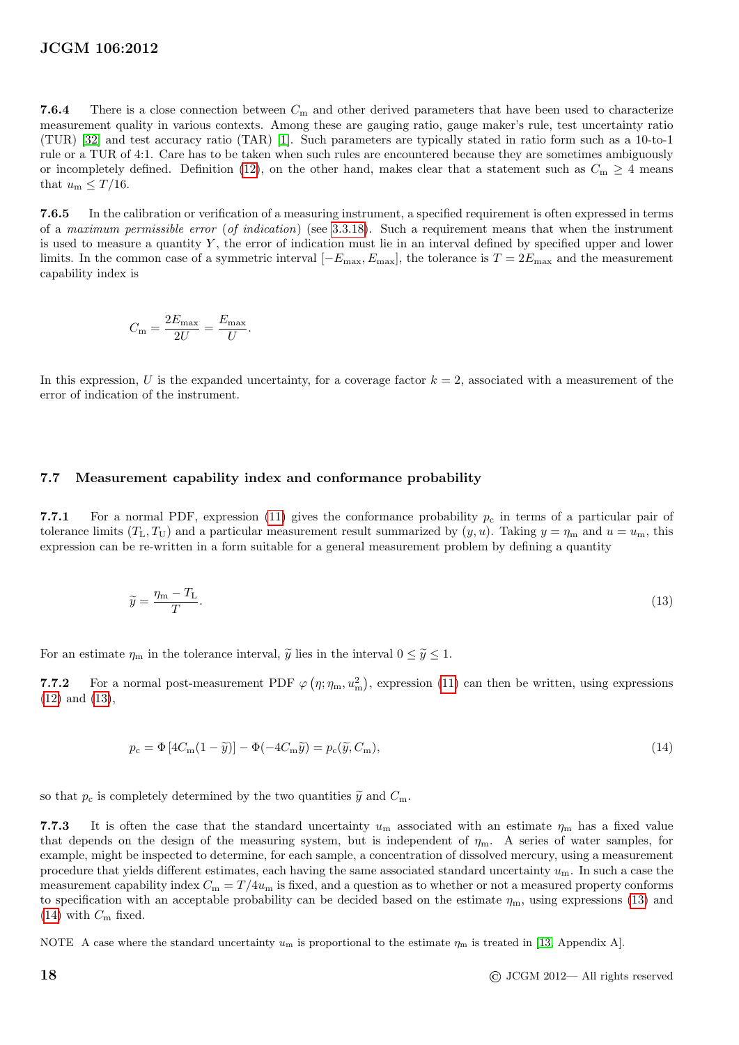**7.6.4** There is a close connection between $C_\mathrm{m}$ and other derived parameters that have been used to characterize measurement quality in various contexts. Among these are gauging ratio, gauge maker's rule, test uncertainty ratio (TUR) [32] and test accuracy ratio (TAR) [1]. Such parameters are typically stated in ratio form such as a 10-to-1 rule or a TUR of 4:1. Care has to be taken when such rules are encountered because they are sometimes ambiguously or incompletely defined. Definition (12), on the other hand, makes clear that a statement such as $C_\mathrm{m} \geq 4$ means that $u_\mathrm{m} \leq T/16$.

**7.6.5** In the calibration or verification of a measuring instrument, a specified requirement is often expressed in terms of a *maximum permissible error* (*of indication*) (see 3.3.18). Such a requirement means that when the instrument is used to measure a quantity $Y$, the error of indication must lie in an interval defined by specified upper and lower limits. In the common case of a symmetric interval $[-E_\mathrm{max}, E_\mathrm{max}]$, the tolerance is $T = 2E_\mathrm{max}$ and the measurement capability index is

$$C_\mathrm{m} = \frac{2E_\mathrm{max}}{2U} = \frac{E_\mathrm{max}}{U}.$$

In this expression, $U$ is the expanded uncertainty, for a coverage factor $k = 2$, associated with a measurement of the error of indication of the instrument.

## 7.7 Measurement capability index and conformance probability

**7.7.1** For a normal PDF, expression (11) gives the conformance probability $p_\mathrm{c}$ in terms of a particular pair of tolerance limits $(T_\mathrm{L}, T_\mathrm{U})$ and a particular measurement result summarized by $(y, u)$. Taking $y = \eta_\mathrm{m}$ and $u = u_\mathrm{m}$, this expression can be re-written in a form suitable for a general measurement problem by defining a quantity

$$\widetilde{y} = \frac{\eta_\mathrm{m} - T_\mathrm{L}}{T}. \tag{13}$$

For an estimate $\eta_\mathrm{m}$ in the tolerance interval, $\widetilde{y}$ lies in the interval $0 \leq \widetilde{y} \leq 1$.

**7.7.2** For a normal post-measurement PDF $\varphi\left(\eta; \eta_\mathrm{m}, u_\mathrm{m}^2\right)$, expression (11) can then be written, using expressions (12) and (13),

$$p_\mathrm{c} = \Phi\left[4C_\mathrm{m}(1 - \widetilde{y})\right] - \Phi(-4C_\mathrm{m}\widetilde{y}) = p_\mathrm{c}(\widetilde{y}, C_\mathrm{m}), \tag{14}$$

so that $p_\mathrm{c}$ is completely determined by the two quantities $\widetilde{y}$ and $C_\mathrm{m}$.

**7.7.3** It is often the case that the standard uncertainty $u_\mathrm{m}$ associated with an estimate $\eta_\mathrm{m}$ has a fixed value that depends on the design of the measuring system, but is independent of $\eta_\mathrm{m}$. A series of water samples, for example, might be inspected to determine, for each sample, a concentration of dissolved mercury, using a measurement procedure that yields different estimates, each having the same associated standard uncertainty $u_\mathrm{m}$. In such a case the measurement capability index $C_\mathrm{m} = T/4u_\mathrm{m}$ is fixed, and a question as to whether or not a measured property conforms to specification with an acceptable probability can be decided based on the estimate $\eta_\mathrm{m}$, using expressions (13) and (14) with $C_\mathrm{m}$ fixed.

NOTE A case where the standard uncertainty $u_\mathrm{m}$ is proportional to the estimate $\eta_\mathrm{m}$ is treated in [13, Appendix A].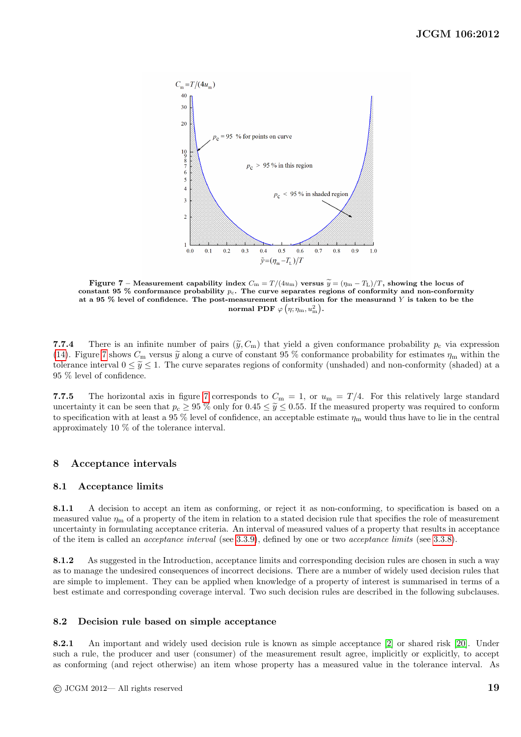**Figure 7** – **Measurement capability index $C_m = T/(4u_m)$ versus $\widetilde{y} = (\eta_m - T_L)/T$, showing the locus of constant 95 % conformance probability $p_c$. The curve separates regions of conformity and non-conformity at a 95 % level of confidence. The post-measurement distribution for the measurand $Y$ is taken to be the normal PDF $\varphi\left(\eta; \eta_m, u_m^2\right)$.**

**7.7.4** There is an infinite number of pairs $(\widetilde{y}, C_m)$ that yield a given conformance probability $p_c$ via expression (14). Figure 7 shows $C_m$ versus $\widetilde{y}$ along a curve of constant 95 % conformance probability for estimates $\eta_m$ within the tolerance interval $0 \leq \widetilde{y} \leq 1$. The curve separates regions of conformity (unshaded) and non-conformity (shaded) at a 95 % level of confidence.

**7.7.5** The horizontal axis in figure 7 corresponds to $C_m = 1$, or $u_m = T/4$. For this relatively large standard uncertainty it can be seen that $p_c \geq 95$ % only for $0.45 \leq \widetilde{y} \leq 0.55$. If the measured property was required to conform to specification with at least a 95 % level of confidence, an acceptable estimate $\eta_m$ would thus have to lie in the central approximately 10 % of the tolerance interval.

# 8 Acceptance intervals

## 8.1 Acceptance limits

**8.1.1** A decision to accept an item as conforming, or reject it as non-conforming, to specification is based on a measured value $\eta_m$ of a property of the item in relation to a stated decision rule that specifies the role of measurement uncertainty in formulating acceptance criteria. An interval of measured values of a property that results in acceptance of the item is called an *acceptance interval* (see 3.3.9), defined by one or two *acceptance limits* (see 3.3.8).

**8.1.2** As suggested in the Introduction, acceptance limits and corresponding decision rules are chosen in such a way as to manage the undesired consequences of incorrect decisions. There are a number of widely used decision rules that are simple to implement. They can be applied when knowledge of a property of interest is summarised in terms of a best estimate and corresponding coverage interval. Two such decision rules are described in the following subclauses.

## 8.2 Decision rule based on simple acceptance

**8.2.1** An important and widely used decision rule is known as simple acceptance [2] or shared risk [20]. Under such a rule, the producer and user (consumer) of the measurement result agree, implicitly or explicitly, to accept as conforming (and reject otherwise) an item whose property has a measured value in the tolerance interval. As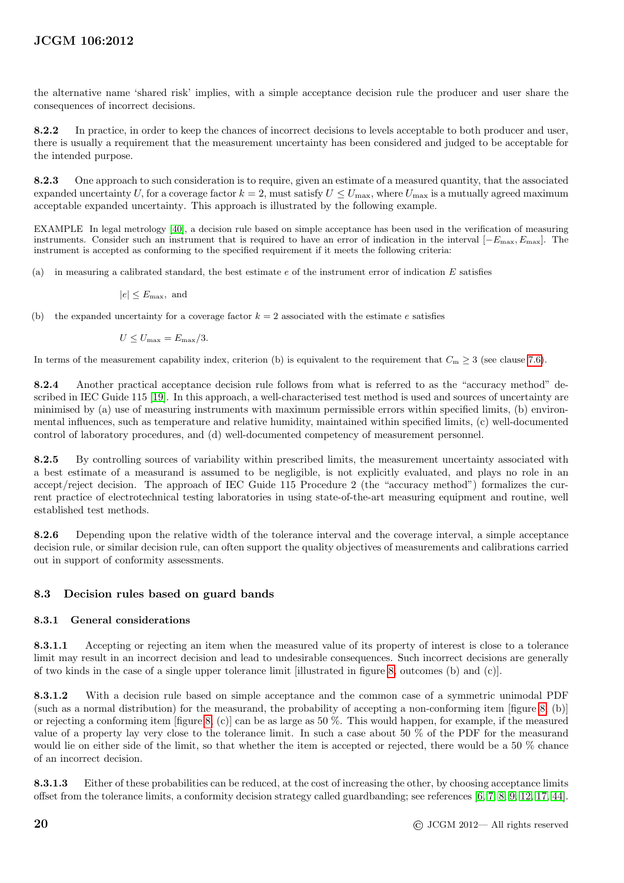the alternative name 'shared risk' implies, with a simple acceptance decision rule the producer and user share the consequences of incorrect decisions.

**8.2.2** In practice, in order to keep the chances of incorrect decisions to levels acceptable to both producer and user, there is usually a requirement that the measurement uncertainty has been considered and judged to be acceptable for the intended purpose.

**8.2.3** One approach to such consideration is to require, given an estimate of a measured quantity, that the associated expanded uncertainty $U$, for a coverage factor $k = 2$, must satisfy $U \leq U_{\max}$, where $U_{\max}$ is a mutually agreed maximum acceptable expanded uncertainty. This approach is illustrated by the following example.

EXAMPLE In legal metrology [40], a decision rule based on simple acceptance has been used in the verification of measuring instruments. Consider such an instrument that is required to have an error of indication in the interval $[-E_{\max}, E_{\max}]$. The instrument is accepted as conforming to the specified requirement if it meets the following criteria:

(a) in measuring a calibrated standard, the best estimate $e$ of the instrument error of indication $E$ satisfies

$$|e| \leq E_{\max}, \text{ and}$$

(b) the expanded uncertainty for a coverage factor $k = 2$ associated with the estimate $e$ satisfies

$$U \leq U_{\max} = E_{\max}/3.$$

In terms of the measurement capability index, criterion (b) is equivalent to the requirement that $C_{\mathrm{m}} \geq 3$ (see clause 7.6).

**8.2.4** Another practical acceptance decision rule follows from what is referred to as the "accuracy method" described in IEC Guide 115 [19]. In this approach, a well-characterised test method is used and sources of uncertainty are minimised by (a) use of measuring instruments with maximum permissible errors within specified limits, (b) environmental influences, such as temperature and relative humidity, maintained within specified limits, (c) well-documented control of laboratory procedures, and (d) well-documented competency of measurement personnel.

**8.2.5** By controlling sources of variability within prescribed limits, the measurement uncertainty associated with a best estimate of a measurand is assumed to be negligible, is not explicitly evaluated, and plays no role in an accept/reject decision. The approach of IEC Guide 115 Procedure 2 (the "accuracy method") formalizes the current practice of electrotechnical testing laboratories in using state-of-the-art measuring equipment and routine, well established test methods.

**8.2.6** Depending upon the relative width of the tolerance interval and the coverage interval, a simple acceptance decision rule, or similar decision rule, can often support the quality objectives of measurements and calibrations carried out in support of conformity assessments.

## 8.3 Decision rules based on guard bands

### 8.3.1 General considerations

**8.3.1.1** Accepting or rejecting an item when the measured value of its property of interest is close to a tolerance limit may result in an incorrect decision and lead to undesirable consequences. Such incorrect decisions are generally of two kinds in the case of a single upper tolerance limit [illustrated in figure 8, outcomes (b) and (c)].

**8.3.1.2** With a decision rule based on simple acceptance and the common case of a symmetric unimodal PDF (such as a normal distribution) for the measurand, the probability of accepting a non-conforming item [figure 8, (b)] or rejecting a conforming item [figure 8, (c)] can be as large as 50 %. This would happen, for example, if the measured value of a property lay very close to the tolerance limit. In such a case about 50 % of the PDF for the measurand would lie on either side of the limit, so that whether the item is accepted or rejected, there would be a 50 % chance of an incorrect decision.

**8.3.1.3** Either of these probabilities can be reduced, at the cost of increasing the other, by choosing acceptance limits offset from the tolerance limits, a conformity decision strategy called guardbanding; see references [6, 7, 8, 9, 12, 17, 44].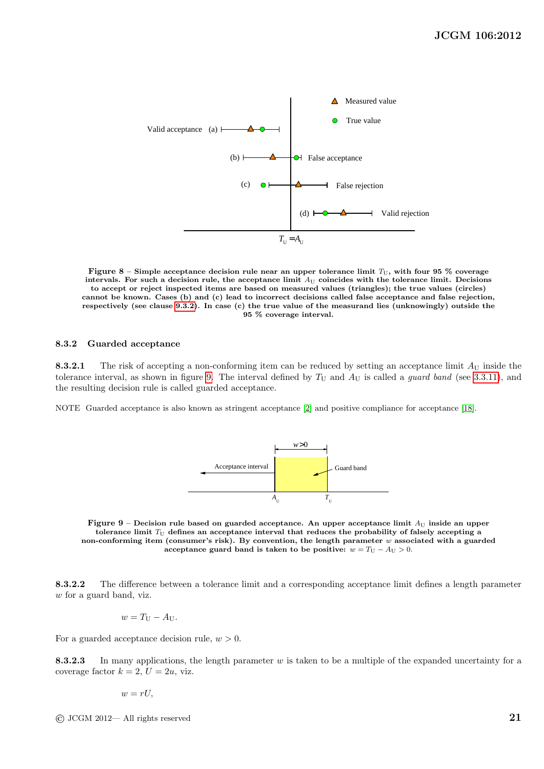**Figure 8** – **Simple acceptance decision rule near an upper tolerance limit $T_U$, with four 95 % coverage intervals. For such a decision rule, the acceptance limit $A_U$ coincides with the tolerance limit. Decisions to accept or reject inspected items are based on measured values (triangles); the true values (circles) cannot be known. Cases (b) and (c) lead to incorrect decisions called false acceptance and false rejection, respectively (see clause 9.3.2). In case (c) the true value of the measurand lies (unknowingly) outside the 95 % coverage interval.**

### 8.3.2 Guarded acceptance

**8.3.2.1** The risk of accepting a non-conforming item can be reduced by setting an acceptance limit $A_U$ inside the tolerance interval, as shown in figure 9. The interval defined by $T_U$ and $A_U$ is called a *guard band* (see 3.3.11), and the resulting decision rule is called guarded acceptance.

NOTE Guarded acceptance is also known as stringent acceptance [2] and positive compliance for acceptance [18].

**Figure 9** – **Decision rule based on guarded acceptance. An upper acceptance limit $A_U$ inside an upper tolerance limit $T_U$ defines an acceptance interval that reduces the probability of falsely accepting a non-conforming item (consumer's risk). By convention, the length parameter $w$ associated with a guarded acceptance guard band is taken to be positive: $w = T_U - A_U > 0$.**

**8.3.2.2** The difference between a tolerance limit and a corresponding acceptance limit defines a length parameter $w$ for a guard band, viz.

$$w = T_U - A_U.$$

For a guarded acceptance decision rule, $w > 0$.

**8.3.2.3** In many applications, the length parameter $w$ is taken to be a multiple of the expanded uncertainty for a coverage factor $k = 2$, $U = 2u$, viz.

$$w = rU,$$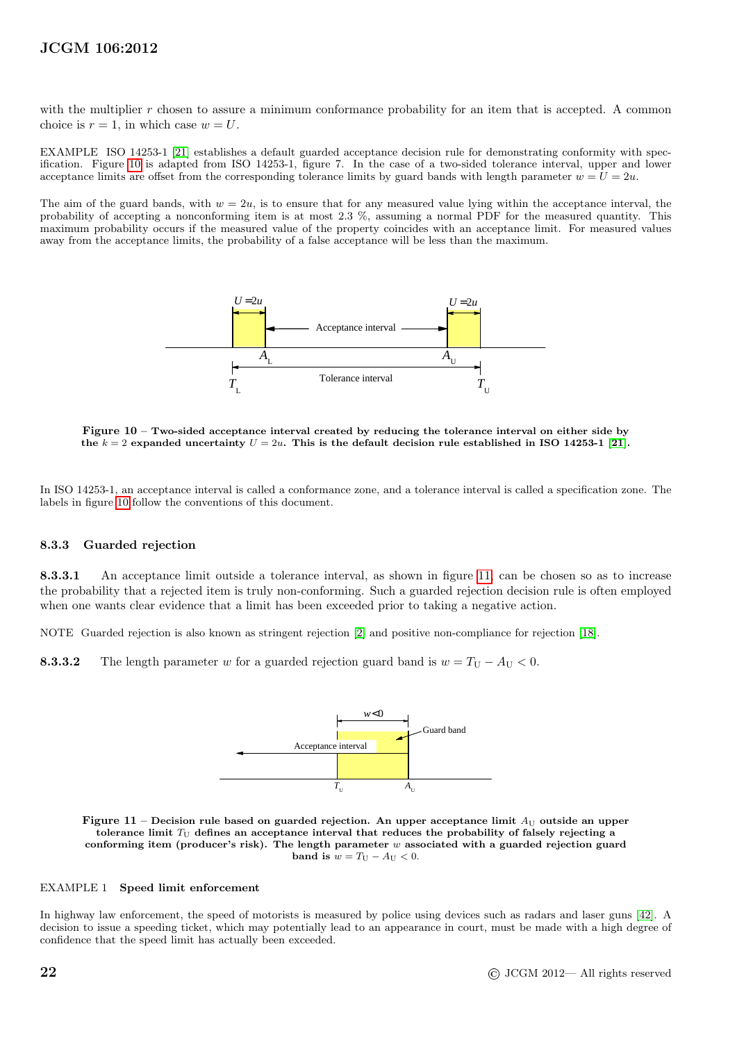with the multiplier $r$ chosen to assure a minimum conformance probability for an item that is accepted. A common choice is $r = 1$, in which case $w = U$.

EXAMPLE ISO 14253-1 [21] establishes a default guarded acceptance decision rule for demonstrating conformity with specification. Figure 10 is adapted from ISO 14253-1, figure 7. In the case of a two-sided tolerance interval, upper and lower acceptance limits are offset from the corresponding tolerance limits by guard bands with length parameter $w = U = 2u$.

The aim of the guard bands, with $w = 2u$, is to ensure that for any measured value lying within the acceptance interval, the probability of accepting a nonconforming item is at most 2.3 %, assuming a normal PDF for the measured quantity. This maximum probability occurs if the measured value of the property coincides with an acceptance limit. For measured values away from the acceptance limits, the probability of a false acceptance will be less than the maximum.

**Figure 10 – Two-sided acceptance interval created by reducing the tolerance interval on either side by the $k = 2$ expanded uncertainty $U = 2u$. This is the default decision rule established in ISO 14253-1 [21].**

In ISO 14253-1, an acceptance interval is called a conformance zone, and a tolerance interval is called a specification zone. The labels in figure 10 follow the conventions of this document.

### 8.3.3 Guarded rejection

**8.3.3.1** An acceptance limit outside a tolerance interval, as shown in figure 11, can be chosen so as to increase the probability that a rejected item is truly non-conforming. Such a guarded rejection decision rule is often employed when one wants clear evidence that a limit has been exceeded prior to taking a negative action.

NOTE Guarded rejection is also known as stringent rejection [2] and positive non-compliance for rejection [18].

**8.3.3.2** The length parameter $w$ for a guarded rejection guard band is $w = T_U - A_U < 0$.

**Figure 11 – Decision rule based on guarded rejection. An upper acceptance limit $A_U$ outside an upper tolerance limit $T_U$ defines an acceptance interval that reduces the probability of falsely rejecting a conforming item (producer's risk). The length parameter $w$ associated with a guarded rejection guard band is $w = T_U - A_U < 0$.**

EXAMPLE 1 **Speed limit enforcement**

In highway law enforcement, the speed of motorists is measured by police using devices such as radars and laser guns [42]. A decision to issue a speeding ticket, which may potentially lead to an appearance in court, must be made with a high degree of confidence that the speed limit has actually been exceeded.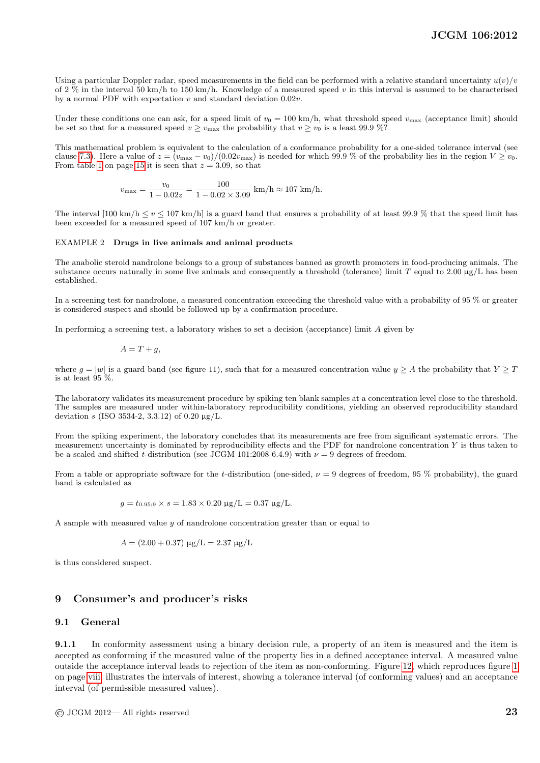Using a particular Doppler radar, speed measurements in the field can be performed with a relative standard uncertainty $u(v)/v$ of 2 % in the interval 50 km/h to 150 km/h. Knowledge of a measured speed $v$ in this interval is assumed to be characterised by a normal PDF with expectation $v$ and standard deviation $0.02v$.

Under these conditions one can ask, for a speed limit of $v_0 = 100$ km/h, what threshold speed $v_{\max}$ (acceptance limit) should be set so that for a measured speed $v \geq v_{\max}$ the probability that $v \geq v_0$ is a least 99.9 %?

This mathematical problem is equivalent to the calculation of a conformance probability for a one-sided tolerance interval (see clause 7.3). Here a value of $z = (v_{\max} - v_0)/(0.02v_{\max})$ is needed for which 99.9 % of the probability lies in the region $V \geq v_0$. From table 1 on page 15 it is seen that $z = 3.09$, so that

$$v_{\max} = \frac{v_0}{1 - 0.02z} = \frac{100}{1 - 0.02 \times 3.09} \text{ km/h} \approx 107 \text{ km/h}.$$

The interval [100 km/h $\leq v \leq$ 107 km/h] is a guard band that ensures a probability of at least 99.9 % that the speed limit has been exceeded for a measured speed of 107 km/h or greater.

EXAMPLE 2 **Drugs in live animals and animal products**

The anabolic steroid nandrolone belongs to a group of substances banned as growth promoters in food-producing animals. The substance occurs naturally in some live animals and consequently a threshold (tolerance) limit $T$ equal to 2.00 µg/L has been established.

In a screening test for nandrolone, a measured concentration exceeding the threshold value with a probability of 95 % or greater is considered suspect and should be followed up by a confirmation procedure.

In performing a screening test, a laboratory wishes to set a decision (acceptance) limit $A$ given by

$$A = T + g,$$

where $g = |w|$ is a guard band (see figure 11), such that for a measured concentration value $y \geq A$ the probability that $Y \geq T$ is at least 95 %.

The laboratory validates its measurement procedure by spiking ten blank samples at a concentration level close to the threshold. The samples are measured under within-laboratory reproducibility conditions, yielding an observed reproducibility standard deviation $s$ (ISO 3534-2, 3.3.12) of 0.20 µg/L.

From the spiking experiment, the laboratory concludes that its measurements are free from significant systematic errors. The measurement uncertainty is dominated by reproducibility effects and the PDF for nandrolone concentration $Y$ is thus taken to be a scaled and shifted $t$-distribution (see JCGM 101:2008 6.4.9) with $\nu = 9$ degrees of freedom.

From a table or appropriate software for the $t$-distribution (one-sided, $\nu = 9$ degrees of freedom, 95 % probability), the guard band is calculated as

$$g = t_{0.95;9} \times s = 1.83 \times 0.20 \text{ µg/L} = 0.37 \text{ µg/L}.$$

A sample with measured value $y$ of nandrolone concentration greater than or equal to

$$A = (2.00 + 0.37) \text{ µg/L} = 2.37 \text{ µg/L}$$

is thus considered suspect.

## 9 Consumer's and producer's risks

### 9.1 General

**9.1.1** In conformity assessment using a binary decision rule, a property of an item is measured and the item is accepted as conforming if the measured value of the property lies in a defined acceptance interval. A measured value outside the acceptance interval leads to rejection of the item as non-conforming. Figure 12, which reproduces figure 1 on page viii, illustrates the intervals of interest, showing a tolerance interval (of conforming values) and an acceptance interval (of permissible measured values).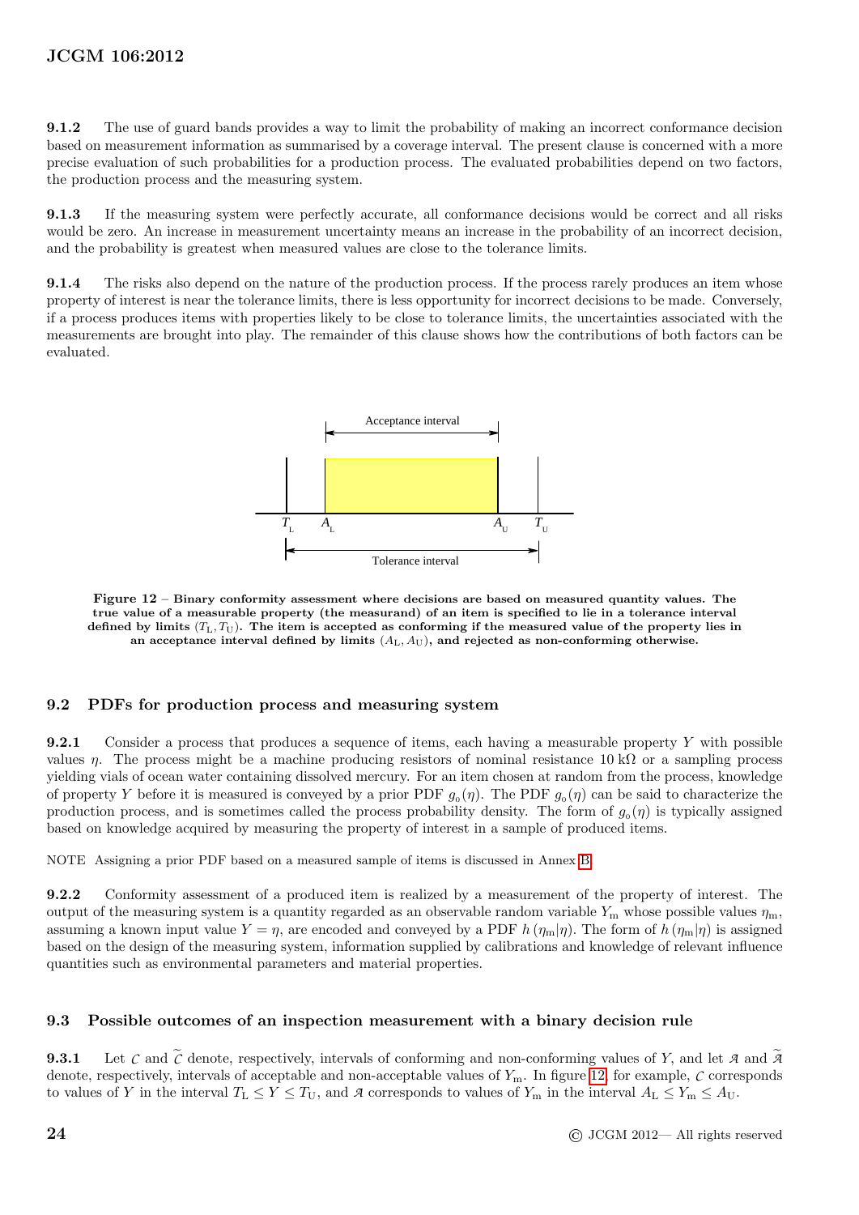**9.1.2** The use of guard bands provides a way to limit the probability of making an incorrect conformance decision based on measurement information as summarised by a coverage interval. The present clause is concerned with a more precise evaluation of such probabilities for a production process. The evaluated probabilities depend on two factors, the production process and the measuring system.

**9.1.3** If the measuring system were perfectly accurate, all conformance decisions would be correct and all risks would be zero. An increase in measurement uncertainty means an increase in the probability of an incorrect decision, and the probability is greatest when measured values are close to the tolerance limits.

**9.1.4** The risks also depend on the nature of the production process. If the process rarely produces an item whose property of interest is near the tolerance limits, there is less opportunity for incorrect decisions to be made. Conversely, if a process produces items with properties likely to be close to tolerance limits, the uncertainties associated with the measurements are brought into play. The remainder of this clause shows how the contributions of both factors can be evaluated.

**Figure 12 – Binary conformity assessment where decisions are based on measured quantity values. The true value of a measurable property (the measurand) of an item is specified to lie in a tolerance interval defined by limits $(T_\mathrm{L}, T_\mathrm{U})$. The item is accepted as conforming if the measured value of the property lies in an acceptance interval defined by limits $(A_\mathrm{L}, A_\mathrm{U})$, and rejected as non-conforming otherwise.**

## 9.2 PDFs for production process and measuring system

**9.2.1** Consider a process that produces a sequence of items, each having a measurable property $Y$ with possible values $\eta$. The process might be a machine producing resistors of nominal resistance $10\ \mathrm{k\Omega}$ or a sampling process yielding vials of ocean water containing dissolved mercury. For an item chosen at random from the process, knowledge of property $Y$ before it is measured is conveyed by a prior PDF $g_0(\eta)$. The PDF $g_0(\eta)$ can be said to characterize the production process, and is sometimes called the process probability density. The form of $g_0(\eta)$ is typically assigned based on knowledge acquired by measuring the property of interest in a sample of produced items.

NOTE Assigning a prior PDF based on a measured sample of items is discussed in Annex B.

**9.2.2** Conformity assessment of a produced item is realized by a measurement of the property of interest. The output of the measuring system is a quantity regarded as an observable random variable $Y_\mathrm{m}$ whose possible values $\eta_\mathrm{m}$, assuming a known input value $Y = \eta$, are encoded and conveyed by a PDF $h(\eta_\mathrm{m}|\eta)$. The form of $h(\eta_\mathrm{m}|\eta)$ is assigned based on the design of the measuring system, information supplied by calibrations and knowledge of relevant influence quantities such as environmental parameters and material properties.

## 9.3 Possible outcomes of an inspection measurement with a binary decision rule

**9.3.1** Let $\mathcal{C}$ and $\widetilde{\mathcal{C}}$ denote, respectively, intervals of conforming and non-conforming values of $Y$, and let $\mathcal{A}$ and $\widetilde{\mathcal{A}}$ denote, respectively, intervals of acceptable and non-acceptable values of $Y_\mathrm{m}$. In figure 12, for example, $\mathcal{C}$ corresponds to values of $Y$ in the interval $T_\mathrm{L} \le Y \le T_\mathrm{U}$, and $\mathcal{A}$ corresponds to values of $Y_\mathrm{m}$ in the interval $A_\mathrm{L} \le Y_\mathrm{m} \le A_\mathrm{U}$.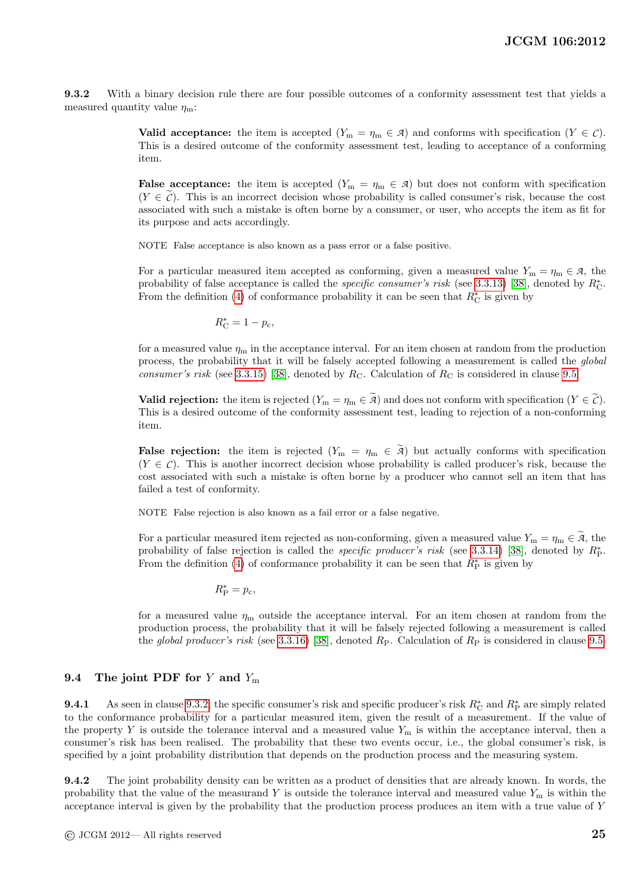**9.3.2** With a binary decision rule there are four possible outcomes of a conformity assessment test that yields a measured quantity value $\eta_{\mathrm{m}}$:

**Valid acceptance:** the item is accepted ($Y_{\mathrm{m}} = \eta_{\mathrm{m}} \in \mathcal{A}$) and conforms with specification ($Y \in \mathcal{C}$). This is a desired outcome of the conformity assessment test, leading to acceptance of a conforming item.

**False acceptance:** the item is accepted ($Y_{\mathrm{m}} = \eta_{\mathrm{m}} \in \mathcal{A}$) but does not conform with specification ($Y \in \widetilde{\mathcal{C}}$). This is an incorrect decision whose probability is called consumer's risk, because the cost associated with such a mistake is often borne by a consumer, or user, who accepts the item as fit for its purpose and acts accordingly.

NOTE False acceptance is also known as a pass error or a false positive.

For a particular measured item accepted as conforming, given a measured value $Y_{\mathrm{m}} = \eta_{\mathrm{m}} \in \mathcal{A}$, the probability of false acceptance is called the *specific consumer's risk* (see 3.3.13) [38], denoted by $R_{\mathrm{C}}^{*}$. From the definition (4) of conformance probability it can be seen that $R_{\mathrm{C}}^{*}$ is given by

$$R_{\mathrm{C}}^{*} = 1 - p_{\mathrm{c}},$$

for a measured value $\eta_{\mathrm{m}}$ in the acceptance interval. For an item chosen at random from the production process, the probability that it will be falsely accepted following a measurement is called the *global consumer's risk* (see 3.3.15) [38], denoted by $R_{\mathrm{C}}$. Calculation of $R_{\mathrm{C}}$ is considered in clause 9.5.

**Valid rejection:** the item is rejected ($Y_{\mathrm{m}} = \eta_{\mathrm{m}} \in \widetilde{\mathcal{A}}$) and does not conform with specification ($Y \in \widetilde{\mathcal{C}}$). This is a desired outcome of the conformity assessment test, leading to rejection of a non-conforming item.

**False rejection:** the item is rejected ($Y_{\mathrm{m}} = \eta_{\mathrm{m}} \in \widetilde{\mathcal{A}}$) but actually conforms with specification ($Y \in \mathcal{C}$). This is another incorrect decision whose probability is called producer's risk, because the cost associated with such a mistake is often borne by a producer who cannot sell an item that has failed a test of conformity.

NOTE False rejection is also known as a fail error or a false negative.

For a particular measured item rejected as non-conforming, given a measured value $Y_{\mathrm{m}} = \eta_{\mathrm{m}} \in \widetilde{\mathcal{A}}$, the probability of false rejection is called the *specific producer's risk* (see 3.3.14) [38], denoted by $R_{\mathrm{P}}^{*}$. From the definition (4) of conformance probability it can be seen that $R_{\mathrm{P}}^{*}$ is given by

$$R_{\mathrm{P}}^{*} = p_{\mathrm{c}},$$

for a measured value $\eta_{\mathrm{m}}$ outside the acceptance interval. For an item chosen at random from the production process, the probability that it will be falsely rejected following a measurement is called the *global producer's risk* (see 3.3.16) [38], denoted $R_{\mathrm{P}}$. Calculation of $R_{\mathrm{P}}$ is considered in clause 9.5.

## 9.4 The joint PDF for $Y$ and $Y_{\mathrm{m}}$

**9.4.1** As seen in clause 9.3.2, the specific consumer's risk and specific producer's risk $R_{\mathrm{C}}^{*}$ and $R_{\mathrm{P}}^{*}$ are simply related to the conformance probability for a particular measured item, given the result of a measurement. If the value of the property $Y$ is outside the tolerance interval and a measured value $Y_{\mathrm{m}}$ is within the acceptance interval, then a consumer's risk has been realised. The probability that these two events occur, i.e., the global consumer's risk, is specified by a joint probability distribution that depends on the production process and the measuring system.

**9.4.2** The joint probability density can be written as a product of densities that are already known. In words, the probability that the value of the measurand $Y$ is outside the tolerance interval and measured value $Y_{\mathrm{m}}$ is within the acceptance interval is given by the probability that the production process produces an item with a true value of $Y$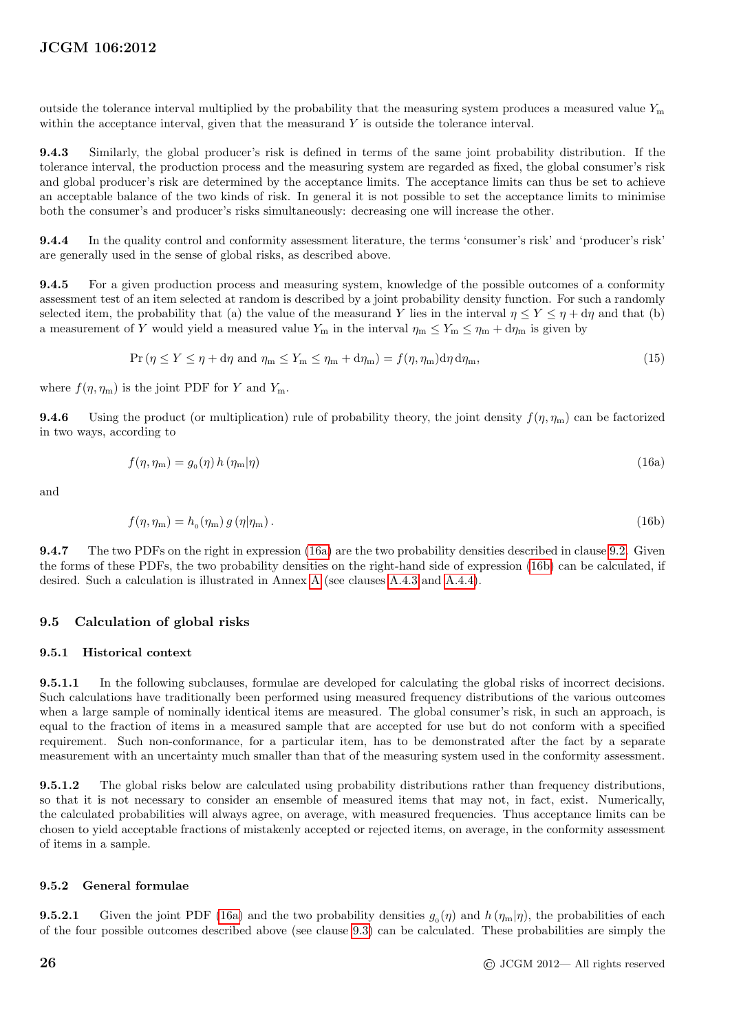outside the tolerance interval multiplied by the probability that the measuring system produces a measured value $Y_m$ within the acceptance interval, given that the measurand $Y$ is outside the tolerance interval.

**9.4.3** Similarly, the global producer's risk is defined in terms of the same joint probability distribution. If the tolerance interval, the production process and the measuring system are regarded as fixed, the global consumer's risk and global producer's risk are determined by the acceptance limits. The acceptance limits can thus be set to achieve an acceptable balance of the two kinds of risk. In general it is not possible to set the acceptance limits to minimise both the consumer's and producer's risks simultaneously: decreasing one will increase the other.

**9.4.4** In the quality control and conformity assessment literature, the terms 'consumer's risk' and 'producer's risk' are generally used in the sense of global risks, as described above.

**9.4.5** For a given production process and measuring system, knowledge of the possible outcomes of a conformity assessment test of an item selected at random is described by a joint probability density function. For such a randomly selected item, the probability that (a) the value of the measurand $Y$ lies in the interval $\eta \le Y \le \eta + \mathrm{d}\eta$ and that (b) a measurement of $Y$ would yield a measured value $Y_m$ in the interval $\eta_m \le Y_m \le \eta_m + \mathrm{d}\eta_m$ is given by

$$\Pr\left(\eta \le Y \le \eta + \mathrm{d}\eta \text{ and } \eta_m \le Y_m \le \eta_m + \mathrm{d}\eta_m\right) = f(\eta, \eta_m)\mathrm{d}\eta\,\mathrm{d}\eta_m, \tag{15}$$

where $f(\eta, \eta_m)$ is the joint PDF for $Y$ and $Y_m$.

**9.4.6** Using the product (or multiplication) rule of probability theory, the joint density $f(\eta, \eta_m)$ can be factorized in two ways, according to

$$f(\eta, \eta_m) = g_0(\eta)\, h\left(\eta_m|\eta\right) \tag{16a}$$

and

$$f(\eta, \eta_m) = h_0(\eta_m)\, g\left(\eta|\eta_m\right). \tag{16b}$$

**9.4.7** The two PDFs on the right in expression (16a) are the two probability densities described in clause 9.2. Given the forms of these PDFs, the two probability densities on the right-hand side of expression (16b) can be calculated, if desired. Such a calculation is illustrated in Annex A (see clauses A.4.3 and A.4.4).

## 9.5 Calculation of global risks

### 9.5.1 Historical context

**9.5.1.1** In the following subclauses, formulae are developed for calculating the global risks of incorrect decisions. Such calculations have traditionally been performed using measured frequency distributions of the various outcomes when a large sample of nominally identical items are measured. The global consumer's risk, in such an approach, is equal to the fraction of items in a measured sample that are accepted for use but do not conform with a specified requirement. Such non-conformance, for a particular item, has to be demonstrated after the fact by a separate measurement with an uncertainty much smaller than that of the measuring system used in the conformity assessment.

**9.5.1.2** The global risks below are calculated using probability distributions rather than frequency distributions, so that it is not necessary to consider an ensemble of measured items that may not, in fact, exist. Numerically, the calculated probabilities will always agree, on average, with measured frequencies. Thus acceptance limits can be chosen to yield acceptable fractions of mistakenly accepted or rejected items, on average, in the conformity assessment of items in a sample.

### 9.5.2 General formulae

**9.5.2.1** Given the joint PDF (16a) and the two probability densities $g_0(\eta)$ and $h\left(\eta_m|\eta\right)$, the probabilities of each of the four possible outcomes described above (see clause 9.3) can be calculated. These probabilities are simply the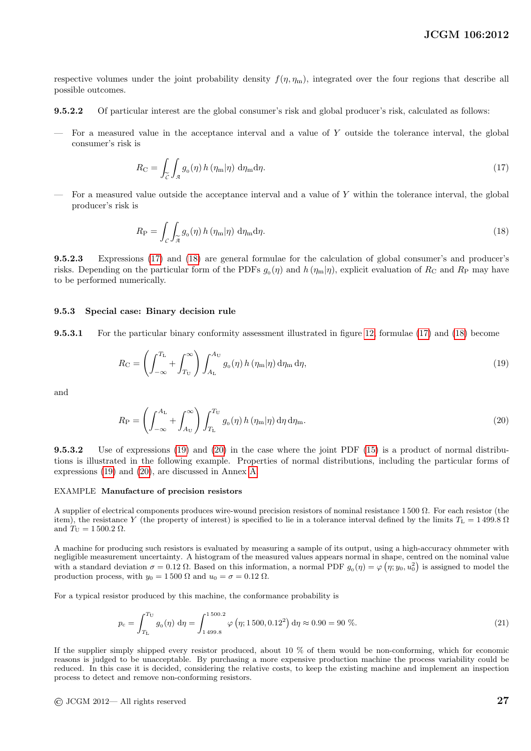respective volumes under the joint probability density $f(\eta, \eta_m)$, integrated over the four regions that describe all possible outcomes.

**9.5.2.2** Of particular interest are the global consumer's risk and global producer's risk, calculated as follows:

— For a measured value in the acceptance interval and a value of $Y$ outside the tolerance interval, the global consumer's risk is

$$R_C = \int_{\widetilde{\mathcal{C}}} \int_{\mathcal{A}} g_0(\eta)\, h(\eta_m|\eta)\ \mathrm{d}\eta_m \mathrm{d}\eta. \tag{17}$$

— For a measured value outside the acceptance interval and a value of $Y$ within the tolerance interval, the global producer's risk is

$$R_P = \int_{\mathcal{C}} \int_{\widetilde{\mathcal{A}}} g_0(\eta)\, h(\eta_m|\eta)\ \mathrm{d}\eta_m \mathrm{d}\eta. \tag{18}$$

**9.5.2.3** Expressions (17) and (18) are general formulae for the calculation of global consumer's and producer's risks. Depending on the particular form of the PDFs $g_0(\eta)$ and $h(\eta_m|\eta)$, explicit evaluation of $R_C$ and $R_P$ may have to be performed numerically.

### 9.5.3 Special case: Binary decision rule

**9.5.3.1** For the particular binary conformity assessment illustrated in figure 12, formulae (17) and (18) become

$$R_C = \left( \int_{-\infty}^{T_L} + \int_{T_U}^{\infty} \right) \int_{A_L}^{A_U} g_0(\eta)\, h(\eta_m|\eta)\, \mathrm{d}\eta_m\, \mathrm{d}\eta, \tag{19}$$

and

$$R_P = \left( \int_{-\infty}^{A_L} + \int_{A_U}^{\infty} \right) \int_{T_L}^{T_U} g_0(\eta)\, h(\eta_m|\eta)\, \mathrm{d}\eta\, \mathrm{d}\eta_m. \tag{20}$$

**9.5.3.2** Use of expressions (19) and (20) in the case where the joint PDF (15) is a product of normal distributions is illustrated in the following example. Properties of normal distributions, including the particular forms of expressions (19) and (20), are discussed in Annex A.

EXAMPLE **Manufacture of precision resistors**

A supplier of electrical components produces wire-wound precision resistors of nominal resistance 1 500 Ω. For each resistor (the item), the resistance $Y$ (the property of interest) is specified to lie in a tolerance interval defined by the limits $T_L = 1\,499.8$ Ω and $T_U = 1\,500.2$ Ω.

A machine for producing such resistors is evaluated by measuring a sample of its output, using a high-accuracy ohmmeter with negligible measurement uncertainty. A histogram of the measured values appears normal in shape, centred on the nominal value with a standard deviation $\sigma = 0.12$ Ω. Based on this information, a normal PDF $g_0(\eta) = \varphi\left(\eta; y_0, u_0^2\right)$ is assigned to model the production process, with $y_0 = 1\,500$ Ω and $u_0 = \sigma = 0.12$ Ω.

For a typical resistor produced by this machine, the conformance probability is

$$p_c = \int_{T_L}^{T_U} g_0(\eta)\ \mathrm{d}\eta = \int_{1\,499.8}^{1\,500.2} \varphi\left(\eta; 1\,500, 0.12^2\right) \mathrm{d}\eta \approx 0.90 = 90\ \%. \tag{21}$$

If the supplier simply shipped every resistor produced, about 10 % of them would be non-conforming, which for economic reasons is judged to be unacceptable. By purchasing a more expensive production machine the process variability could be reduced. In this case it is decided, considering the relative costs, to keep the existing machine and implement an inspection process to detect and remove non-conforming resistors.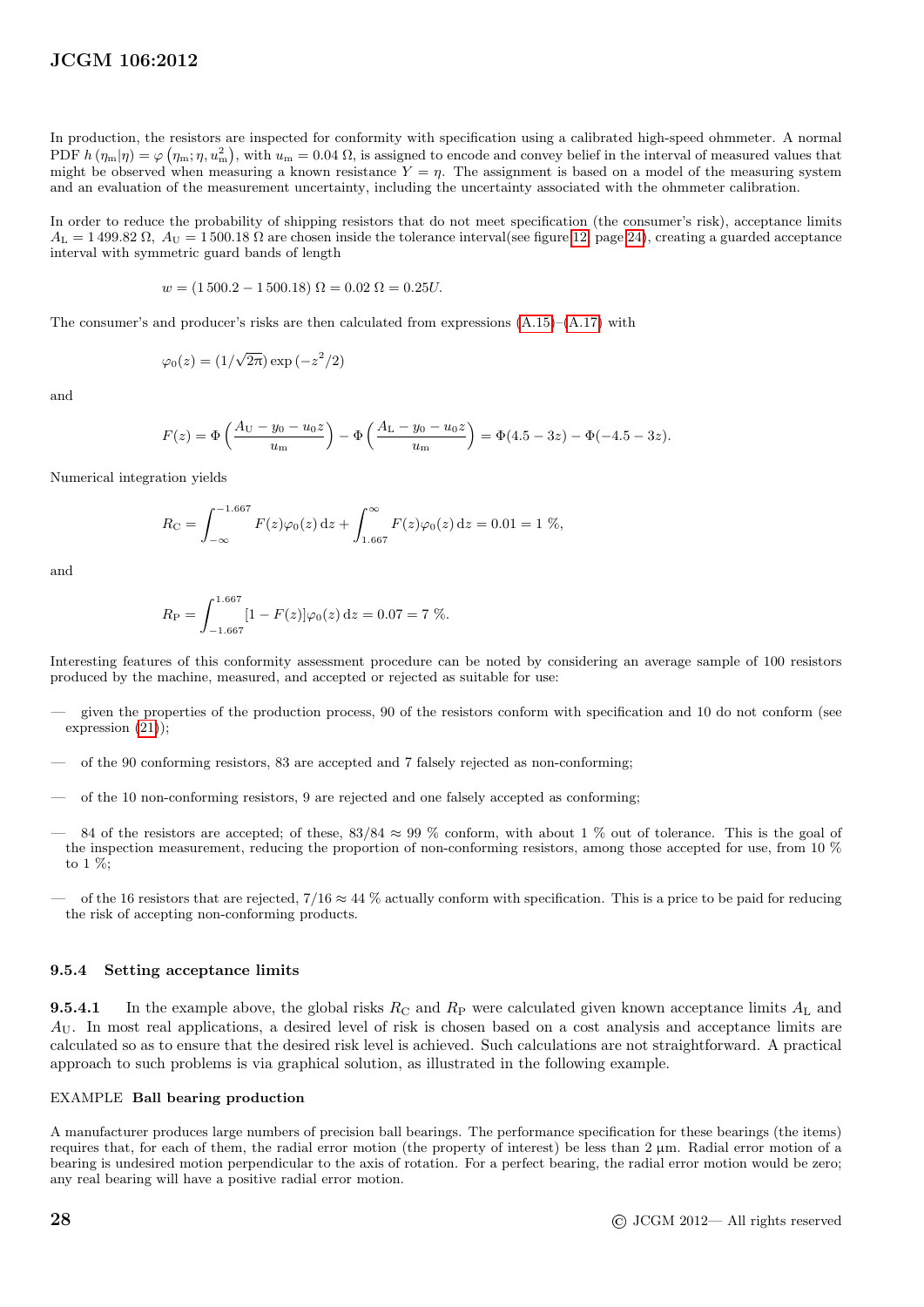In production, the resistors are inspected for conformity with specification using a calibrated high-speed ohmmeter. A normal PDF $h(\eta_\mathrm{m}|\eta) = \varphi\left(\eta_\mathrm{m}; \eta, u_\mathrm{m}^2\right)$, with $u_\mathrm{m} = 0.04\ \Omega$, is assigned to encode and convey belief in the interval of measured values that might be observed when measuring a known resistance $Y = \eta$. The assignment is based on a model of the measuring system and an evaluation of the measurement uncertainty, including the uncertainty associated with the ohmmeter calibration.

In order to reduce the probability of shipping resistors that do not meet specification (the consumer's risk), acceptance limits $A_\mathrm{L} = 1\,499.82\ \Omega$, $A_\mathrm{U} = 1\,500.18\ \Omega$ are chosen inside the tolerance interval(see figure 12, page 24), creating a guarded acceptance interval with symmetric guard bands of length

$$w = (1\,500.2 - 1\,500.18)\ \Omega = 0.02\ \Omega = 0.25U.$$

The consumer's and producer's risks are then calculated from expressions (A.15)–(A.17) with

$$\varphi_0(z) = (1/\sqrt{2\pi})\exp\left(-z^2/2\right)$$

and

$$F(z) = \Phi\left(\frac{A_\mathrm{U} - y_0 - u_0 z}{u_\mathrm{m}}\right) - \Phi\left(\frac{A_\mathrm{L} - y_0 - u_0 z}{u_\mathrm{m}}\right) = \Phi(4.5 - 3z) - \Phi(-4.5 - 3z).$$

Numerical integration yields

$$R_\mathrm{C} = \int_{-\infty}^{-1.667} F(z)\varphi_0(z)\,\mathrm{d}z + \int_{1.667}^{\infty} F(z)\varphi_0(z)\,\mathrm{d}z = 0.01 = 1\ \%,$$

and

$$R_\mathrm{P} = \int_{-1.667}^{1.667} [1 - F(z)]\varphi_0(z)\,\mathrm{d}z = 0.07 = 7\ \%.$$

Interesting features of this conformity assessment procedure can be noted by considering an average sample of 100 resistors produced by the machine, measured, and accepted or rejected as suitable for use:

— given the properties of the production process, 90 of the resistors conform with specification and 10 do not conform (see expression (21));

— of the 90 conforming resistors, 83 are accepted and 7 falsely rejected as non-conforming;

— of the 10 non-conforming resistors, 9 are rejected and one falsely accepted as conforming;

— 84 of the resistors are accepted; of these, $83/84 \approx 99\ \%$ conform, with about 1 % out of tolerance. This is the goal of the inspection measurement, reducing the proportion of non-conforming resistors, among those accepted for use, from 10 % to 1 %;

— of the 16 resistors that are rejected, $7/16 \approx 44\ \%$ actually conform with specification. This is a price to be paid for reducing the risk of accepting non-conforming products.

### 9.5.4 Setting acceptance limits

**9.5.4.1** In the example above, the global risks $R_\mathrm{C}$ and $R_\mathrm{P}$ were calculated given known acceptance limits $A_\mathrm{L}$ and $A_\mathrm{U}$. In most real applications, a desired level of risk is chosen based on a cost analysis and acceptance limits are calculated so as to ensure that the desired risk level is achieved. Such calculations are not straightforward. A practical approach to such problems is via graphical solution, as illustrated in the following example.

EXAMPLE **Ball bearing production**

A manufacturer produces large numbers of precision ball bearings. The performance specification for these bearings (the items) requires that, for each of them, the radial error motion (the property of interest) be less than 2 µm. Radial error motion of a bearing is undesired motion perpendicular to the axis of rotation. For a perfect bearing, the radial error motion would be zero; any real bearing will have a positive radial error motion.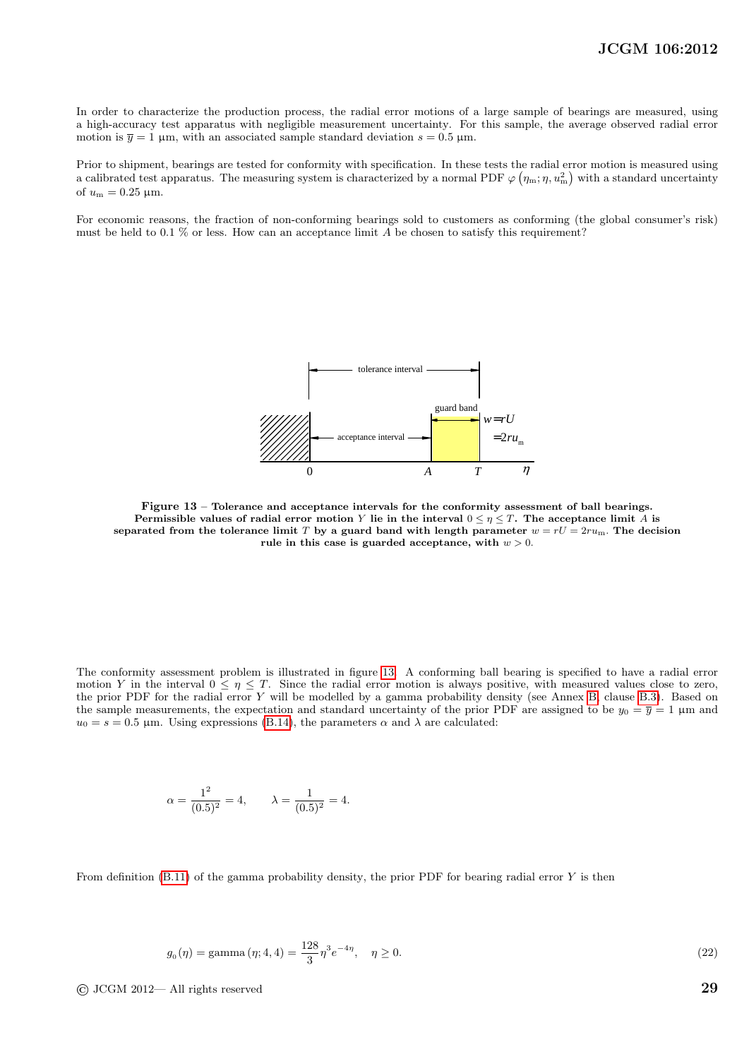In order to characterize the production process, the radial error motions of a large sample of bearings are measured, using a high-accuracy test apparatus with negligible measurement uncertainty. For this sample, the average observed radial error motion is $\overline{y} = 1$ µm, with an associated sample standard deviation $s = 0.5$ µm.

Prior to shipment, bearings are tested for conformity with specification. In these tests the radial error motion is measured using a calibrated test apparatus. The measuring system is characterized by a normal PDF $\varphi\left(\eta_{\rm m}; \eta, u_{\rm m}^2\right)$ with a standard uncertainty of $u_{\rm m} = 0.25$ µm.

For economic reasons, the fraction of non-conforming bearings sold to customers as conforming (the global consumer's risk) must be held to 0.1 % or less. How can an acceptance limit $A$ be chosen to satisfy this requirement?

**Figure 13 – Tolerance and acceptance intervals for the conformity assessment of ball bearings. Permissible values of radial error motion $Y$ lie in the interval $0 \le \eta \le T$. The acceptance limit $A$ is separated from the tolerance limit $T$ by a guard band with length parameter $w = rU = 2ru_{\rm m}$. The decision rule in this case is guarded acceptance, with $w > 0$.**

The conformity assessment problem is illustrated in figure 13. A conforming ball bearing is specified to have a radial error motion $Y$ in the interval $0 \le \eta \le T$. Since the radial error motion is always positive, with measured values close to zero, the prior PDF for the radial error $Y$ will be modelled by a gamma probability density (see Annex B, clause B.3). Based on the sample measurements, the expectation and standard uncertainty of the prior PDF are assigned to be $y_0 = \overline{y} = 1$ µm and $u_0 = s = 0.5$ µm. Using expressions (B.14), the parameters $\alpha$ and $\lambda$ are calculated:

$$\alpha = \frac{1^2}{(0.5)^2} = 4, \qquad \lambda = \frac{1}{(0.5)^2} = 4.$$

From definition (B.11) of the gamma probability density, the prior PDF for bearing radial error $Y$ is then

$$g_0(\eta) = \text{gamma}\,(\eta; 4, 4) = \frac{128}{3}\eta^3 e^{-4\eta}, \quad \eta \ge 0. \tag{22}$$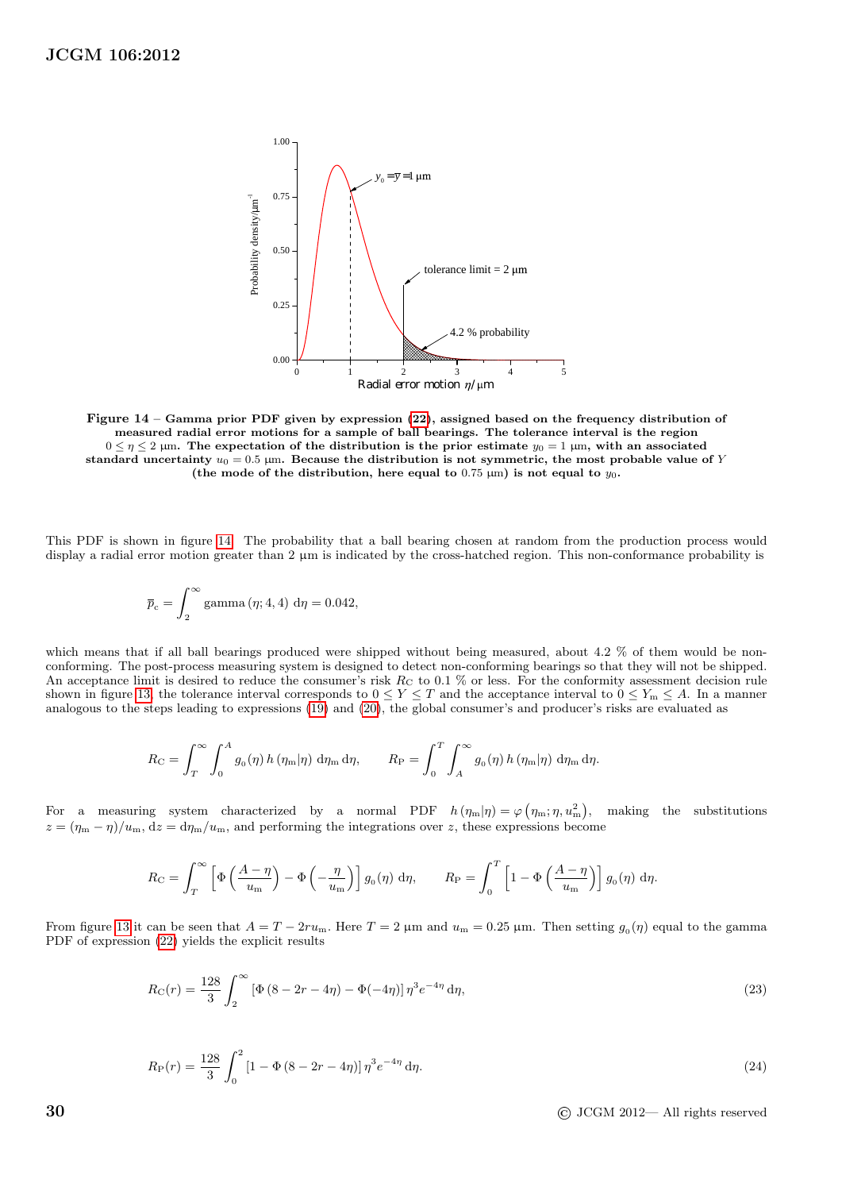**Figure 14 – Gamma prior PDF given by expression (22), assigned based on the frequency distribution of measured radial error motions for a sample of ball bearings. The tolerance interval is the region $0 \le \eta \le 2$ µm. The expectation of the distribution is the prior estimate $y_0 = 1$ µm, with an associated standard uncertainty $u_0 = 0.5$ µm. Because the distribution is not symmetric, the most probable value of $Y$ (the mode of the distribution, here equal to 0.75 µm) is not equal to $y_0$.**

This PDF is shown in figure 14. The probability that a ball bearing chosen at random from the production process would display a radial error motion greater than 2 µm is indicated by the cross-hatched region. This non-conformance probability is

$$\overline{p}_{\mathrm{c}} = \int_{2}^{\infty} \mathrm{gamma}\,(\eta; 4, 4)\;\mathrm{d}\eta = 0.042,$$

which means that if all ball bearings produced were shipped without being measured, about 4.2 % of them would be non-conforming. The post-process measuring system is designed to detect non-conforming bearings so that they will not be shipped. An acceptance limit is desired to reduce the consumer's risk $R_{\mathrm{C}}$ to 0.1 % or less. For the conformity assessment decision rule shown in figure 13, the tolerance interval corresponds to $0 \le Y \le T$ and the acceptance interval to $0 \le Y_{\mathrm{m}} \le A$. In a manner analogous to the steps leading to expressions (19) and (20), the global consumer's and producer's risks are evaluated as

$$R_{\mathrm{C}} = \int_{T}^{\infty}\int_{0}^{A} g_0(\eta)\, h\left(\eta_{\mathrm{m}}|\eta\right)\,\mathrm{d}\eta_{\mathrm{m}}\,\mathrm{d}\eta, \qquad R_{\mathrm{P}} = \int_{0}^{T}\int_{A}^{\infty} g_0(\eta)\, h\left(\eta_{\mathrm{m}}|\eta\right)\,\mathrm{d}\eta_{\mathrm{m}}\,\mathrm{d}\eta.$$

For a measuring system characterized by a normal PDF $h\left(\eta_{\mathrm{m}}|\eta\right) = \varphi\left(\eta_{\mathrm{m}}; \eta, u_{\mathrm{m}}^2\right)$, making the substitutions $z = (\eta_{\mathrm{m}} - \eta)/u_{\mathrm{m}}$, $\mathrm{d}z = \mathrm{d}\eta_{\mathrm{m}}/u_{\mathrm{m}}$, and performing the integrations over $z$, these expressions become

$$R_{\mathrm{C}} = \int_{T}^{\infty}\left[\Phi\left(\frac{A-\eta}{u_{\mathrm{m}}}\right) - \Phi\left(-\frac{\eta}{u_{\mathrm{m}}}\right)\right] g_0(\eta)\,\mathrm{d}\eta, \qquad R_{\mathrm{P}} = \int_{0}^{T}\left[1 - \Phi\left(\frac{A-\eta}{u_{\mathrm{m}}}\right)\right] g_0(\eta)\,\mathrm{d}\eta.$$

From figure 13 it can be seen that $A = T - 2ru_{\mathrm{m}}$. Here $T = 2$ µm and $u_{\mathrm{m}} = 0.25$ µm. Then setting $g_0(\eta)$ equal to the gamma PDF of expression (22) yields the explicit results

$$R_{\mathrm{C}}(r) = \frac{128}{3}\int_{2}^{\infty}\left[\Phi\left(8 - 2r - 4\eta\right) - \Phi(-4\eta)\right]\eta^3 e^{-4\eta}\,\mathrm{d}\eta, \tag{23}$$

$$R_{\mathrm{P}}(r) = \frac{128}{3}\int_{0}^{2}\left[1 - \Phi\left(8 - 2r - 4\eta\right)\right]\eta^3 e^{-4\eta}\,\mathrm{d}\eta. \tag{24}$$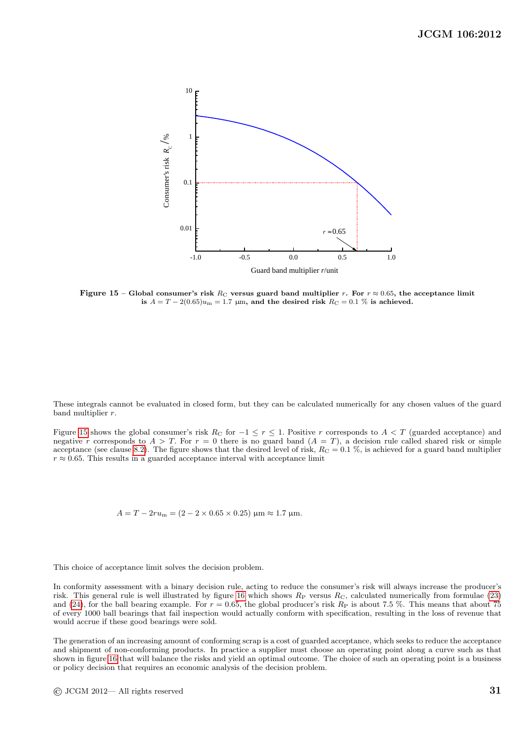**Figure 15** – **Global consumer's risk $R_C$ versus guard band multiplier $r$. For $r \approx 0.65$, the acceptance limit is $A = T - 2(0.65)u_m = 1.7$ µm, and the desired risk $R_C = 0.1$ % is achieved.**

These integrals cannot be evaluated in closed form, but they can be calculated numerically for any chosen values of the guard band multiplier $r$.

Figure 15 shows the global consumer's risk $R_C$ for $-1 \leq r \leq 1$. Positive $r$ corresponds to $A < T$ (guarded acceptance) and negative $r$ corresponds to $A > T$. For $r = 0$ there is no guard band ($A = T$), a decision rule called shared risk or simple acceptance (see clause 8.2). The figure shows that the desired level of risk, $R_C = 0.1$ %, is achieved for a guard band multiplier $r \approx 0.65$. This results in a guarded acceptance interval with acceptance limit

$$A = T - 2ru_m = (2 - 2 \times 0.65 \times 0.25) \text{ µm} \approx 1.7 \text{ µm}.$$

This choice of acceptance limit solves the decision problem.

In conformity assessment with a binary decision rule, acting to reduce the consumer's risk will always increase the producer's risk. This general rule is well illustrated by figure 16 which shows $R_P$ versus $R_C$, calculated numerically from formulae (23) and (24), for the ball bearing example. For $r = 0.65$, the global producer's risk $R_P$ is about 7.5 %. This means that about 75 of every 1000 ball bearings that fail inspection would actually conform with specification, resulting in the loss of revenue that would accrue if these good bearings were sold.

The generation of an increasing amount of conforming scrap is a cost of guarded acceptance, which seeks to reduce the acceptance and shipment of non-conforming products. In practice a supplier must choose an operating point along a curve such as that shown in figure 16 that will balance the risks and yield an optimal outcome. The choice of such an operating point is a business or policy decision that requires an economic analysis of the decision problem.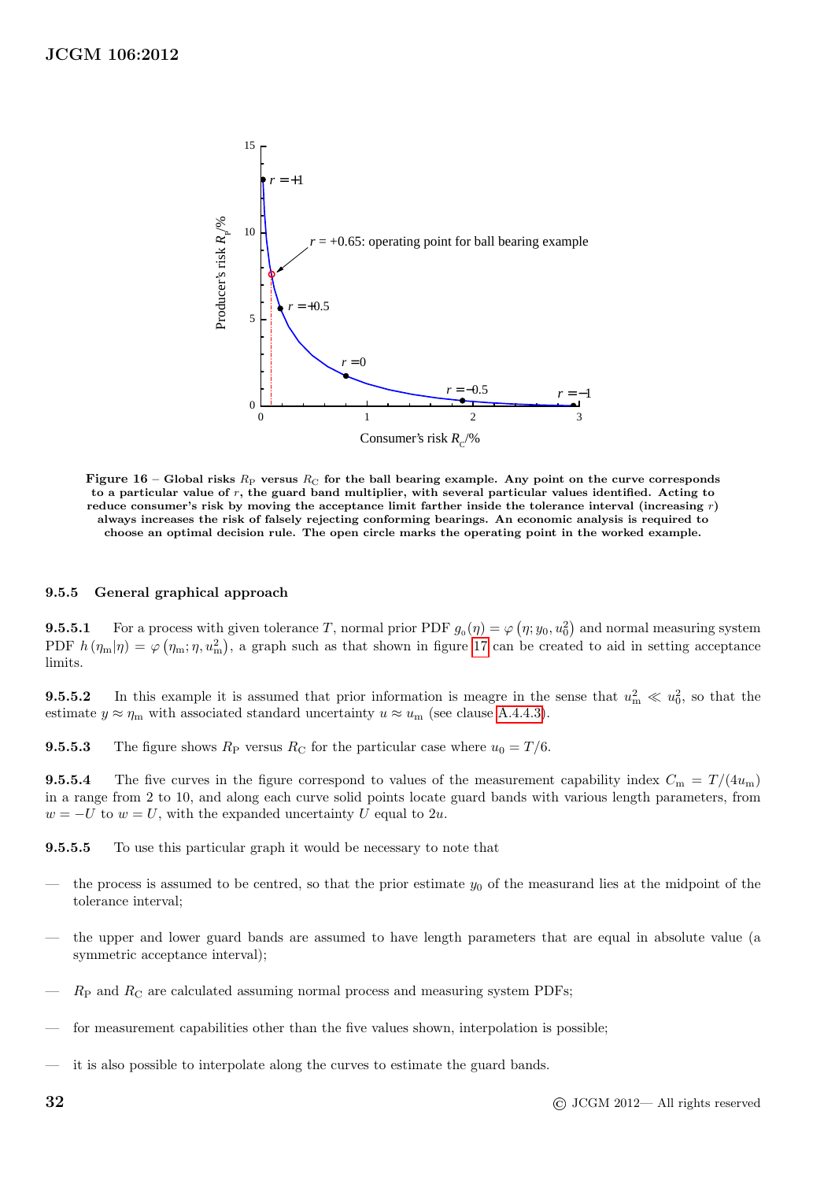**Figure 16** – **Global risks $R_P$ versus $R_C$ for the ball bearing example. Any point on the curve corresponds to a particular value of $r$, the guard band multiplier, with several particular values identified. Acting to reduce consumer's risk by moving the acceptance limit farther inside the tolerance interval (increasing $r$) always increases the risk of falsely rejecting conforming bearings. An economic analysis is required to choose an optimal decision rule. The open circle marks the operating point in the worked example.**

### 9.5.5 General graphical approach

**9.5.5.1** For a process with given tolerance $T$, normal prior PDF $g_0(\eta) = \varphi(\eta; y_0, u_0^2)$ and normal measuring system PDF $h(\eta_m|\eta) = \varphi(\eta_m; \eta, u_m^2)$, a graph such as that shown in figure 17 can be created to aid in setting acceptance limits.

**9.5.5.2** In this example it is assumed that prior information is meagre in the sense that $u_m^2 \ll u_0^2$, so that the estimate $y \approx \eta_m$ with associated standard uncertainty $u \approx u_m$ (see clause A.4.4.3).

**9.5.5.3** The figure shows $R_P$ versus $R_C$ for the particular case where $u_0 = T/6$.

**9.5.5.4** The five curves in the figure correspond to values of the measurement capability index $C_m = T/(4u_m)$ in a range from 2 to 10, and along each curve solid points locate guard bands with various length parameters, from $w = -U$ to $w = U$, with the expanded uncertainty $U$ equal to $2u$.

**9.5.5.5** To use this particular graph it would be necessary to note that

- the process is assumed to be centred, so that the prior estimate $y_0$ of the measurand lies at the midpoint of the tolerance interval;
- the upper and lower guard bands are assumed to have length parameters that are equal in absolute value (a symmetric acceptance interval);
- $R_P$ and $R_C$ are calculated assuming normal process and measuring system PDFs;
- for measurement capabilities other than the five values shown, interpolation is possible;
- it is also possible to interpolate along the curves to estimate the guard bands.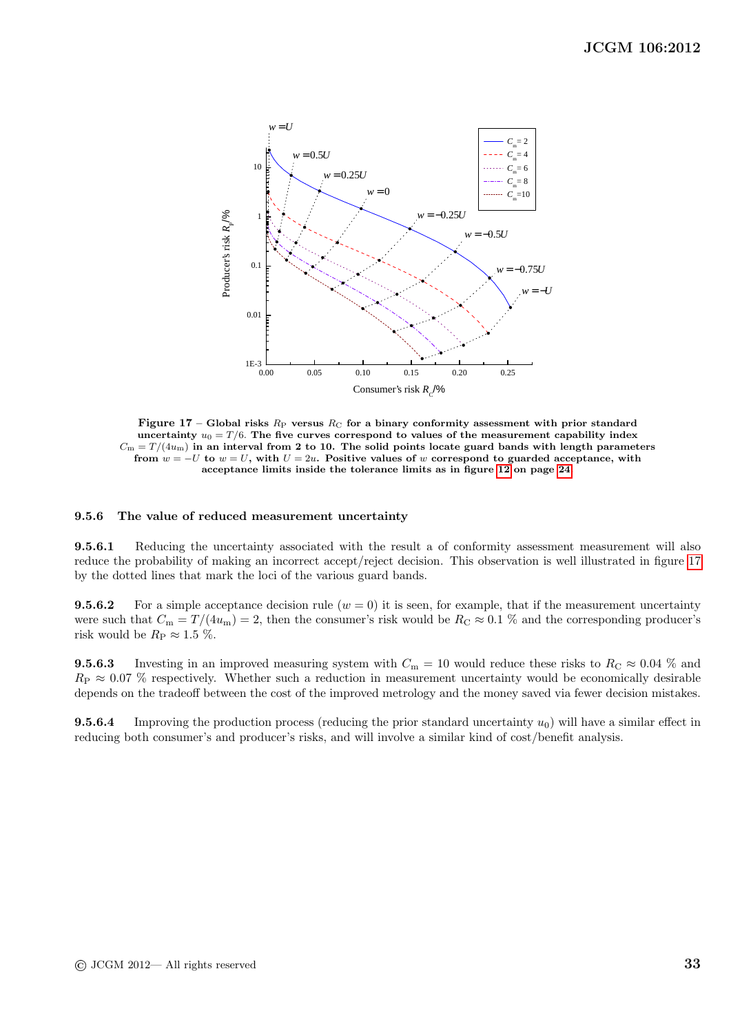**Figure 17** – **Global risks $R_P$ versus $R_C$ for a binary conformity assessment with prior standard uncertainty $u_0 = T/6$. The five curves correspond to values of the measurement capability index $C_m = T/(4u_m)$ in an interval from 2 to 10. The solid points locate guard bands with length parameters from $w = -U$ to $w = U$, with $U = 2u$. Positive values of $w$ correspond to guarded acceptance, with acceptance limits inside the tolerance limits as in figure 12 on page 24**

### 9.5.6 The value of reduced measurement uncertainty

**9.5.6.1** Reducing the uncertainty associated with the result a of conformity assessment measurement will also reduce the probability of making an incorrect accept/reject decision. This observation is well illustrated in figure 17 by the dotted lines that mark the loci of the various guard bands.

**9.5.6.2** For a simple acceptance decision rule ($w = 0$) it is seen, for example, that if the measurement uncertainty were such that $C_m = T/(4u_m) = 2$, then the consumer's risk would be $R_C \approx 0.1$ % and the corresponding producer's risk would be $R_P \approx 1.5$ %.

**9.5.6.3** Investing in an improved measuring system with $C_m = 10$ would reduce these risks to $R_C \approx 0.04$ % and $R_P \approx 0.07$ % respectively. Whether such a reduction in measurement uncertainty would be economically desirable depends on the tradeoff between the cost of the improved metrology and the money saved via fewer decision mistakes.

**9.5.6.4** Improving the production process (reducing the prior standard uncertainty $u_0$) will have a similar effect in reducing both consumer's and producer's risks, and will involve a similar kind of cost/benefit analysis.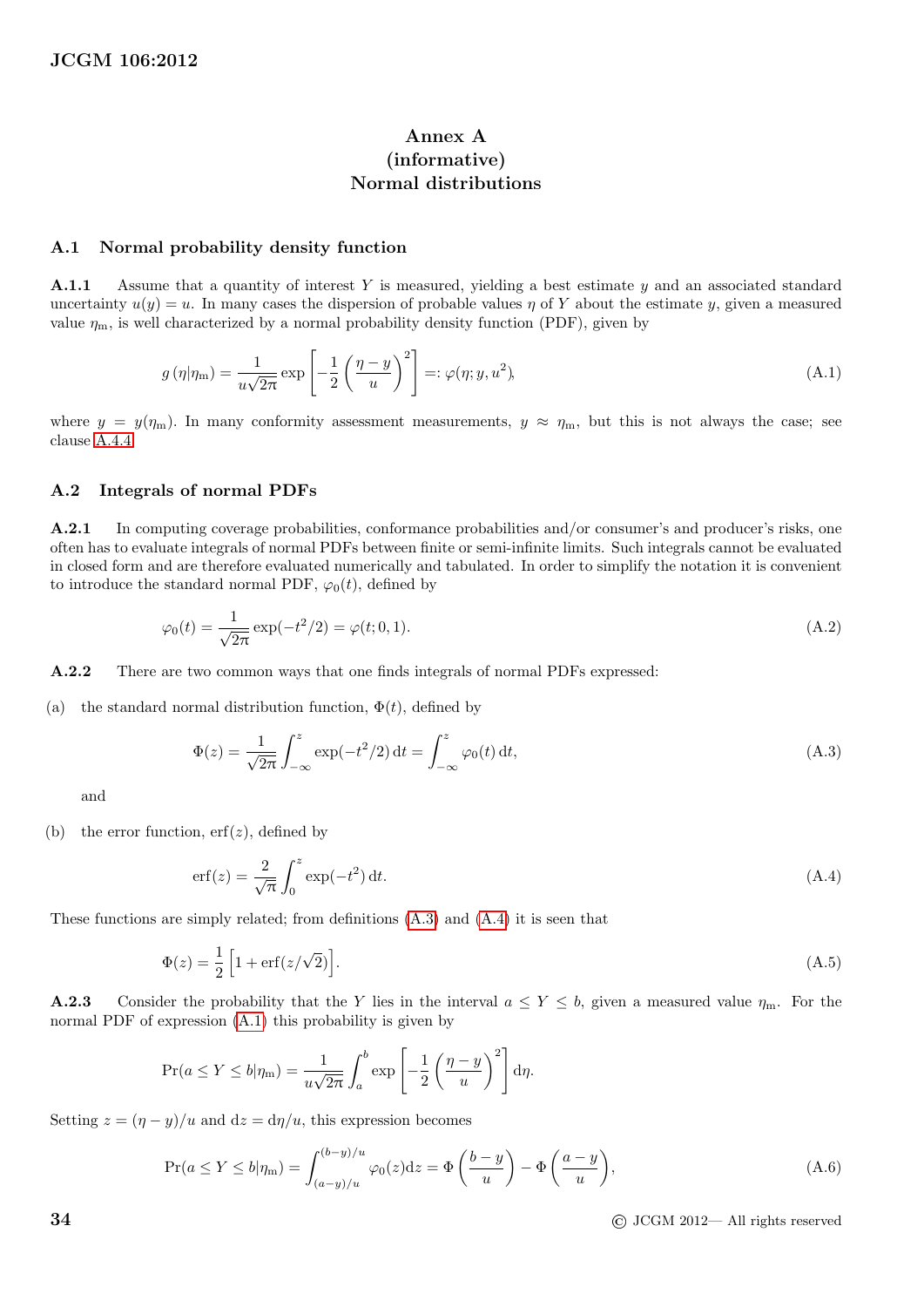# Annex A
(informative)
Normal distributions

## A.1 Normal probability density function

**A.1.1** Assume that a quantity of interest $Y$ is measured, yielding a best estimate $y$ and an associated standard uncertainty $u(y) = u$. In many cases the dispersion of probable values $\eta$ of $Y$ about the estimate $y$, given a measured value $\eta_\mathrm{m}$, is well characterized by a normal probability density function (PDF), given by

$$g\left(\eta|\eta_\mathrm{m}\right) = \frac{1}{u\sqrt{2\pi}} \exp\left[-\frac{1}{2}\left(\frac{\eta - y}{u}\right)^2\right] =: \varphi(\eta; y, u^2), \tag{A.1}$$

where $y = y(\eta_\mathrm{m})$. In many conformity assessment measurements, $y \approx \eta_\mathrm{m}$, but this is not always the case; see clause A.4.4.

## A.2 Integrals of normal PDFs

**A.2.1** In computing coverage probabilities, conformance probabilities and/or consumer's and producer's risks, one often has to evaluate integrals of normal PDFs between finite or semi-infinite limits. Such integrals cannot be evaluated in closed form and are therefore evaluated numerically and tabulated. In order to simplify the notation it is convenient to introduce the standard normal PDF, $\varphi_0(t)$, defined by

$$\varphi_0(t) = \frac{1}{\sqrt{2\pi}} \exp(-t^2/2) = \varphi(t; 0, 1). \tag{A.2}$$

**A.2.2** There are two common ways that one finds integrals of normal PDFs expressed:

(a) the standard normal distribution function, $\Phi(t)$, defined by

$$\Phi(z) = \frac{1}{\sqrt{2\pi}} \int_{-\infty}^{z} \exp(-t^2/2)\,\mathrm{d}t = \int_{-\infty}^{z} \varphi_0(t)\,\mathrm{d}t, \tag{A.3}$$

and

(b) the error function, $\mathrm{erf}(z)$, defined by

$$\mathrm{erf}(z) = \frac{2}{\sqrt{\pi}} \int_{0}^{z} \exp(-t^2)\,\mathrm{d}t. \tag{A.4}$$

These functions are simply related; from definitions (A.3) and (A.4) it is seen that

$$\Phi(z) = \frac{1}{2}\left[1 + \mathrm{erf}(z/\sqrt{2})\right]. \tag{A.5}$$

**A.2.3** Consider the probability that the $Y$ lies in the interval $a \le Y \le b$, given a measured value $\eta_\mathrm{m}$. For the normal PDF of expression (A.1) this probability is given by

$$\Pr(a \le Y \le b|\eta_\mathrm{m}) = \frac{1}{u\sqrt{2\pi}} \int_{a}^{b} \exp\left[-\frac{1}{2}\left(\frac{\eta - y}{u}\right)^2\right] \mathrm{d}\eta.$$

Setting $z = (\eta - y)/u$ and $\mathrm{d}z = \mathrm{d}\eta/u$, this expression becomes

$$\Pr(a \le Y \le b|\eta_\mathrm{m}) = \int_{(a-y)/u}^{(b-y)/u} \varphi_0(z)\mathrm{d}z = \Phi\left(\frac{b-y}{u}\right) - \Phi\left(\frac{a-y}{u}\right), \tag{A.6}$$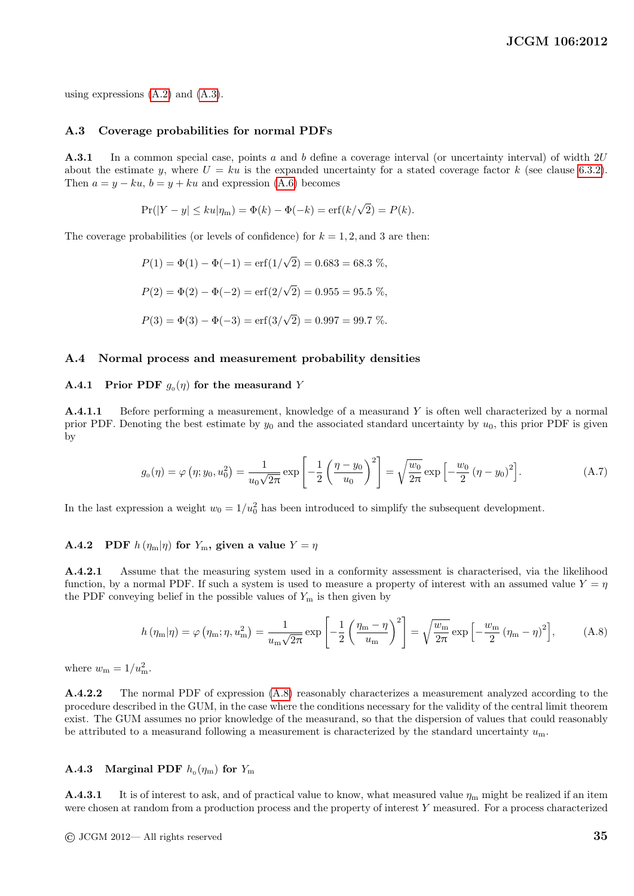using expressions (A.2) and (A.3).

## A.3 Coverage probabilities for normal PDFs

**A.3.1** In a common special case, points $a$ and $b$ define a coverage interval (or uncertainty interval) of width $2U$ about the estimate $y$, where $U = ku$ is the expanded uncertainty for a stated coverage factor $k$ (see clause 6.3.2). Then $a = y - ku$, $b = y + ku$ and expression (A.6) becomes

$$\Pr(|Y - y| \le ku|\eta_{\rm m}) = \Phi(k) - \Phi(-k) = \operatorname{erf}(k/\sqrt{2}) = P(k).$$

The coverage probabilities (or levels of confidence) for $k = 1, 2,$ and 3 are then:

$$P(1) = \Phi(1) - \Phi(-1) = \operatorname{erf}(1/\sqrt{2}) = 0.683 = 68.3\ \%,$$

$$P(2) = \Phi(2) - \Phi(-2) = \operatorname{erf}(2/\sqrt{2}) = 0.955 = 95.5\ \%,$$

$$P(3) = \Phi(3) - \Phi(-3) = \operatorname{erf}(3/\sqrt{2}) = 0.997 = 99.7\ \%.$$

## A.4 Normal process and measurement probability densities

### A.4.1 Prior PDF $g_0(\eta)$ for the measurand $Y$

**A.4.1.1** Before performing a measurement, knowledge of a measurand $Y$ is often well characterized by a normal prior PDF. Denoting the best estimate by $y_0$ and the associated standard uncertainty by $u_0$, this prior PDF is given by

$$g_0(\eta) = \varphi\left(\eta; y_0, u_0^2\right) = \frac{1}{u_0\sqrt{2\pi}} \exp\left[-\frac{1}{2}\left(\frac{\eta - y_0}{u_0}\right)^2\right] = \sqrt{\frac{w_0}{2\pi}} \exp\left[-\frac{w_0}{2}\left(\eta - y_0\right)^2\right]. \tag{A.7}$$

In the last expression a weight $w_0 = 1/u_0^2$ has been introduced to simplify the subsequent development.

### A.4.2 PDF $h\left(\eta_{\rm m}|\eta\right)$ for $Y_{\rm m}$, given a value $Y = \eta$

**A.4.2.1** Assume that the measuring system used in a conformity assessment is characterised, via the likelihood function, by a normal PDF. If such a system is used to measure a property of interest with an assumed value $Y = \eta$ the PDF conveying belief in the possible values of $Y_{\rm m}$ is then given by

$$h\left(\eta_{\rm m}|\eta\right) = \varphi\left(\eta_{\rm m}; \eta, u_{\rm m}^2\right) = \frac{1}{u_{\rm m}\sqrt{2\pi}} \exp\left[-\frac{1}{2}\left(\frac{\eta_{\rm m} - \eta}{u_{\rm m}}\right)^2\right] = \sqrt{\frac{w_{\rm m}}{2\pi}} \exp\left[-\frac{w_{\rm m}}{2}\left(\eta_{\rm m} - \eta\right)^2\right], \tag{A.8}$$

where $w_{\rm m} = 1/u_{\rm m}^2$.

**A.4.2.2** The normal PDF of expression (A.8) reasonably characterizes a measurement analyzed according to the procedure described in the GUM, in the case where the conditions necessary for the validity of the central limit theorem exist. The GUM assumes no prior knowledge of the measurand, so that the dispersion of values that could reasonably be attributed to a measurand following a measurement is characterized by the standard uncertainty $u_{\rm m}$.

### A.4.3 Marginal PDF $h_0(\eta_{\rm m})$ for $Y_{\rm m}$

**A.4.3.1** It is of interest to ask, and of practical value to know, what measured value $\eta_{\rm m}$ might be realized if an item were chosen at random from a production process and the property of interest $Y$ measured. For a process characterized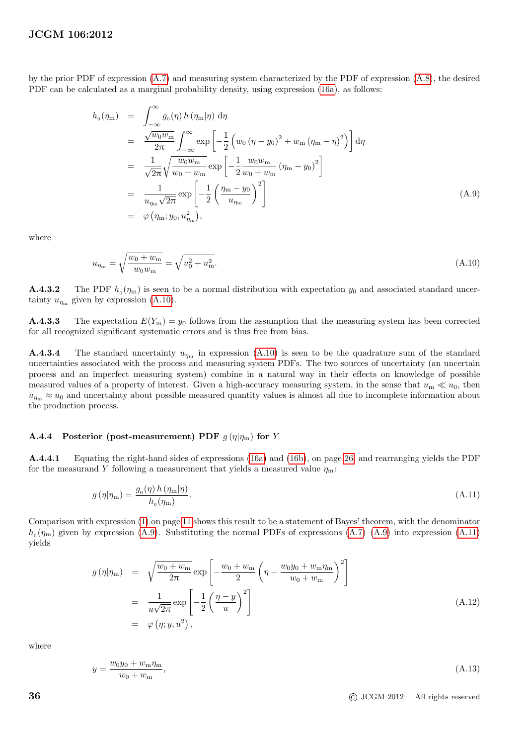by the prior PDF of expression (A.7) and measuring system characterized by the PDF of expression (A.8), the desired PDF can be calculated as a marginal probability density, using expression (16a), as follows:

$$
\begin{aligned}
h_{0}(\eta_{\mathrm{m}}) &= \int_{-\infty}^{\infty} g_{0}(\eta)\, h(\eta_{\mathrm{m}}|\eta)\ \mathrm{d}\eta \\
&= \frac{\sqrt{w_0 w_{\mathrm{m}}}}{2\pi} \int_{-\infty}^{\infty} \exp\left[-\frac{1}{2}\left(w_0(\eta - y_0)^2 + w_{\mathrm{m}}(\eta_{\mathrm{m}} - \eta)^2\right)\right] \mathrm{d}\eta \\
&= \frac{1}{\sqrt{2\pi}} \sqrt{\frac{w_0 w_{\mathrm{m}}}{w_0 + w_{\mathrm{m}}}} \exp\left[-\frac{1}{2}\frac{w_0 w_{\mathrm{m}}}{w_0 + w_{\mathrm{m}}}(\eta_{\mathrm{m}} - y_0)^2\right] \\
&= \frac{1}{u_{\eta_{\mathrm{m}}}\sqrt{2\pi}} \exp\left[-\frac{1}{2}\left(\frac{\eta_{\mathrm{m}} - y_0}{u_{\eta_{\mathrm{m}}}}\right)^2\right] \\
&= \varphi\left(\eta_{\mathrm{m}}; y_0, u_{\eta_{\mathrm{m}}}^2\right),
\end{aligned}
\tag{A.9}
$$

where

$$
u_{\eta_{\mathrm{m}}} = \sqrt{\frac{w_0 + w_{\mathrm{m}}}{w_0 w_{\mathrm{m}}}} = \sqrt{u_0^2 + u_{\mathrm{m}}^2}. \tag{A.10}
$$

**A.4.3.2** The PDF $h_0(\eta_{\mathrm{m}})$ is seen to be a normal distribution with expectation $y_0$ and associated standard uncertainty $u_{\eta_{\mathrm{m}}}$ given by expression (A.10).

**A.4.3.3** The expectation $E(Y_{\mathrm{m}}) = y_0$ follows from the assumption that the measuring system has been corrected for all recognized significant systematic errors and is thus free from bias.

**A.4.3.4** The standard uncertainty $u_{\eta_{\mathrm{m}}}$ in expression (A.10) is seen to be the quadrature sum of the standard uncertainties associated with the process and measuring system PDFs. The two sources of uncertainty (an uncertain process and an imperfect measuring system) combine in a natural way in their effects on knowledge of possible measured values of a property of interest. Given a high-accuracy measuring system, in the sense that $u_{\mathrm{m}} \ll u_0$, then $u_{\eta_{\mathrm{m}}} \approx u_0$ and uncertainty about possible measured quantity values is almost all due to incomplete information about the production process.

### A.4.4 Posterior (post-measurement) PDF $g(\eta|\eta_{\mathrm{m}})$ for $Y$

**A.4.4.1** Equating the right-hand sides of expressions (16a) and (16b), on page 26, and rearranging yields the PDF for the measurand $Y$ following a measurement that yields a measured value $\eta_{\mathrm{m}}$:

$$
g(\eta|\eta_{\mathrm{m}}) = \frac{g_0(\eta)\, h(\eta_{\mathrm{m}}|\eta)}{h_0(\eta_{\mathrm{m}})}. \tag{A.11}
$$

Comparison with expression (1) on page 11 shows this result to be a statement of Bayes' theorem, with the denominator $h_0(\eta_{\mathrm{m}})$ given by expression (A.9). Substituting the normal PDFs of expressions (A.7)–(A.9) into expression (A.11) yields

$$
\begin{aligned}
g(\eta|\eta_{\mathrm{m}}) &= \sqrt{\frac{w_0 + w_{\mathrm{m}}}{2\pi}} \exp\left[-\frac{w_0 + w_{\mathrm{m}}}{2}\left(\eta - \frac{w_0 y_0 + w_{\mathrm{m}}\eta_{\mathrm{m}}}{w_0 + w_{\mathrm{m}}}\right)^2\right] \\
&= \frac{1}{u\sqrt{2\pi}} \exp\left[-\frac{1}{2}\left(\frac{\eta - y}{u}\right)^2\right] \\
&= \varphi\left(\eta; y, u^2\right),
\end{aligned}
\tag{A.12}
$$

where

$$
y = \frac{w_0 y_0 + w_{\mathrm{m}}\eta_{\mathrm{m}}}{w_0 + w_{\mathrm{m}}}, \tag{A.13}
$$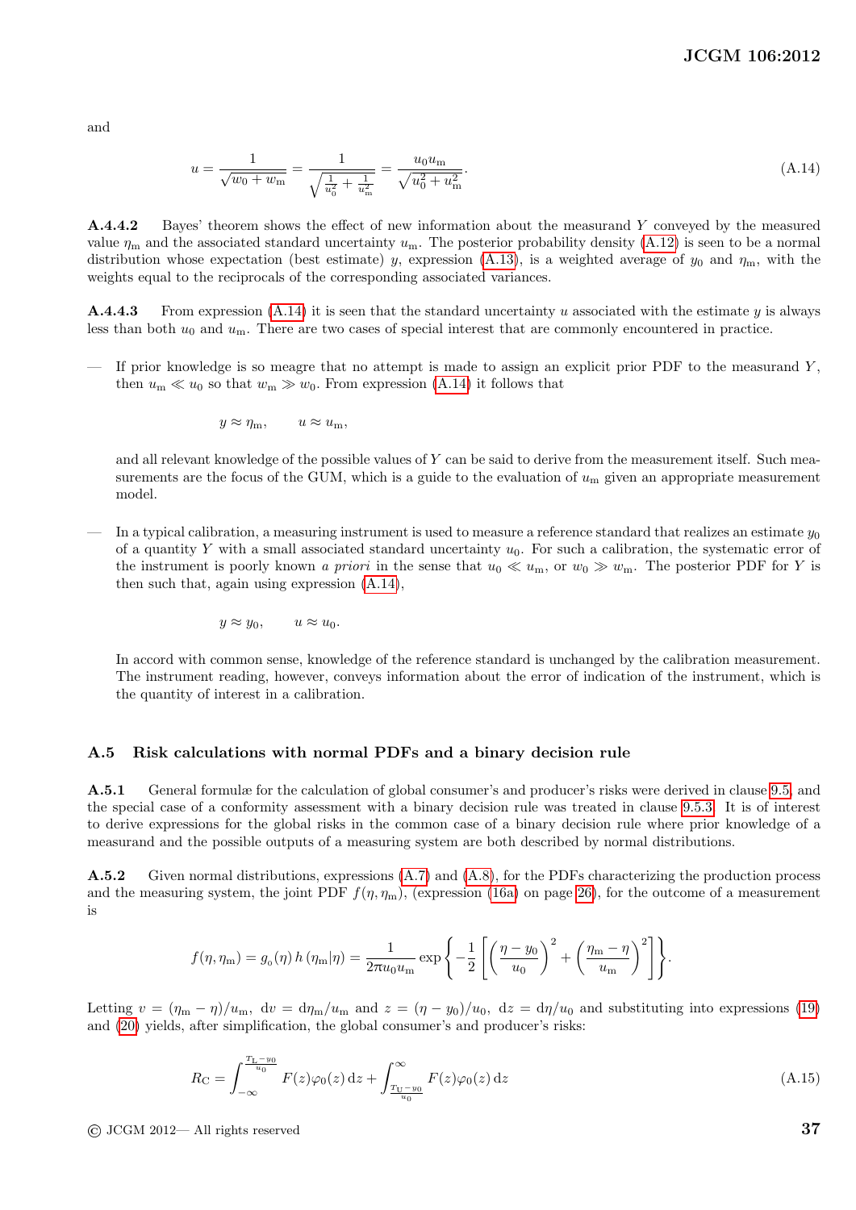and

$$u = \frac{1}{\sqrt{w_0 + w_{\rm m}}} = \frac{1}{\sqrt{\frac{1}{u_0^2} + \frac{1}{u_{\rm m}^2}}} = \frac{u_0 u_{\rm m}}{\sqrt{u_0^2 + u_{\rm m}^2}}. \tag{A.14}$$

**A.4.4.2** Bayes' theorem shows the effect of new information about the measurand $Y$ conveyed by the measured value $\eta_{\rm m}$ and the associated standard uncertainty $u_{\rm m}$. The posterior probability density (A.12) is seen to be a normal distribution whose expectation (best estimate) $y$, expression (A.13), is a weighted average of $y_0$ and $\eta_{\rm m}$, with the weights equal to the reciprocals of the corresponding associated variances.

**A.4.4.3** From expression (A.14) it is seen that the standard uncertainty $u$ associated with the estimate $y$ is always less than both $u_0$ and $u_{\rm m}$. There are two cases of special interest that are commonly encountered in practice.

— If prior knowledge is so meagre that no attempt is made to assign an explicit prior PDF to the measurand $Y$, then $u_{\rm m} \ll u_0$ so that $w_{\rm m} \gg w_0$. From expression (A.14) it follows that

$$y \approx \eta_{\rm m}, \qquad u \approx u_{\rm m},$$

and all relevant knowledge of the possible values of $Y$ can be said to derive from the measurement itself. Such measurements are the focus of the GUM, which is a guide to the evaluation of $u_{\rm m}$ given an appropriate measurement model.

— In a typical calibration, a measuring instrument is used to measure a reference standard that realizes an estimate $y_0$ of a quantity $Y$ with a small associated standard uncertainty $u_0$. For such a calibration, the systematic error of the instrument is poorly known *a priori* in the sense that $u_0 \ll u_{\rm m}$, or $w_0 \gg w_{\rm m}$. The posterior PDF for $Y$ is then such that, again using expression (A.14),

$$y \approx y_0, \qquad u \approx u_0.$$

In accord with common sense, knowledge of the reference standard is unchanged by the calibration measurement. The instrument reading, however, conveys information about the error of indication of the instrument, which is the quantity of interest in a calibration.

## A.5 Risk calculations with normal PDFs and a binary decision rule

**A.5.1** General formulæ for the calculation of global consumer's and producer's risks were derived in clause 9.5, and the special case of a conformity assessment with a binary decision rule was treated in clause 9.5.3. It is of interest to derive expressions for the global risks in the common case of a binary decision rule where prior knowledge of a measurand and the possible outputs of a measuring system are both described by normal distributions.

**A.5.2** Given normal distributions, expressions (A.7) and (A.8), for the PDFs characterizing the production process and the measuring system, the joint PDF $f(\eta, \eta_{\rm m})$, (expression (16a) on page 26), for the outcome of a measurement is

$$f(\eta, \eta_{\rm m}) = g_0(\eta)\, h\left(\eta_{\rm m}|\eta\right) = \frac{1}{2\pi u_0 u_{\rm m}} \exp\left\{ -\frac{1}{2}\left[ \left(\frac{\eta - y_0}{u_0}\right)^2 + \left(\frac{\eta_{\rm m} - \eta}{u_{\rm m}}\right)^2 \right] \right\}.$$

Letting $v = (\eta_{\rm m} - \eta)/u_{\rm m}$, $\mathrm{d}v = \mathrm{d}\eta_{\rm m}/u_{\rm m}$ and $z = (\eta - y_0)/u_0$, $\mathrm{d}z = \mathrm{d}\eta/u_0$ and substituting into expressions (19) and (20) yields, after simplification, the global consumer's and producer's risks:

$$R_{\rm C} = \int_{-\infty}^{\frac{T_{\rm L} - y_0}{u_0}} F(z)\varphi_0(z)\,\mathrm{d}z + \int_{\frac{T_{\rm U} - y_0}{u_0}}^{\infty} F(z)\varphi_0(z)\,\mathrm{d}z \tag{A.15}$$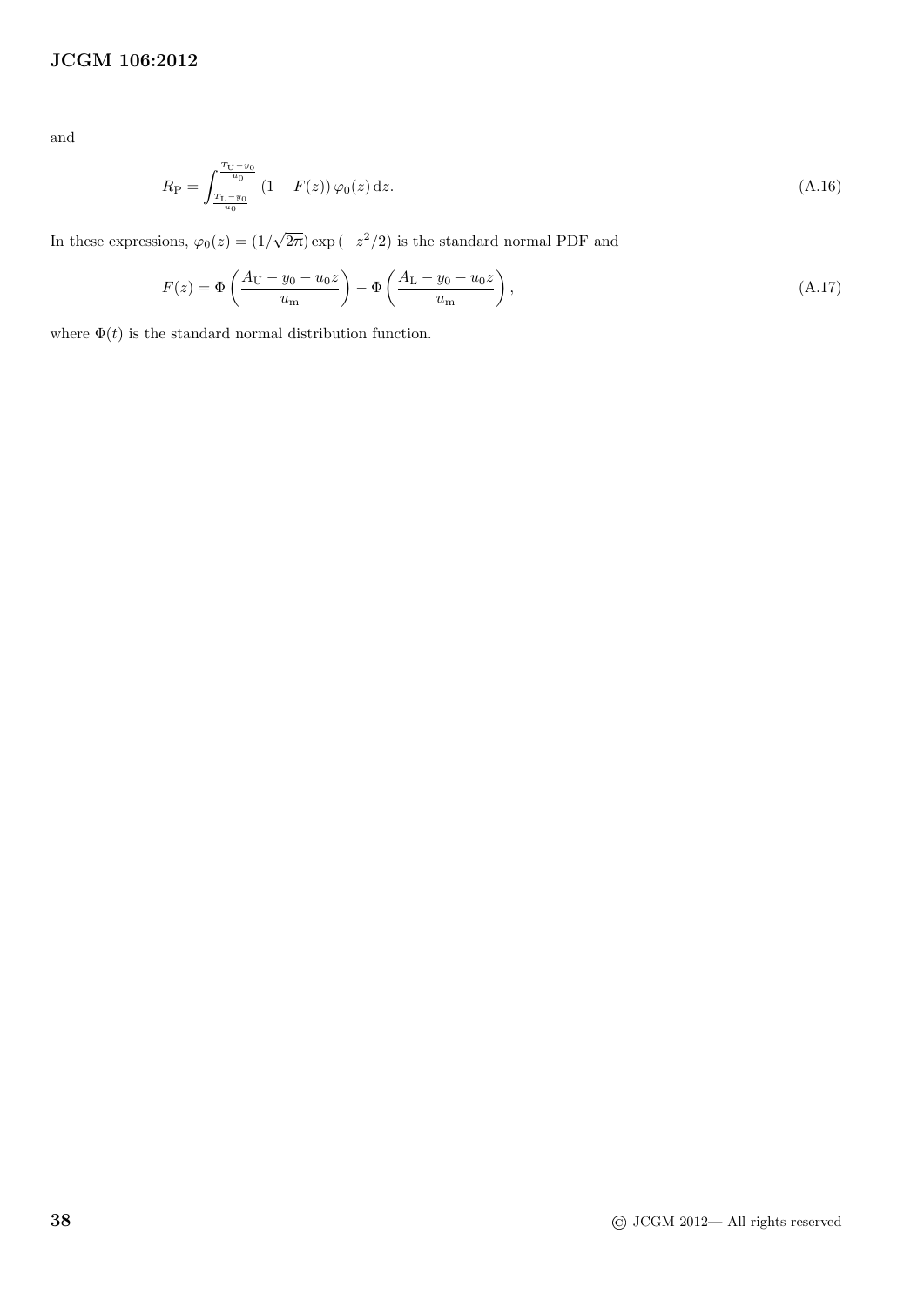and

$$R_{\mathrm{P}} = \int_{\frac{T_{\mathrm{L}}-y_0}{u_0}}^{\frac{T_{\mathrm{U}}-y_0}{u_0}} (1 - F(z))\, \varphi_0(z)\, \mathrm{d}z. \tag{A.16}$$

In these expressions, $\varphi_0(z) = (1/\sqrt{2\pi}) \exp(-z^2/2)$ is the standard normal PDF and

$$F(z) = \Phi\left(\frac{A_{\mathrm{U}} - y_0 - u_0 z}{u_{\mathrm{m}}}\right) - \Phi\left(\frac{A_{\mathrm{L}} - y_0 - u_0 z}{u_{\mathrm{m}}}\right), \tag{A.17}$$

where $\Phi(t)$ is the standard normal distribution function.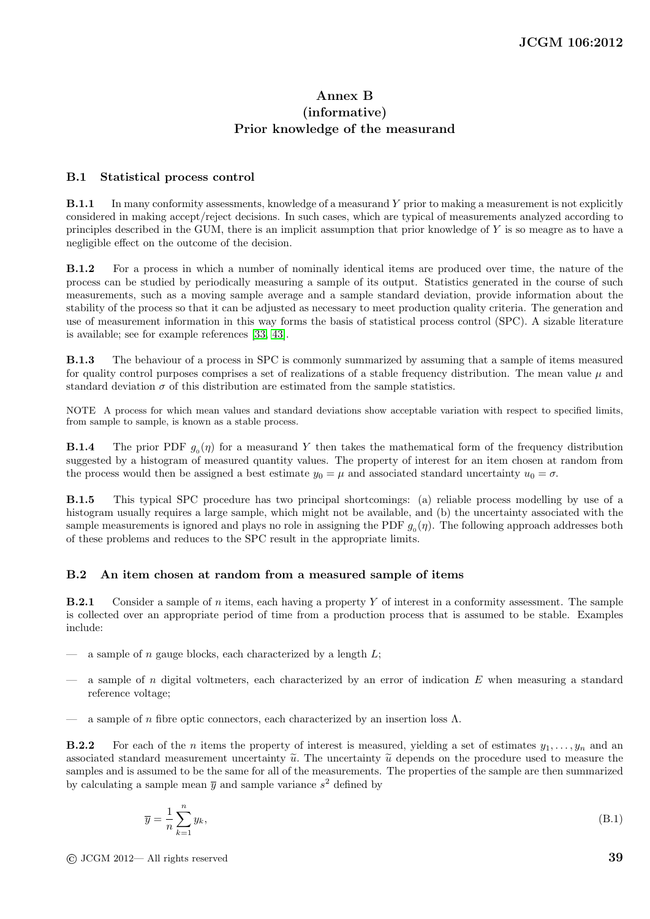# Annex B (informative) Prior knowledge of the measurand

## B.1 Statistical process control

**B.1.1** In many conformity assessments, knowledge of a measurand $Y$ prior to making a measurement is not explicitly considered in making accept/reject decisions. In such cases, which are typical of measurements analyzed according to principles described in the GUM, there is an implicit assumption that prior knowledge of $Y$ is so meagre as to have a negligible effect on the outcome of the decision.

**B.1.2** For a process in which a number of nominally identical items are produced over time, the nature of the process can be studied by periodically measuring a sample of its output. Statistics generated in the course of such measurements, such as a moving sample average and a sample standard deviation, provide information about the stability of the process so that it can be adjusted as necessary to meet production quality criteria. The generation and use of measurement information in this way forms the basis of statistical process control (SPC). A sizable literature is available; see for example references [33, 43].

**B.1.3** The behaviour of a process in SPC is commonly summarized by assuming that a sample of items measured for quality control purposes comprises a set of realizations of a stable frequency distribution. The mean value $\mu$ and standard deviation $\sigma$ of this distribution are estimated from the sample statistics.

NOTE A process for which mean values and standard deviations show acceptable variation with respect to specified limits, from sample to sample, is known as a stable process.

**B.1.4** The prior PDF $g_0(\eta)$ for a measurand $Y$ then takes the mathematical form of the frequency distribution suggested by a histogram of measured quantity values. The property of interest for an item chosen at random from the process would then be assigned a best estimate $y_0 = \mu$ and associated standard uncertainty $u_0 = \sigma$.

**B.1.5** This typical SPC procedure has two principal shortcomings: (a) reliable process modelling by use of a histogram usually requires a large sample, which might not be available, and (b) the uncertainty associated with the sample measurements is ignored and plays no role in assigning the PDF $g_0(\eta)$. The following approach addresses both of these problems and reduces to the SPC result in the appropriate limits.

## B.2 An item chosen at random from a measured sample of items

**B.2.1** Consider a sample of $n$ items, each having a property $Y$ of interest in a conformity assessment. The sample is collected over an appropriate period of time from a production process that is assumed to be stable. Examples include:

- a sample of $n$ gauge blocks, each characterized by a length $L$;
- a sample of $n$ digital voltmeters, each characterized by an error of indication $E$ when measuring a standard reference voltage;
- a sample of $n$ fibre optic connectors, each characterized by an insertion loss $\Lambda$.

**B.2.2** For each of the $n$ items the property of interest is measured, yielding a set of estimates $y_1, \ldots, y_n$ and an associated standard measurement uncertainty $\widetilde{u}$. The uncertainty $\widetilde{u}$ depends on the procedure used to measure the samples and is assumed to be the same for all of the measurements. The properties of the sample are then summarized by calculating a sample mean $\overline{y}$ and sample variance $s^2$ defined by

$$\overline{y} = \frac{1}{n}\sum_{k=1}^{n} y_k, \tag{B.1}$$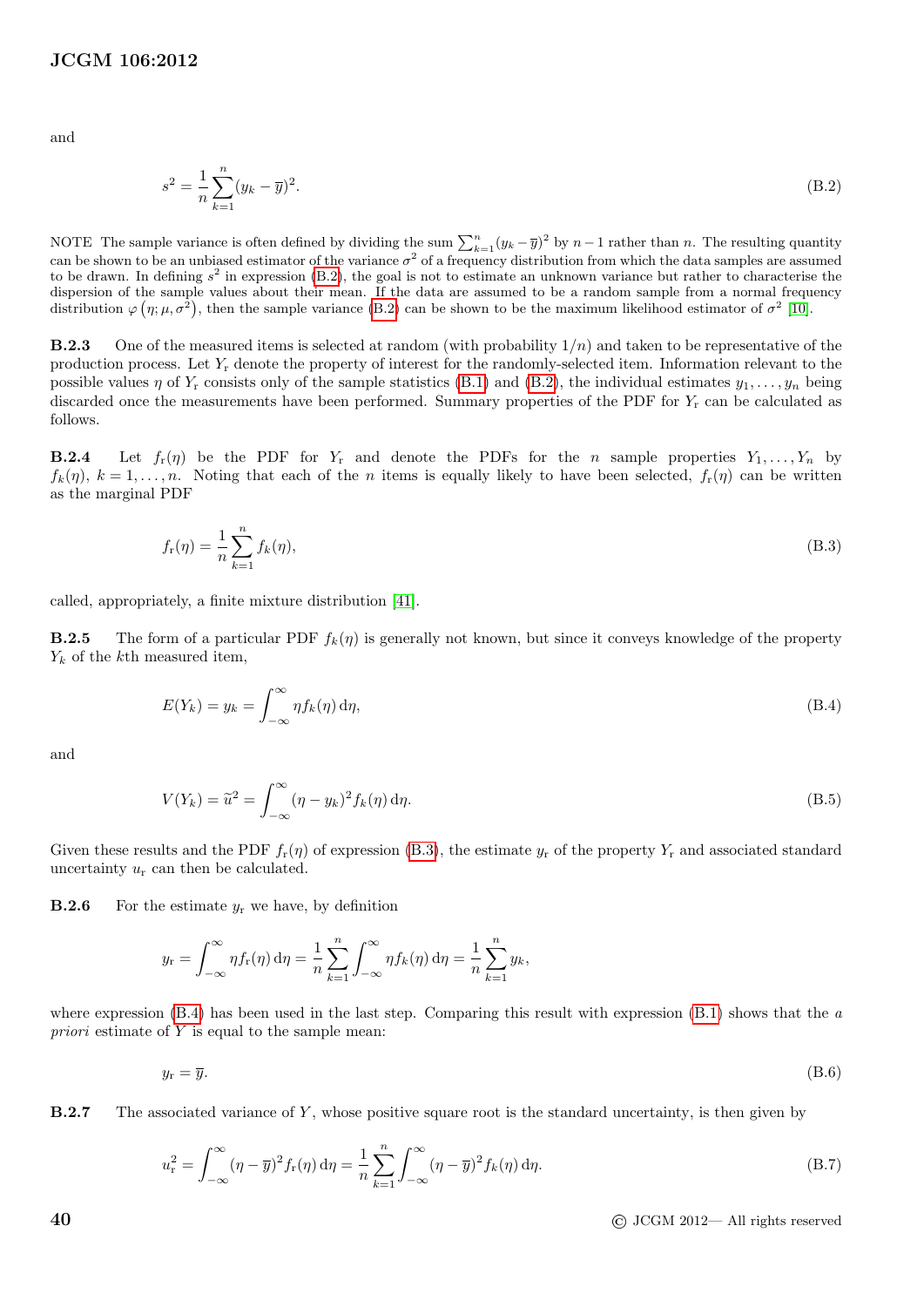and

$$s^2 = \frac{1}{n}\sum_{k=1}^{n}(y_k - \overline{y})^2. \tag{B.2}$$

NOTE The sample variance is often defined by dividing the sum $\sum_{k=1}^{n}(y_k - \overline{y})^2$ by $n-1$ rather than $n$. The resulting quantity can be shown to be an unbiased estimator of the variance $\sigma^2$ of a frequency distribution from which the data samples are assumed to be drawn. In defining $s^2$ in expression (B.2), the goal is not to estimate an unknown variance but rather to characterise the dispersion of the sample values about their mean. If the data are assumed to be a random sample from a normal frequency distribution $\varphi\left(\eta;\mu,\sigma^2\right)$, then the sample variance (B.2) can be shown to be the maximum likelihood estimator of $\sigma^2$ [10].

**B.2.3** One of the measured items is selected at random (with probability $1/n$) and taken to be representative of the production process. Let $Y_\mathrm{r}$ denote the property of interest for the randomly-selected item. Information relevant to the possible values $\eta$ of $Y_\mathrm{r}$ consists only of the sample statistics (B.1) and (B.2), the individual estimates $y_1, \ldots, y_n$ being discarded once the measurements have been performed. Summary properties of the PDF for $Y_\mathrm{r}$ can be calculated as follows.

**B.2.4** Let $f_\mathrm{r}(\eta)$ be the PDF for $Y_\mathrm{r}$ and denote the PDFs for the $n$ sample properties $Y_1, \ldots, Y_n$ by $f_k(\eta)$, $k = 1, \ldots, n$. Noting that each of the $n$ items is equally likely to have been selected, $f_\mathrm{r}(\eta)$ can be written as the marginal PDF

$$f_\mathrm{r}(\eta) = \frac{1}{n}\sum_{k=1}^{n} f_k(\eta), \tag{B.3}$$

called, appropriately, a finite mixture distribution [41].

**B.2.5** The form of a particular PDF $f_k(\eta)$ is generally not known, but since it conveys knowledge of the property $Y_k$ of the $k$th measured item,

$$E(Y_k) = y_k = \int_{-\infty}^{\infty} \eta f_k(\eta)\,\mathrm{d}\eta, \tag{B.4}$$

and

$$V(Y_k) = \widetilde{u}^2 = \int_{-\infty}^{\infty} (\eta - y_k)^2 f_k(\eta)\,\mathrm{d}\eta. \tag{B.5}$$

Given these results and the PDF $f_\mathrm{r}(\eta)$ of expression (B.3), the estimate $y_\mathrm{r}$ of the property $Y_\mathrm{r}$ and associated standard uncertainty $u_\mathrm{r}$ can then be calculated.

**B.2.6** For the estimate $y_\mathrm{r}$ we have, by definition

$$y_\mathrm{r} = \int_{-\infty}^{\infty} \eta f_\mathrm{r}(\eta)\,\mathrm{d}\eta = \frac{1}{n}\sum_{k=1}^{n}\int_{-\infty}^{\infty} \eta f_k(\eta)\,\mathrm{d}\eta = \frac{1}{n}\sum_{k=1}^{n} y_k,$$

where expression (B.4) has been used in the last step. Comparing this result with expression (B.1) shows that the *a priori* estimate of $Y$ is equal to the sample mean:

$$y_\mathrm{r} = \overline{y}. \tag{B.6}$$

**B.2.7** The associated variance of $Y$, whose positive square root is the standard uncertainty, is then given by

$$u_\mathrm{r}^2 = \int_{-\infty}^{\infty} (\eta - \overline{y})^2 f_\mathrm{r}(\eta)\,\mathrm{d}\eta = \frac{1}{n}\sum_{k=1}^{n}\int_{-\infty}^{\infty} (\eta - \overline{y})^2 f_k(\eta)\,\mathrm{d}\eta. \tag{B.7}$$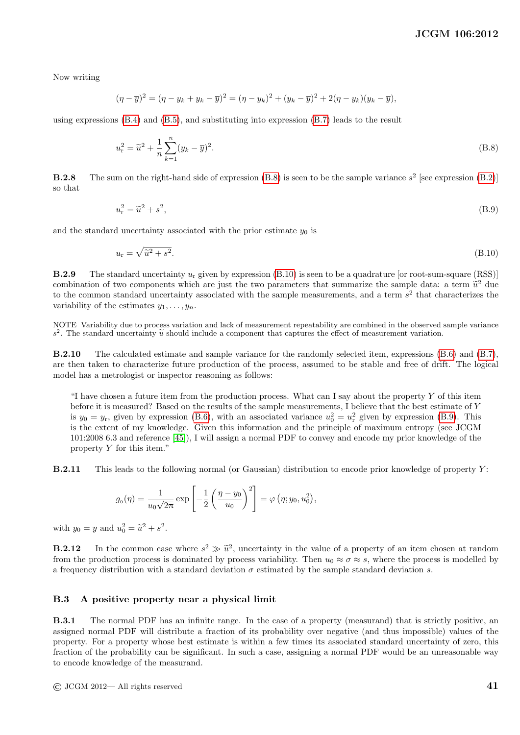Now writing

$$(\eta - \overline{y})^2 = (\eta - y_k + y_k - \overline{y})^2 = (\eta - y_k)^2 + (y_k - \overline{y})^2 + 2(\eta - y_k)(y_k - \overline{y}),$$

using expressions (B.4) and (B.5), and substituting into expression (B.7) leads to the result

$$u_\mathrm{r}^2 = \widetilde{u}^2 + \frac{1}{n}\sum_{k=1}^{n}(y_k - \overline{y})^2. \tag{B.8}$$

**B.2.8** The sum on the right-hand side of expression (B.8) is seen to be the sample variance $s^2$ [see expression (B.2)] so that

$$u_\mathrm{r}^2 = \widetilde{u}^2 + s^2, \tag{B.9}$$

and the standard uncertainty associated with the prior estimate $y_0$ is

$$u_\mathrm{r} = \sqrt{\widetilde{u}^2 + s^2}. \tag{B.10}$$

**B.2.9** The standard uncertainty $u_\mathrm{r}$ given by expression (B.10) is seen to be a quadrature [or root-sum-square (RSS)] combination of two components which are just the two parameters that summarize the sample data: a term $\widetilde{u}^2$ due to the common standard uncertainty associated with the sample measurements, and a term $s^2$ that characterizes the variability of the estimates $y_1, \ldots, y_n$.

NOTE Variability due to process variation and lack of measurement repeatability are combined in the observed sample variance $s^2$. The standard uncertainty $\widetilde{u}$ should include a component that captures the effect of measurement variation.

**B.2.10** The calculated estimate and sample variance for the randomly selected item, expressions (B.6) and (B.7), are then taken to characterize future production of the process, assumed to be stable and free of drift. The logical model has a metrologist or inspector reasoning as follows:

> "I have chosen a future item from the production process. What can I say about the property $Y$ of this item before it is measured? Based on the results of the sample measurements, I believe that the best estimate of $Y$ is $y_0 = y_\mathrm{r}$, given by expression (B.6), with an associated variance $u_0^2 = u_\mathrm{r}^2$ given by expression (B.9). This is the extent of my knowledge. Given this information and the principle of maximum entropy (see JCGM 101:2008 6.3 and reference [45]), I will assign a normal PDF to convey and encode my prior knowledge of the property $Y$ for this item."

**B.2.11** This leads to the following normal (or Gaussian) distribution to encode prior knowledge of property $Y$:

$$g_0(\eta) = \frac{1}{u_0\sqrt{2\pi}}\exp\left[-\frac{1}{2}\left(\frac{\eta - y_0}{u_0}\right)^2\right] = \varphi\left(\eta; y_0, u_0^2\right),$$

with $y_0 = \overline{y}$ and $u_0^2 = \widetilde{u}^2 + s^2$.

**B.2.12** In the common case where $s^2 \gg \widetilde{u}^2$, uncertainty in the value of a property of an item chosen at random from the production process is dominated by process variability. Then $u_0 \approx \sigma \approx s$, where the process is modelled by a frequency distribution with a standard deviation $\sigma$ estimated by the sample standard deviation $s$.

## B.3 A positive property near a physical limit

**B.3.1** The normal PDF has an infinite range. In the case of a property (measurand) that is strictly positive, an assigned normal PDF will distribute a fraction of its probability over negative (and thus impossible) values of the property. For a property whose best estimate is within a few times its associated standard uncertainty of zero, this fraction of the probability can be significant. In such a case, assigning a normal PDF would be an unreasonable way to encode knowledge of the measurand.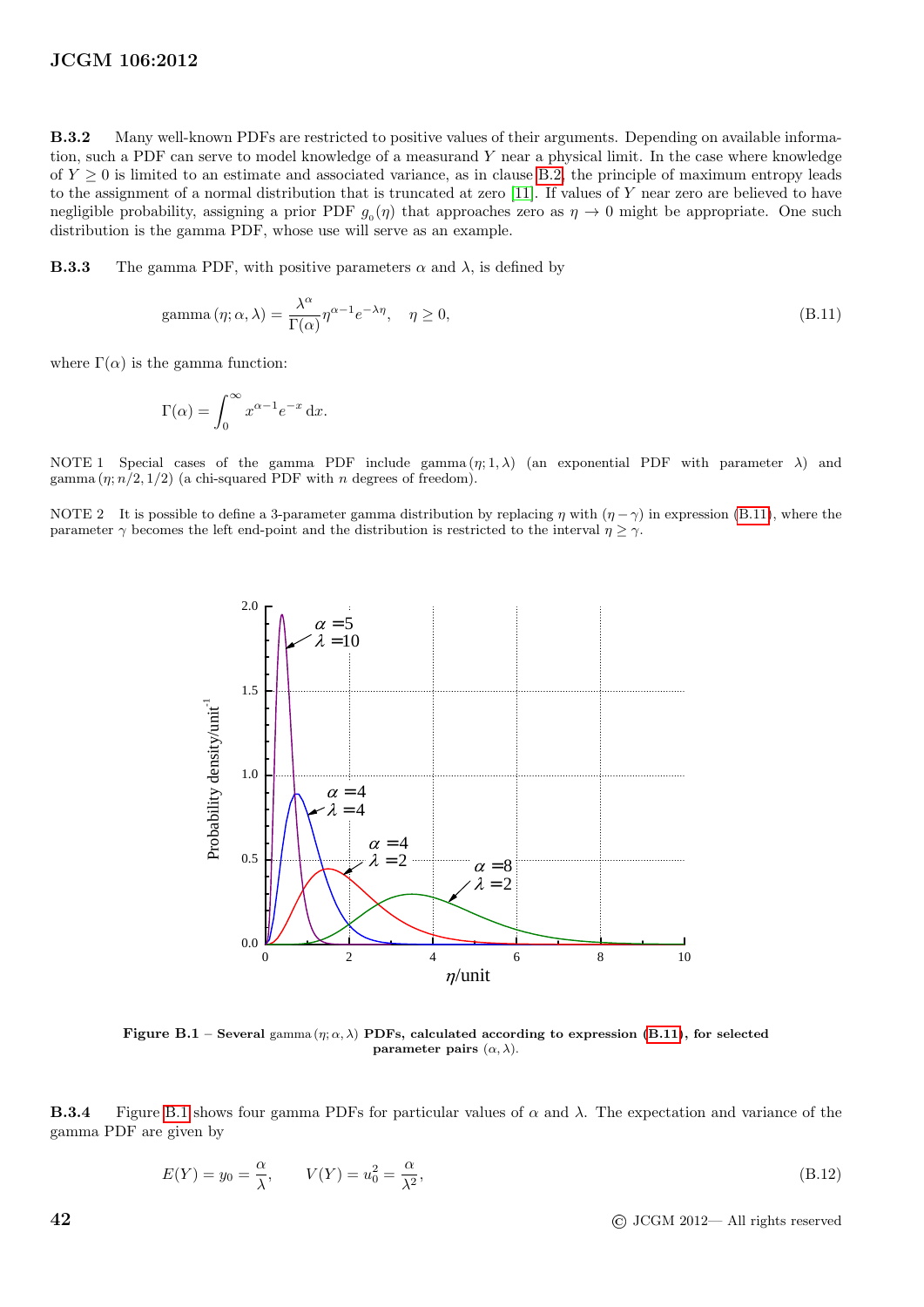**B.3.2** Many well-known PDFs are restricted to positive values of their arguments. Depending on available information, such a PDF can serve to model knowledge of a measurand $Y$ near a physical limit. In the case where knowledge of $Y \geq 0$ is limited to an estimate and associated variance, as in clause B.2, the principle of maximum entropy leads to the assignment of a normal distribution that is truncated at zero [11]. If values of $Y$ near zero are believed to have negligible probability, assigning a prior PDF $g_0(\eta)$ that approaches zero as $\eta \to 0$ might be appropriate. One such distribution is the gamma PDF, whose use will serve as an example.

**B.3.3** The gamma PDF, with positive parameters $\alpha$ and $\lambda$, is defined by

$$\text{gamma}(\eta; \alpha, \lambda) = \frac{\lambda^\alpha}{\Gamma(\alpha)} \eta^{\alpha-1} e^{-\lambda\eta}, \quad \eta \geq 0, \tag{B.11}$$

where $\Gamma(\alpha)$ is the gamma function:

$$\Gamma(\alpha) = \int_0^\infty x^{\alpha-1} e^{-x} \, dx.$$

NOTE 1 Special cases of the gamma PDF include $\text{gamma}(\eta; 1, \lambda)$ (an exponential PDF with parameter $\lambda$) and $\text{gamma}(\eta; n/2, 1/2)$ (a chi-squared PDF with $n$ degrees of freedom).

NOTE 2 It is possible to define a 3-parameter gamma distribution by replacing $\eta$ with $(\eta - \gamma)$ in expression (B.11), where the parameter $\gamma$ becomes the left end-point and the distribution is restricted to the interval $\eta \geq \gamma$.

**Figure B.1** – **Several** $\text{gamma}(\eta; \alpha, \lambda)$ **PDFs, calculated according to expression (B.11), for selected parameter pairs** $(\alpha, \lambda)$.

**B.3.4** Figure B.1 shows four gamma PDFs for particular values of $\alpha$ and $\lambda$. The expectation and variance of the gamma PDF are given by

$$E(Y) = y_0 = \frac{\alpha}{\lambda}, \qquad V(Y) = u_0^2 = \frac{\alpha}{\lambda^2}, \tag{B.12}$$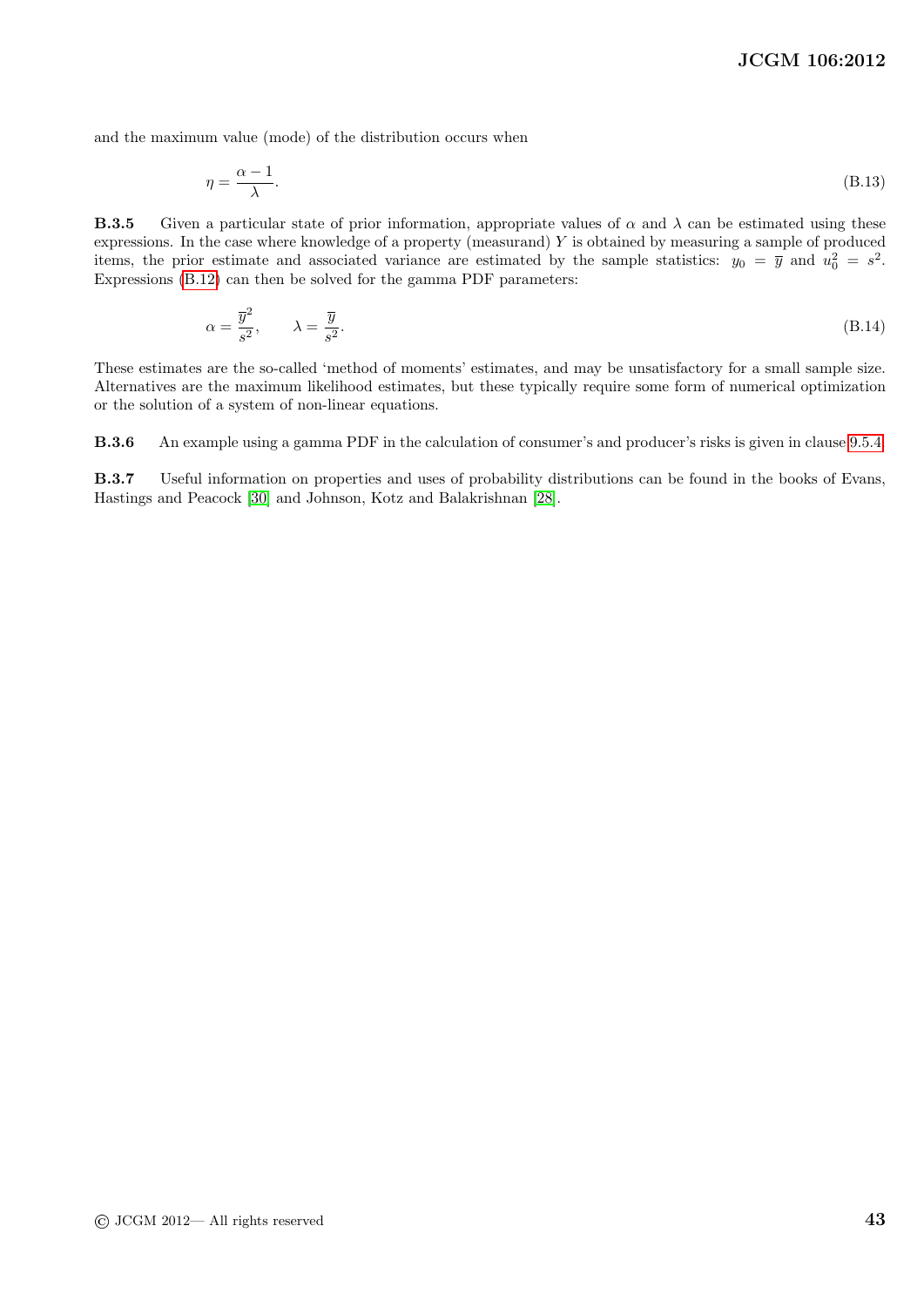and the maximum value (mode) of the distribution occurs when

$$\eta = \frac{\alpha - 1}{\lambda}. \tag{B.13}$$

**B.3.5** Given a particular state of prior information, appropriate values of $\alpha$ and $\lambda$ can be estimated using these expressions. In the case where knowledge of a property (measurand) $Y$ is obtained by measuring a sample of produced items, the prior estimate and associated variance are estimated by the sample statistics: $y_0 = \overline{y}$ and $u_0^2 = s^2$. Expressions (B.12) can then be solved for the gamma PDF parameters:

$$\alpha = \frac{\overline{y}^2}{s^2}, \qquad \lambda = \frac{\overline{y}}{s^2}. \tag{B.14}$$

These estimates are the so-called 'method of moments' estimates, and may be unsatisfactory for a small sample size. Alternatives are the maximum likelihood estimates, but these typically require some form of numerical optimization or the solution of a system of non-linear equations.

**B.3.6** An example using a gamma PDF in the calculation of consumer's and producer's risks is given in clause 9.5.4.

**B.3.7** Useful information on properties and uses of probability distributions can be found in the books of Evans, Hastings and Peacock [30] and Johnson, Kotz and Balakrishnan [28].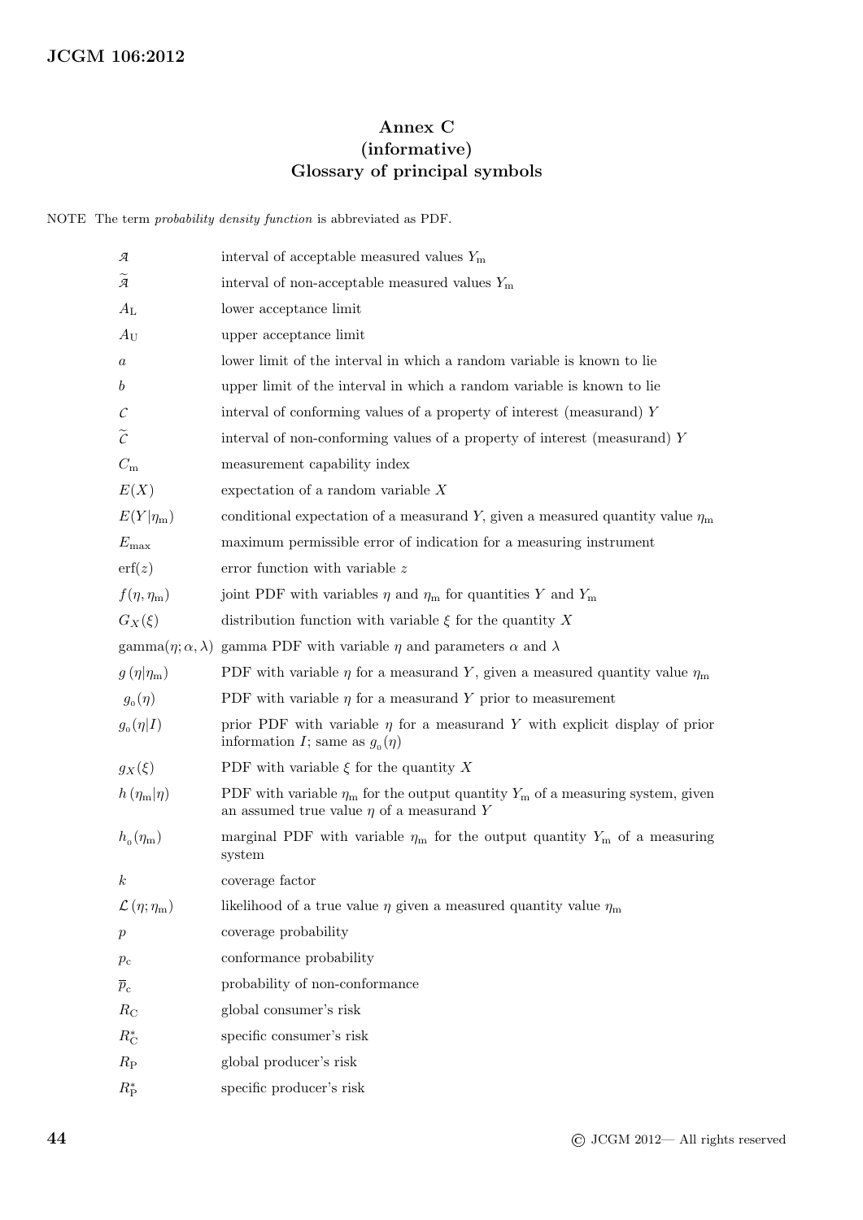# Annex C (informative) Glossary of principal symbols

NOTE The term *probability density function* is abbreviated as PDF.

| | |
|---|---|
| $\mathcal{A}$ | interval of acceptable measured values $Y_{\mathrm{m}}$ |
| $\widetilde{\mathcal{A}}$ | interval of non-acceptable measured values $Y_{\mathrm{m}}$ |
| $A_{\mathrm{L}}$ | lower acceptance limit |
| $A_{\mathrm{U}}$ | upper acceptance limit |
| $a$ | lower limit of the interval in which a random variable is known to lie |
| $b$ | upper limit of the interval in which a random variable is known to lie |
| $\mathcal{C}$ | interval of conforming values of a property of interest (measurand) $Y$ |
| $\widetilde{\mathcal{C}}$ | interval of non-conforming values of a property of interest (measurand) $Y$ |
| $C_{\mathrm{m}}$ | measurement capability index |
| $E(X)$ | expectation of a random variable $X$ |
| $E(Y\|\eta_{\mathrm{m}})$ | conditional expectation of a measurand $Y$, given a measured quantity value $\eta_{\mathrm{m}}$ |
| $E_{\max}$ | maximum permissible error of indication for a measuring instrument |
| $\mathrm{erf}(z)$ | error function with variable $z$ |
| $f(\eta, \eta_{\mathrm{m}})$ | joint PDF with variables $\eta$ and $\eta_{\mathrm{m}}$ for quantities $Y$ and $Y_{\mathrm{m}}$ |
| $G_X(\xi)$ | distribution function with variable $\xi$ for the quantity $X$ |
| $\mathrm{gamma}(\eta; \alpha, \lambda)$ | gamma PDF with variable $\eta$ and parameters $\alpha$ and $\lambda$ |
| $g\,(\eta\|\eta_{\mathrm{m}})$ | PDF with variable $\eta$ for a measurand $Y$, given a measured quantity value $\eta_{\mathrm{m}}$ |
| $g_0(\eta)$ | PDF with variable $\eta$ for a measurand $Y$ prior to measurement |
| $g_0(\eta\|I)$ | prior PDF with variable $\eta$ for a measurand $Y$ with explicit display of prior information $I$; same as $g_0(\eta)$ |
| $g_X(\xi)$ | PDF with variable $\xi$ for the quantity $X$ |
| $h\,(\eta_{\mathrm{m}}\|\eta)$ | PDF with variable $\eta_{\mathrm{m}}$ for the output quantity $Y_{\mathrm{m}}$ of a measuring system, given an assumed true value $\eta$ of a measurand $Y$ |
| $h_0(\eta_{\mathrm{m}})$ | marginal PDF with variable $\eta_{\mathrm{m}}$ for the output quantity $Y_{\mathrm{m}}$ of a measuring system |
| $k$ | coverage factor |
| $\mathcal{L}\,(\eta; \eta_{\mathrm{m}})$ | likelihood of a true value $\eta$ given a measured quantity value $\eta_{\mathrm{m}}$ |
| $p$ | coverage probability |
| $p_{\mathrm{c}}$ | conformance probability |
| $\overline{p}_{\mathrm{c}}$ | probability of non-conformance |
| $R_{\mathrm{C}}$ | global consumer's risk |
| $R_{\mathrm{C}}^*$ | specific consumer's risk |
| $R_{\mathrm{P}}$ | global producer's risk |
| $R_{\mathrm{P}}^*$ | specific producer's risk |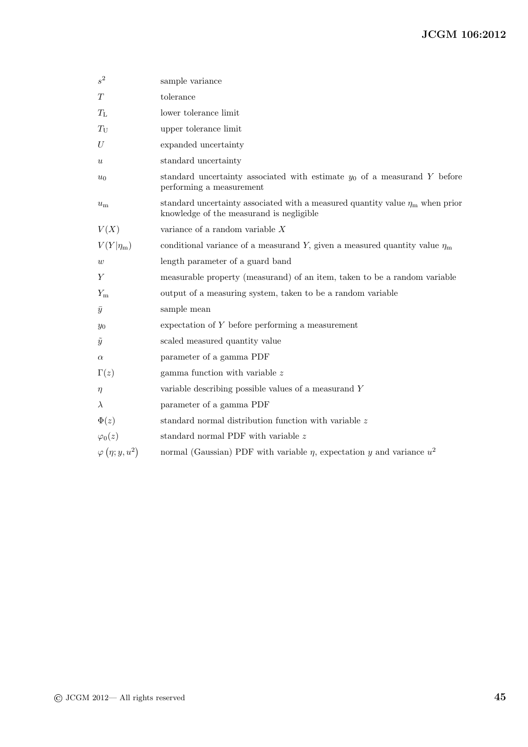| | |
|---|---|
| $s^2$ | sample variance |
| $T$ | tolerance |
| $T_{\mathrm{L}}$ | lower tolerance limit |
| $T_{\mathrm{U}}$ | upper tolerance limit |
| $U$ | expanded uncertainty |
| $u$ | standard uncertainty |
| $u_0$ | standard uncertainty associated with estimate $y_0$ of a measurand $Y$ before performing a measurement |
| $u_{\mathrm{m}}$ | standard uncertainty associated with a measured quantity value $\eta_{\mathrm{m}}$ when prior knowledge of the measurand is negligible |
| $V(X)$ | variance of a random variable $X$ |
| $V(Y\|\eta_{\mathrm{m}})$ | conditional variance of a measurand $Y$, given a measured quantity value $\eta_{\mathrm{m}}$ |
| $w$ | length parameter of a guard band |
| $Y$ | measurable property (measurand) of an item, taken to be a random variable |
| $Y_{\mathrm{m}}$ | output of a measuring system, taken to be a random variable |
| $\bar{y}$ | sample mean |
| $y_0$ | expectation of $Y$ before performing a measurement |
| $\tilde{y}$ | scaled measured quantity value |
| $\alpha$ | parameter of a gamma PDF |
| $\Gamma(z)$ | gamma function with variable $z$ |
| $\eta$ | variable describing possible values of a measurand $Y$ |
| $\lambda$ | parameter of a gamma PDF |
| $\Phi(z)$ | standard normal distribution function with variable $z$ |
| $\varphi_0(z)$ | standard normal PDF with variable $z$ |
| $\varphi\left(\eta; y, u^2\right)$ | normal (Gaussian) PDF with variable $\eta$, expectation $y$ and variance $u^2$ |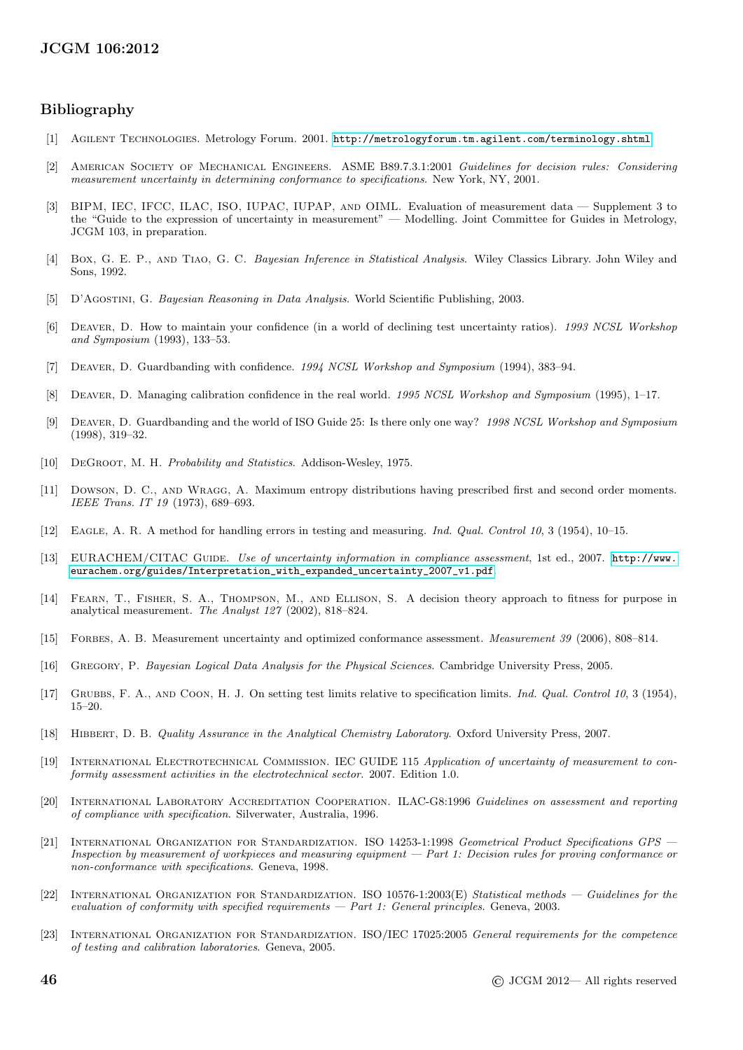## Bibliography

[1] Agilent Technologies. Metrology Forum. 2001. http://metrologyforum.tm.agilent.com/terminology.shtml

[2] American Society of Mechanical Engineers. ASME B89.7.3.1:2001 *Guidelines for decision rules: Considering measurement uncertainty in determining conformance to specifications*. New York, NY, 2001.

[3] BIPM, IEC, IFCC, ILAC, ISO, IUPAC, IUPAP, and OIML. Evaluation of measurement data — Supplement 3 to the "Guide to the expression of uncertainty in measurement" — Modelling. Joint Committee for Guides in Metrology, JCGM 103, in preparation.

[4] Box, G. E. P., and Tiao, G. C. *Bayesian Inference in Statistical Analysis*. Wiley Classics Library. John Wiley and Sons, 1992.

[5] D'Agostini, G. *Bayesian Reasoning in Data Analysis*. World Scientific Publishing, 2003.

[6] Deaver, D. How to maintain your confidence (in a world of declining test uncertainty ratios). *1993 NCSL Workshop and Symposium* (1993), 133–53.

[7] Deaver, D. Guardbanding with confidence. *1994 NCSL Workshop and Symposium* (1994), 383–94.

[8] Deaver, D. Managing calibration confidence in the real world. *1995 NCSL Workshop and Symposium* (1995), 1–17.

[9] Deaver, D. Guardbanding and the world of ISO Guide 25: Is there only one way? *1998 NCSL Workshop and Symposium* (1998), 319–32.

[10] DeGroot, M. H. *Probability and Statistics*. Addison-Wesley, 1975.

[11] Dowson, D. C., and Wragg, A. Maximum entropy distributions having prescribed first and second order moments. *IEEE Trans. IT 19* (1973), 689–693.

[12] Eagle, A. R. A method for handling errors in testing and measuring. *Ind. Qual. Control 10*, 3 (1954), 10–15.

[13] EURACHEM/CITAC Guide. *Use of uncertainty information in compliance assessment*, 1st ed., 2007. http://www.eurachem.org/guides/Interpretation_with_expanded_uncertainty_2007_v1.pdf

[14] Fearn, T., Fisher, S. A., Thompson, M., and Ellison, S. A decision theory approach to fitness for purpose in analytical measurement. *The Analyst 127* (2002), 818–824.

[15] Forbes, A. B. Measurement uncertainty and optimized conformance assessment. *Measurement 39* (2006), 808–814.

[16] Gregory, P. *Bayesian Logical Data Analysis for the Physical Sciences*. Cambridge University Press, 2005.

[17] Grubbs, F. A., and Coon, H. J. On setting test limits relative to specification limits. *Ind. Qual. Control 10*, 3 (1954), 15–20.

[18] Hibbert, D. B. *Quality Assurance in the Analytical Chemistry Laboratory*. Oxford University Press, 2007.

[19] International Electrotechnical Commission. IEC GUIDE 115 *Application of uncertainty of measurement to conformity assessment activities in the electrotechnical sector*. 2007. Edition 1.0.

[20] International Laboratory Accreditation Cooperation. ILAC-G8:1996 *Guidelines on assessment and reporting of compliance with specification*. Silverwater, Australia, 1996.

[21] International Organization for Standardization. ISO 14253-1:1998 *Geometrical Product Specifications GPS — Inspection by measurement of workpieces and measuring equipment — Part 1: Decision rules for proving conformance or non-conformance with specifications*. Geneva, 1998.

[22] International Organization for Standardization. ISO 10576-1:2003(E) *Statistical methods — Guidelines for the evaluation of conformity with specified requirements — Part 1: General principles*. Geneva, 2003.

[23] International Organization for Standardization. ISO/IEC 17025:2005 *General requirements for the competence of testing and calibration laboratories*. Geneva, 2005.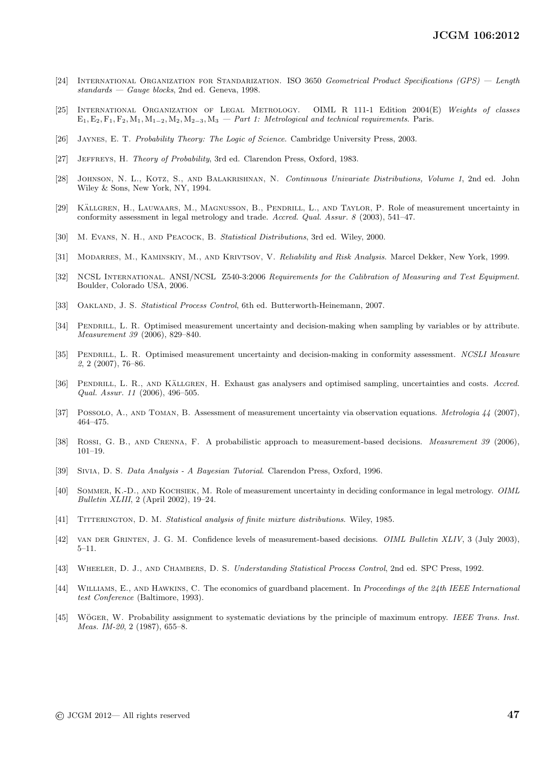[24] International Organization for Standarization. ISO 3650 *Geometrical Product Specifications (GPS) — Length standards — Gauge blocks*, 2nd ed. Geneva, 1998.

[25] International Organization of Legal Metrology. OIML R 111-1 Edition 2004(E) *Weights of classes* $E_1, E_2, F_1, F_2, M_1, M_{1-2}, M_2, M_{2-3}, M_3$ *— Part 1: Metrological and technical requirements*. Paris.

[26] Jaynes, E. T. *Probability Theory: The Logic of Science*. Cambridge University Press, 2003.

[27] Jeffreys, H. *Theory of Probability*, 3rd ed. Clarendon Press, Oxford, 1983.

[28] Johnson, N. L., Kotz, S., and Balakrishnan, N. *Continuous Univariate Distributions, Volume 1*, 2nd ed. John Wiley & Sons, New York, NY, 1994.

[29] Källgren, H., Lauwaars, M., Magnusson, B., Pendrill, L., and Taylor, P. Role of measurement uncertainty in conformity assessment in legal metrology and trade. *Accred. Qual. Assur. 8* (2003), 541–47.

[30] M. Evans, N. H., and Peacock, B. *Statistical Distributions*, 3rd ed. Wiley, 2000.

[31] Modarres, M., Kaminskiy, M., and Krivtsov, V. *Reliability and Risk Analysis*. Marcel Dekker, New York, 1999.

[32] NCSL International. ANSI/NCSL Z540-3:2006 *Requirements for the Calibration of Measuring and Test Equipment*. Boulder, Colorado USA, 2006.

[33] Oakland, J. S. *Statistical Process Control*, 6th ed. Butterworth-Heinemann, 2007.

[34] Pendrill, L. R. Optimised measurement uncertainty and decision-making when sampling by variables or by attribute. *Measurement 39* (2006), 829–840.

[35] Pendrill, L. R. Optimised measurement uncertainty and decision-making in conformity assessment. *NCSLI Measure 2*, 2 (2007), 76–86.

[36] Pendrill, L. R., and Källgren, H. Exhaust gas analysers and optimised sampling, uncertainties and costs. *Accred. Qual. Assur. 11* (2006), 496–505.

[37] Possolo, A., and Toman, B. Assessment of measurement uncertainty via observation equations. *Metrologia 44* (2007), 464–475.

[38] Rossi, G. B., and Crenna, F. A probabilistic approach to measurement-based decisions. *Measurement 39* (2006), 101–19.

[39] Sivia, D. S. *Data Analysis - A Bayesian Tutorial*. Clarendon Press, Oxford, 1996.

[40] Sommer, K.-D., and Kochsiek, M. Role of measurement uncertainty in deciding conformance in legal metrology. *OIML Bulletin XLIII*, 2 (April 2002), 19–24.

[41] Titterington, D. M. *Statistical analysis of finite mixture distributions*. Wiley, 1985.

[42] van der Grinten, J. G. M. Confidence levels of measurement-based decisions. *OIML Bulletin XLIV*, 3 (July 2003), 5–11.

[43] Wheeler, D. J., and Chambers, D. S. *Understanding Statistical Process Control*, 2nd ed. SPC Press, 1992.

[44] Williams, E., and Hawkins, C. The economics of guardband placement. In *Proceedings of the 24th IEEE International test Conference* (Baltimore, 1993).

[45] Wöger, W. Probability assignment to systematic deviations by the principle of maximum entropy. *IEEE Trans. Inst. Meas. IM-20*, 2 (1987), 655–8.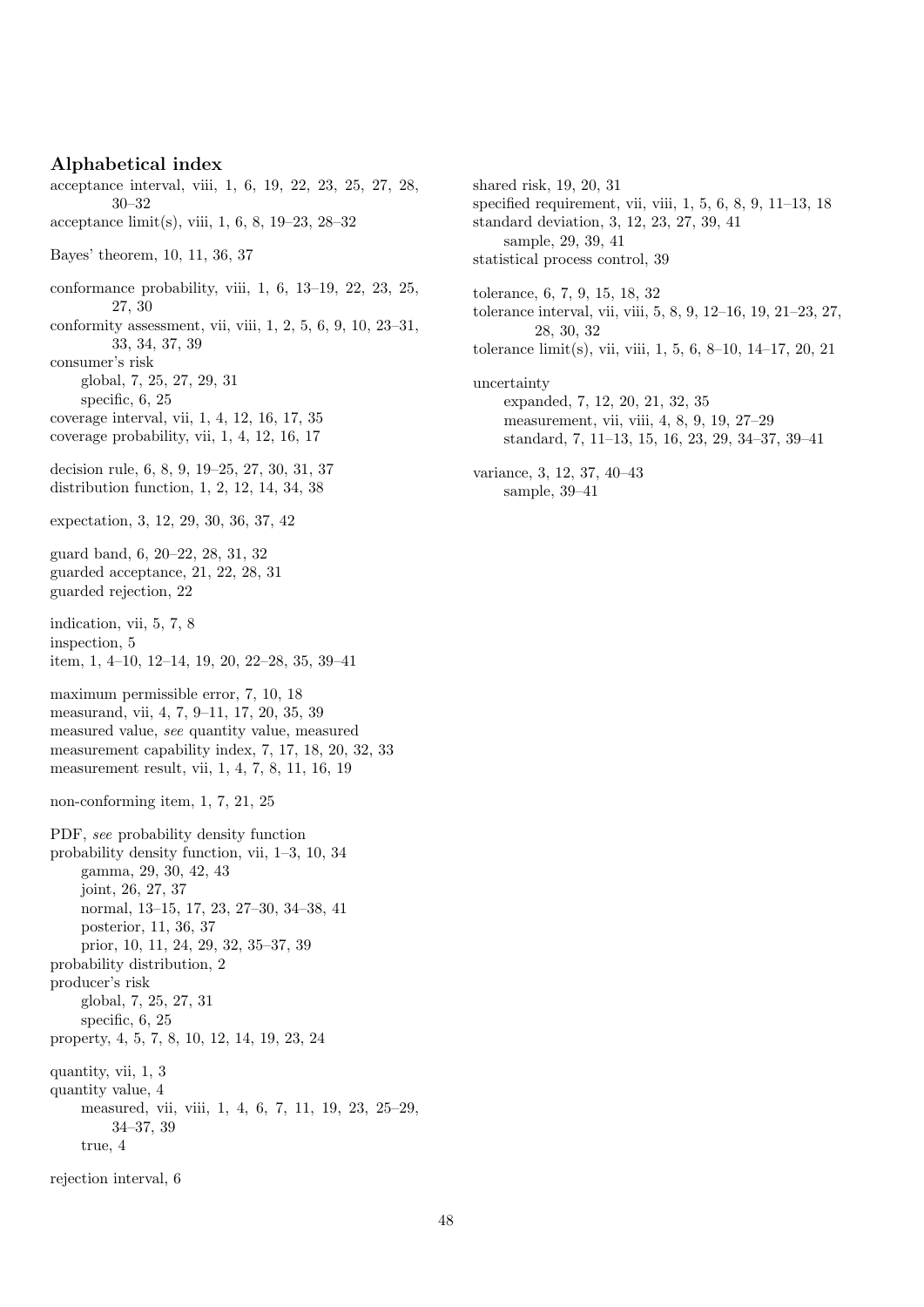## Alphabetical index

acceptance interval, viii, 1, 6, 19, 22, 23, 25, 27, 28, 30–32
acceptance limit(s), viii, 1, 6, 8, 19–23, 28–32

Bayes' theorem, 10, 11, 36, 37

conformance probability, viii, 1, 6, 13–19, 22, 23, 25, 27, 30
conformity assessment, vii, viii, 1, 2, 5, 6, 9, 10, 23–31, 33, 34, 37, 39
consumer's risk
- global, 7, 25, 27, 29, 31
- specific, 6, 25

coverage interval, vii, 1, 4, 12, 16, 17, 35
coverage probability, vii, 1, 4, 12, 16, 17

decision rule, 6, 8, 9, 19–25, 27, 30, 31, 37
distribution function, 1, 2, 12, 14, 34, 38

expectation, 3, 12, 29, 30, 36, 37, 42

guard band, 6, 20–22, 28, 31, 32
guarded acceptance, 21, 22, 28, 31
guarded rejection, 22

indication, vii, 5, 7, 8
inspection, 5
item, 1, 4–10, 12–14, 19, 20, 22–28, 35, 39–41

maximum permissible error, 7, 10, 18
measurand, vii, 4, 7, 9–11, 17, 20, 35, 39
measured value, *see* quantity value, measured
measurement capability index, 7, 17, 18, 20, 32, 33
measurement result, vii, 1, 4, 7, 8, 11, 16, 19

non-conforming item, 1, 7, 21, 25

PDF, *see* probability density function
probability density function, vii, 1–3, 10, 34
- gamma, 29, 30, 42, 43
- joint, 26, 27, 37
- normal, 13–15, 17, 23, 27–30, 34–38, 41
- posterior, 11, 36, 37
- prior, 10, 11, 24, 29, 32, 35–37, 39

probability distribution, 2
producer's risk
- global, 7, 25, 27, 31
- specific, 6, 25

property, 4, 5, 7, 8, 10, 12, 14, 19, 23, 24

quantity, vii, 1, 3
quantity value, 4
- measured, vii, viii, 1, 4, 6, 7, 11, 19, 23, 25–29, 34–37, 39
- true, 4

rejection interval, 6

shared risk, 19, 20, 31
specified requirement, vii, viii, 1, 5, 6, 8, 9, 11–13, 18
standard deviation, 3, 12, 23, 27, 39, 41
- sample, 29, 39, 41

statistical process control, 39

tolerance, 6, 7, 9, 15, 18, 32
tolerance interval, vii, viii, 5, 8, 9, 12–16, 19, 21–23, 27, 28, 30, 32
tolerance limit(s), vii, viii, 1, 5, 6, 8–10, 14–17, 20, 21

uncertainty
- expanded, 7, 12, 20, 21, 32, 35
- measurement, vii, viii, 4, 8, 9, 19, 27–29
- standard, 7, 11–13, 15, 16, 23, 29, 34–37, 39–41

variance, 3, 12, 37, 40–43
- sample, 39–41